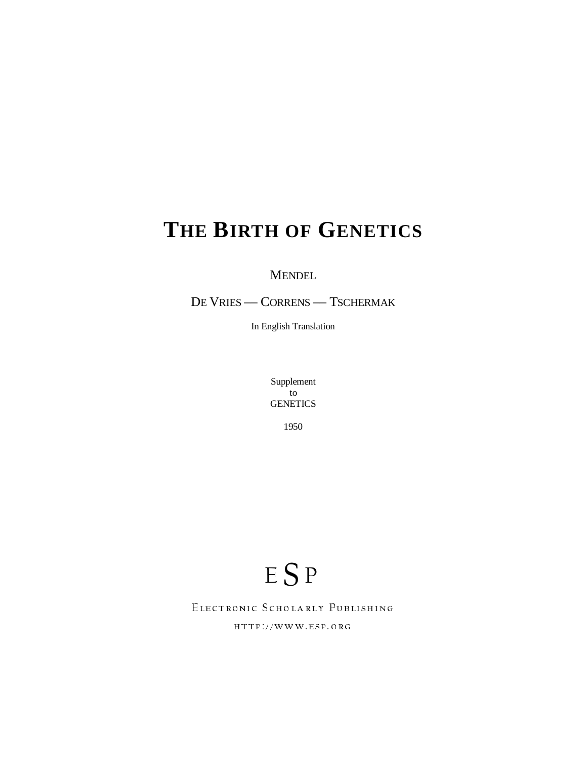# THE BIRTH OF GENETICS

MENDEL

DE VRIES — CORRENS — TSCHERMAK

In English Translation

Supplement
to
GENETICS

1950

ESP

ELECTRONIC SCHOLARLY PUBLISHING

HTTP://WWW.ESP.ORG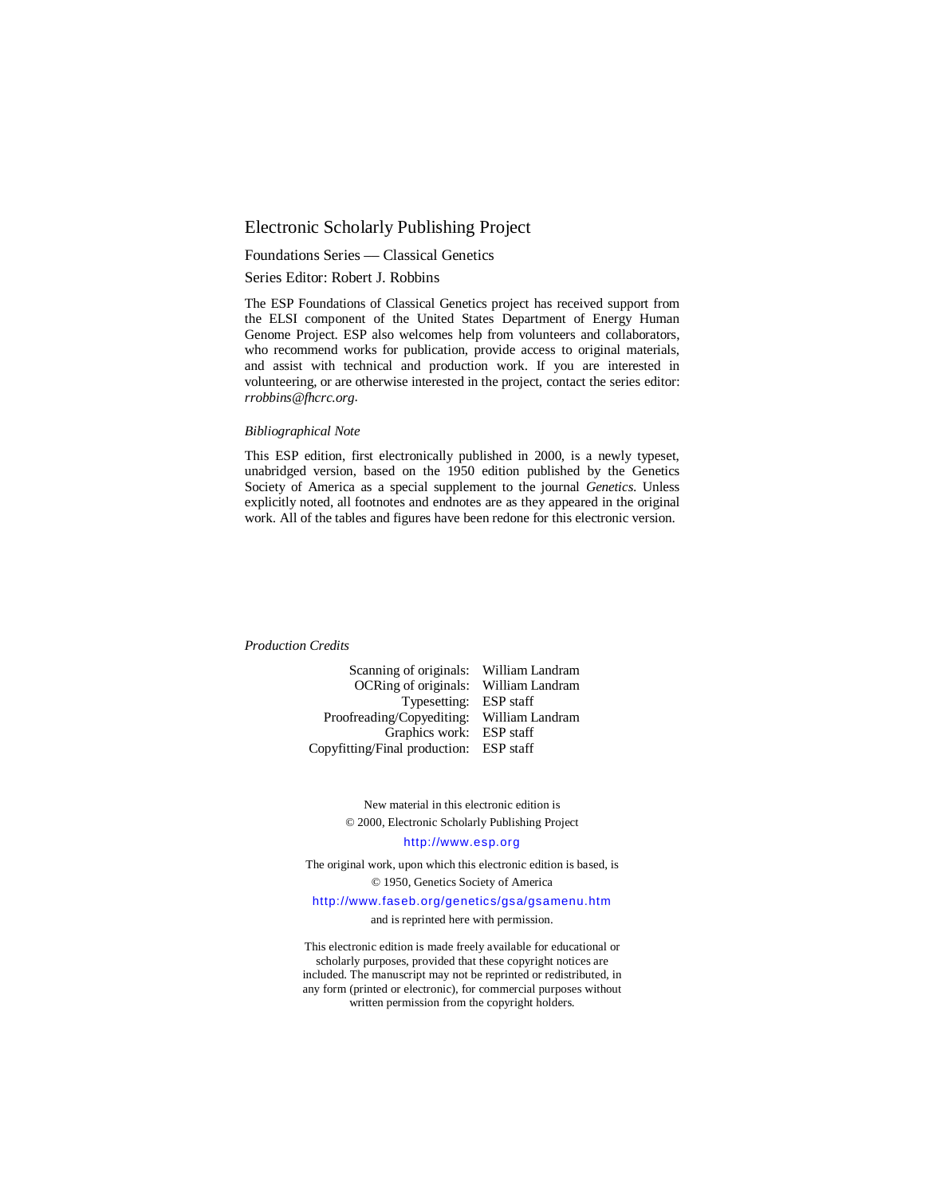# Electronic Scholarly Publishing Project

Foundations Series — Classical Genetics

Series Editor: Robert J. Robbins

The ESP Foundations of Classical Genetics project has received support from the ELSI component of the United States Department of Energy Human Genome Project. ESP also welcomes help from volunteers and collaborators, who recommend works for publication, provide access to original materials, and assist with technical and production work. If you are interested in volunteering, or are otherwise interested in the project, contact the series editor: *rrobbins@fhcrc.org*.

*Bibliographical Note*

This ESP edition, first electronically published in 2000, is a newly typeset, unabridged version, based on the 1950 edition published by the Genetics Society of America as a special supplement to the journal *Genetics*. Unless explicitly noted, all footnotes and endnotes are as they appeared in the original work. All of the tables and figures have been redone for this electronic version.

*Production Credits*

| | |
|---|---|
| Scanning of originals: | William Landram |
| OCRing of originals: | William Landram |
| Typesetting: | ESP staff |
| Proofreading/Copyediting: | William Landram |
| Graphics work: | ESP staff |
| Copyfitting/Final production: | ESP staff |

New material in this electronic edition is
© 2000, Electronic Scholarly Publishing Project
http://www.esp.org

The original work, upon which this electronic edition is based, is
© 1950, Genetics Society of America
http://www.faseb.org/genetics/gsa/gsamenu.htm
and is reprinted here with permission.

This electronic edition is made freely available for educational or scholarly purposes, provided that these copyright notices are included. The manuscript may not be reprinted or redistributed, in any form (printed or electronic), for commercial purposes without written permission from the copyright holders.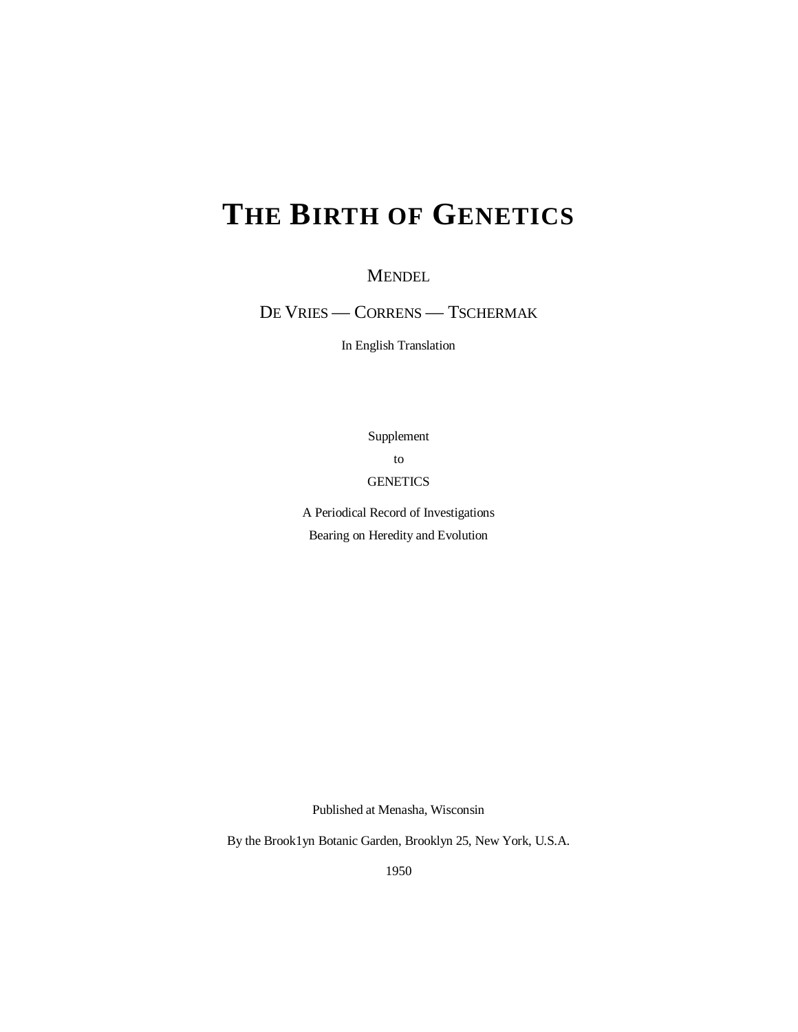# THE BIRTH OF GENETICS

MENDEL

DE VRIES — CORRENS — TSCHERMAK

In English Translation

Supplement

to

GENETICS

A Periodical Record of Investigations

Bearing on Heredity and Evolution

Published at Menasha, Wisconsin

By the Brook1yn Botanic Garden, Brooklyn 25, New York, U.S.A.

1950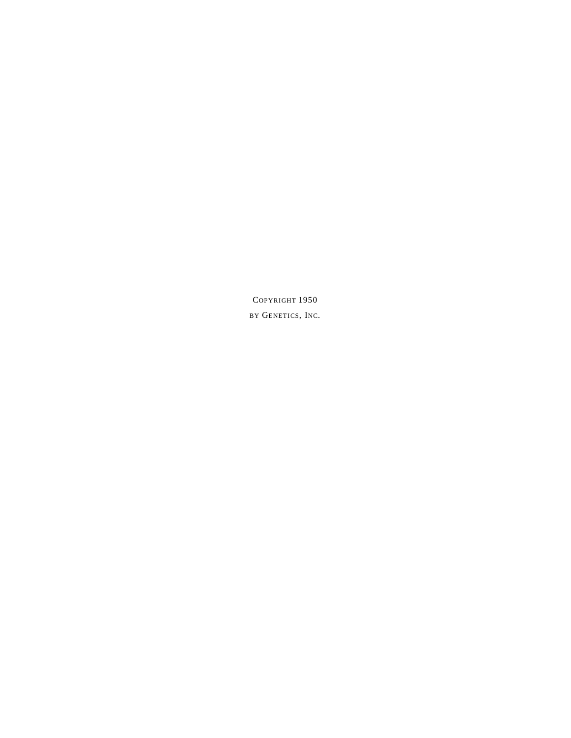COPYRIGHT 1950

BY GENETICS, INC.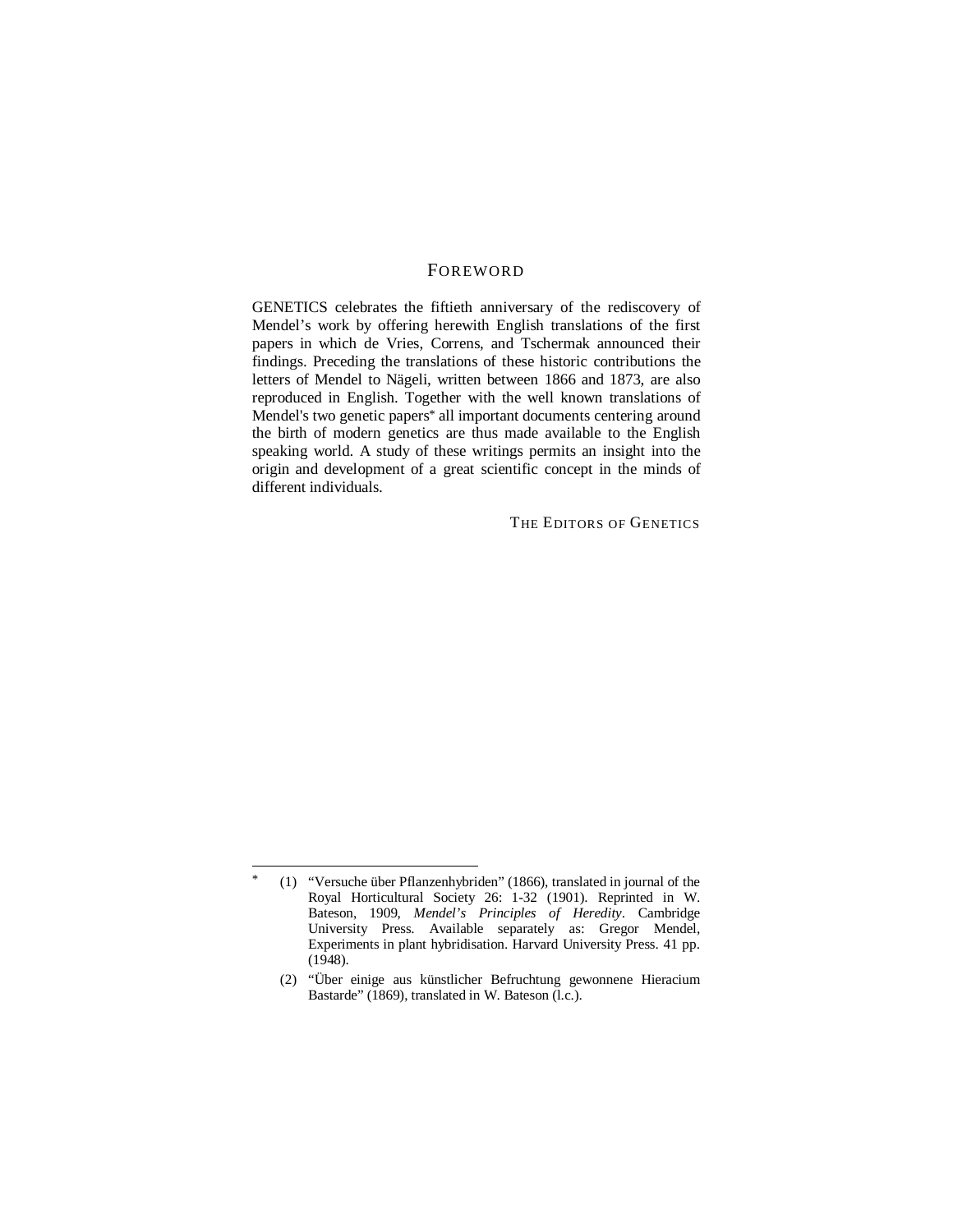# FOREWORD

GENETICS celebrates the fiftieth anniversary of the rediscovery of Mendel's work by offering herewith English translations of the first papers in which de Vries, Correns, and Tschermak announced their findings. Preceding the translations of these historic contributions the letters of Mendel to Nägeli, written between 1866 and 1873, are also reproduced in English. Together with the well known translations of Mendel's two genetic papers* all important documents centering around the birth of modern genetics are thus made available to the English speaking world. A study of these writings permits an insight into the origin and development of a great scientific concept in the minds of different individuals.

THE EDITORS OF GENETICS

---

* (1) "Versuche über Pflanzenhybriden" (1866), translated in journal of the Royal Horticultural Society 26: 1-32 (1901). Reprinted in W. Bateson, 1909, *Mendel's Principles of Heredity*. Cambridge University Press. Available separately as: Gregor Mendel, Experiments in plant hybridisation. Harvard University Press. 41 pp. (1948).

(2) "Über einige aus künstlicher Befruchtung gewonnene Hieracium Bastarde" (1869), translated in W. Bateson (l.c.).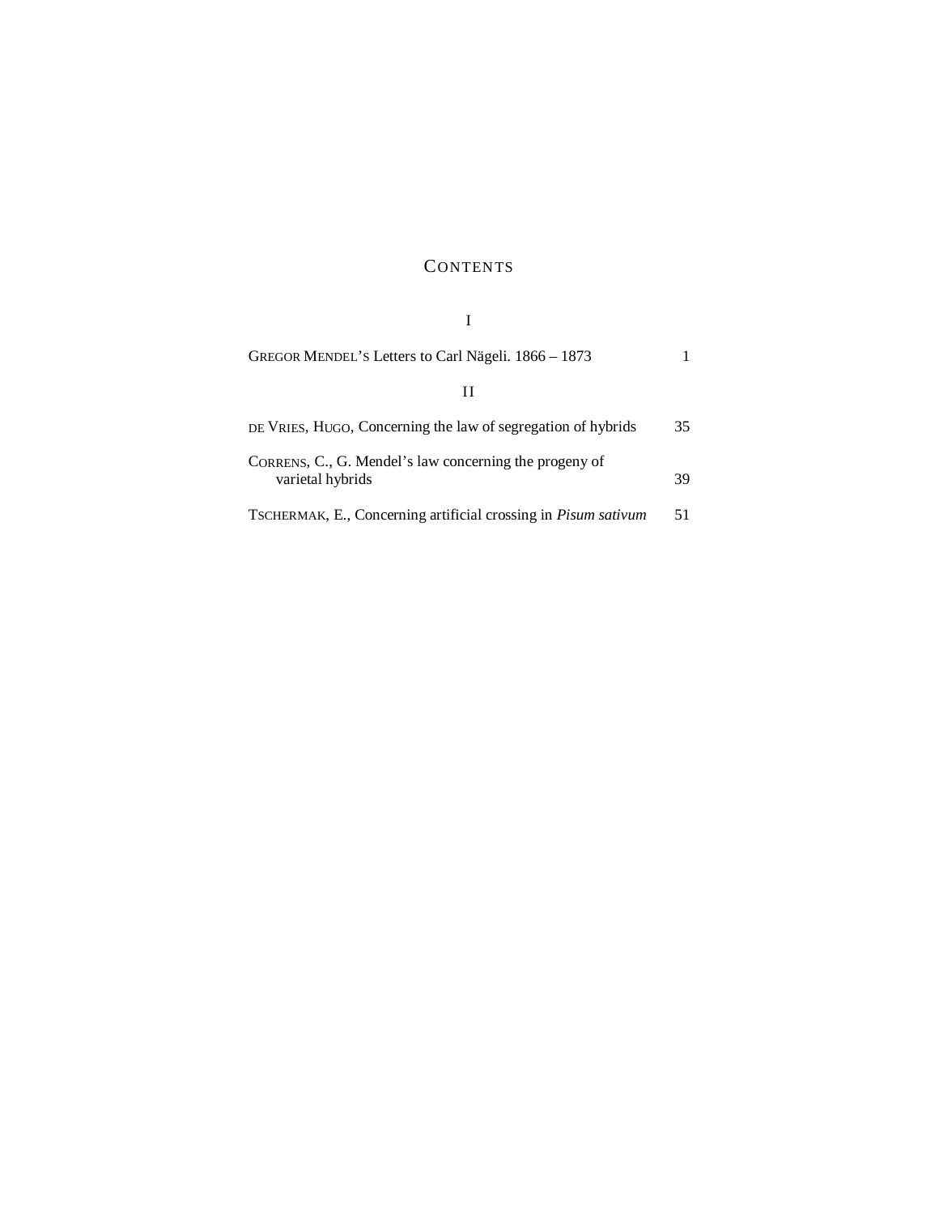# Contents

## I

| | |
|---|---|
| Gregor Mendel's Letters to Carl Nägeli. 1866 – 1873 | 1 |

## II

| | |
|---|---|
| de Vries, Hugo, Concerning the law of segregation of hybrids | 35 |
| Correns, C., G. Mendel's law concerning the progeny of varietal hybrids | 39 |
| Tschermak, E., Concerning artificial crossing in *Pisum sativum* | 51 |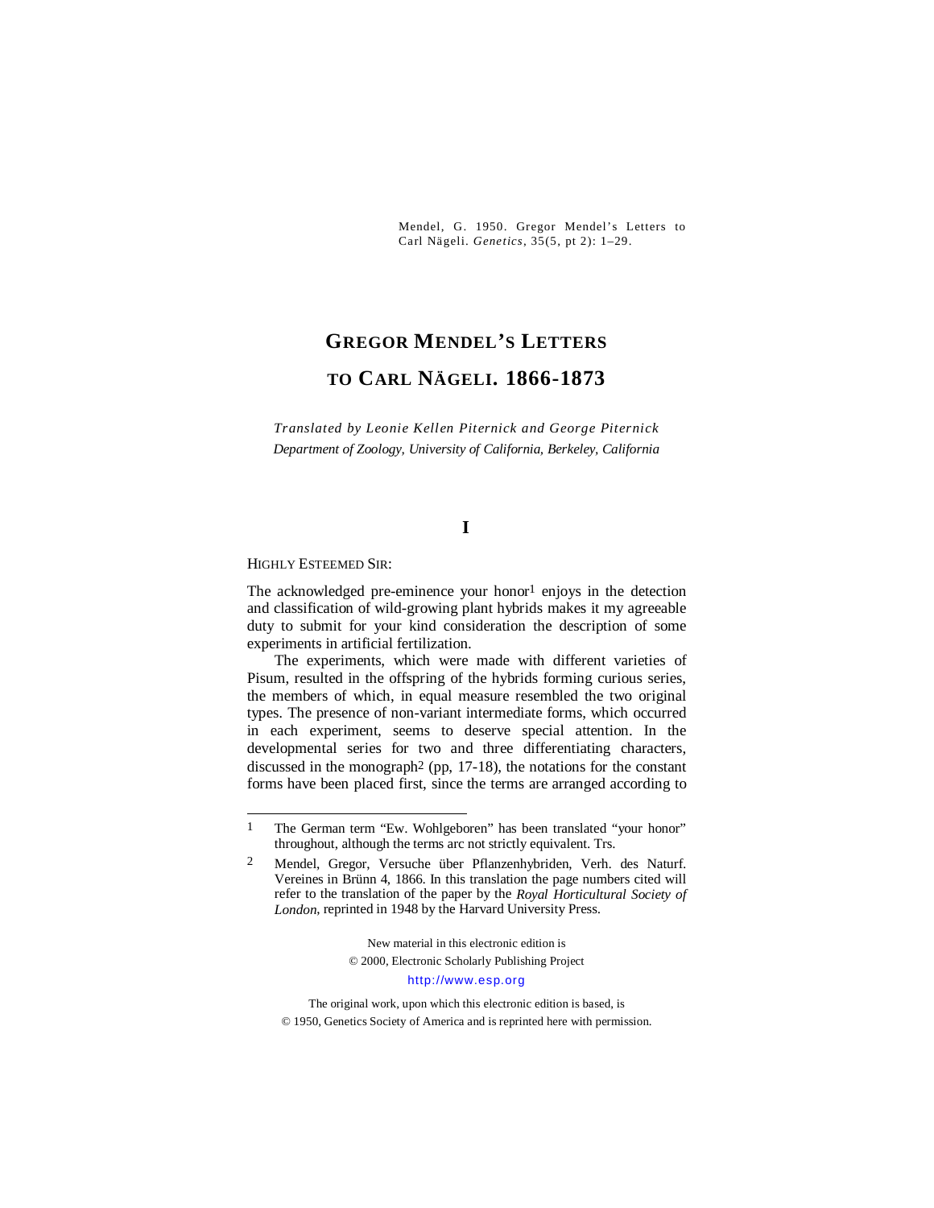Mendel, G. 1950. Gregor Mendel's Letters to Carl Nägeli. *Genetics*, 35(5, pt 2): 1–29.

# GREGOR MENDEL'S LETTERS TO CARL NÄGELI. 1866-1873

*Translated by Leonie Kellen Piternick and George Piternick*
*Department of Zoology, University of California, Berkeley, California*

## I

HIGHLY ESTEEMED SIR:

The acknowledged pre-eminence your honor[1] enjoys in the detection and classification of wild-growing plant hybrids makes it my agreeable duty to submit for your kind consideration the description of some experiments in artificial fertilization.

The experiments, which were made with different varieties of Pisum, resulted in the offspring of the hybrids forming curious series, the members of which, in equal measure resembled the two original types. The presence of non-variant intermediate forms, which occurred in each experiment, seems to deserve special attention. In the developmental series for two and three differentiating characters, discussed in the monograph[2] (pp, 17-18), the notations for the constant forms have been placed first, since the terms are arranged according to

---

1 The German term "Ew. Wohlgeboren" has been translated "your honor" throughout, although the terms arc not strictly equivalent. Trs.

2 Mendel, Gregor, Versuche über Pflanzenhybriden, Verh. des Naturf. Vereines in Brünn 4, 1866. In this translation the page numbers cited will refer to the translation of the paper by the *Royal Horticultural Society of London*, reprinted in 1948 by the Harvard University Press.

New material in this electronic edition is
© 2000, Electronic Scholarly Publishing Project
http://www.esp.org

The original work, upon which this electronic edition is based, is
© 1950, Genetics Society of America and is reprinted here with permission.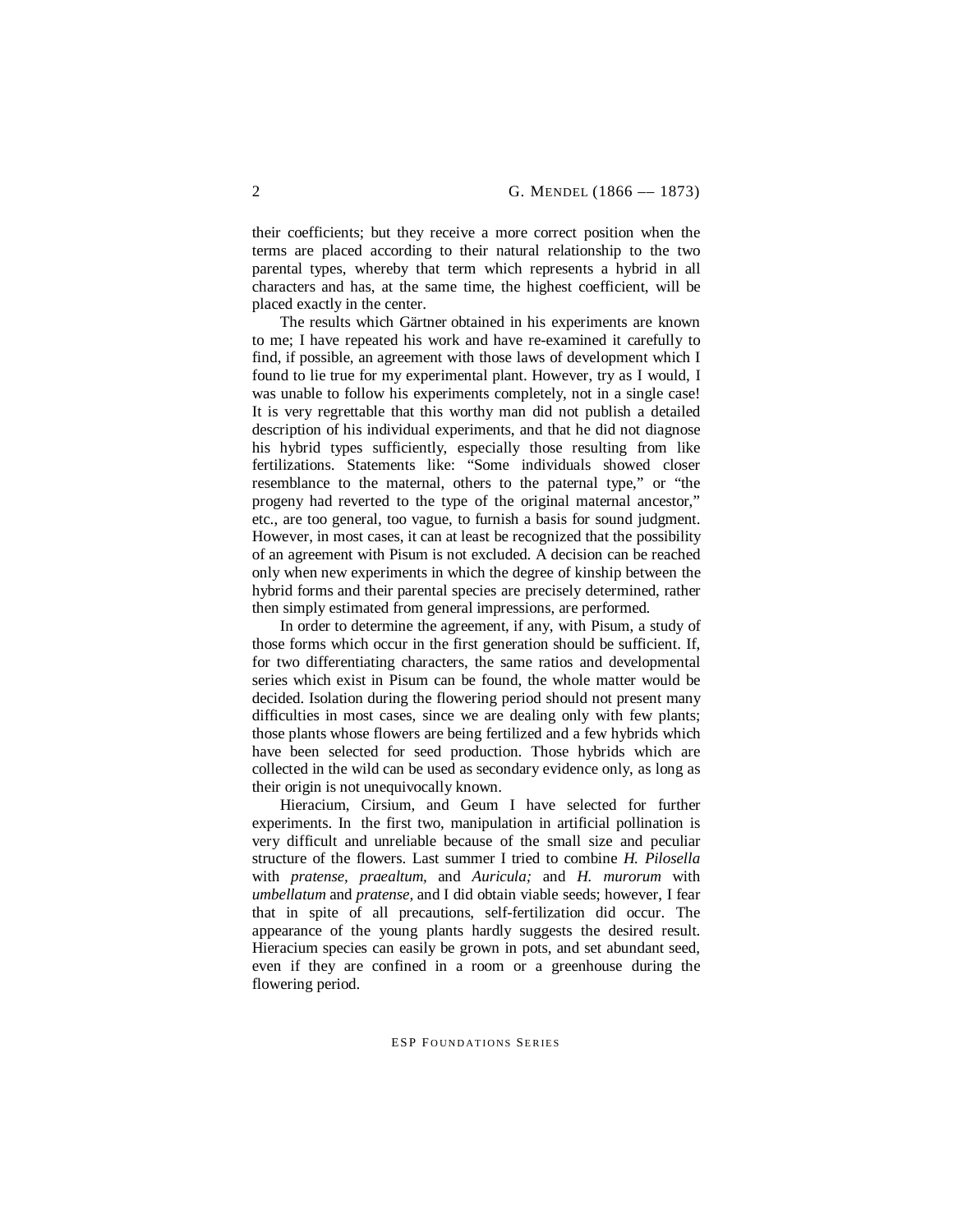their coefficients; but they receive a more correct position when the terms are placed according to their natural relationship to the two parental types, whereby that term which represents a hybrid in all characters and has, at the same time, the highest coefficient, will be placed exactly in the center.

The results which Gärtner obtained in his experiments are known to me; I have repeated his work and have re-examined it carefully to find, if possible, an agreement with those laws of development which I found to lie true for my experimental plant. However, try as I would, I was unable to follow his experiments completely, not in a single case! It is very regrettable that this worthy man did not publish a detailed description of his individual experiments, and that he did not diagnose his hybrid types sufficiently, especially those resulting from like fertilizations. Statements like: "Some individuals showed closer resemblance to the maternal, others to the paternal type," or "the progeny had reverted to the type of the original maternal ancestor," etc., are too general, too vague, to furnish a basis for sound judgment. However, in most cases, it can at least be recognized that the possibility of an agreement with Pisum is not excluded. A decision can be reached only when new experiments in which the degree of kinship between the hybrid forms and their parental species are precisely determined, rather then simply estimated from general impressions, are performed.

In order to determine the agreement, if any, with Pisum, a study of those forms which occur in the first generation should be sufficient. If, for two differentiating characters, the same ratios and developmental series which exist in Pisum can be found, the whole matter would be decided. Isolation during the flowering period should not present many difficulties in most cases, since we are dealing only with few plants; those plants whose flowers are being fertilized and a few hybrids which have been selected for seed production. Those hybrids which are collected in the wild can be used as secondary evidence only, as long as their origin is not unequivocally known.

Hieracium, Cirsium, and Geum I have selected for further experiments. In the first two, manipulation in artificial pollination is very difficult and unreliable because of the small size and peculiar structure of the flowers. Last summer I tried to combine *H. Pilosella* with *pratense, praealtum,* and *Auricula;* and *H. murorum* with *umbellatum* and *pratense,* and I did obtain viable seeds; however, I fear that in spite of all precautions, self-fertilization did occur. The appearance of the young plants hardly suggests the desired result. Hieracium species can easily be grown in pots, and set abundant seed, even if they are confined in a room or a greenhouse during the flowering period.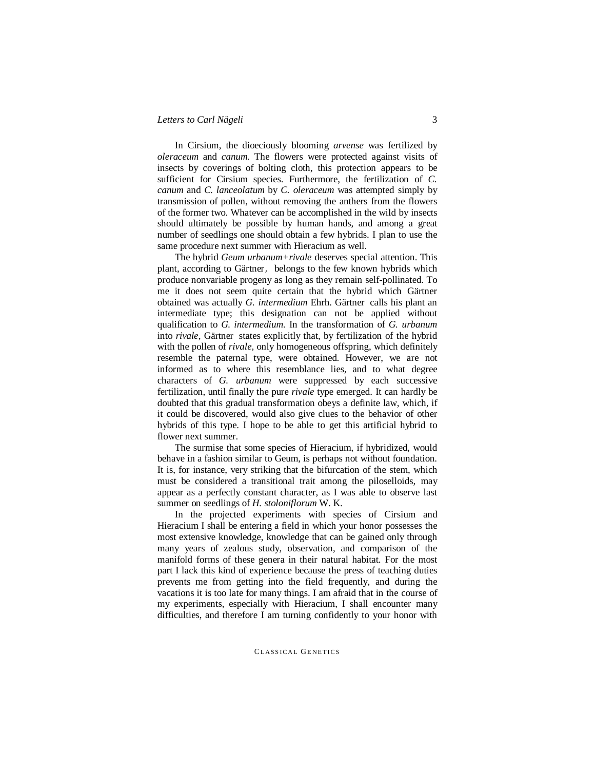In Cirsium, the dioeciously blooming *arvense* was fertilized by *oleraceum* and *canum.* The flowers were protected against visits of insects by coverings of bolting cloth, this protection appears to be sufficient for Cirsium species. Furthermore, the fertilization of *C. canum* and *C. lanceolatum* by *C. oleraceum* was attempted simply by transmission of pollen, without removing the anthers from the flowers of the former two. Whatever can be accomplished in the wild by insects should ultimately be possible by human hands, and among a great number of seedlings one should obtain a few hybrids. I plan to use the same procedure next summer with Hieracium as well.

The hybrid *Geum urbanum+rivale* deserves special attention. This plant, according to Gärtner, belongs to the few known hybrids which produce nonvariable progeny as long as they remain self-pollinated. To me it does not seem quite certain that the hybrid which Gärtner obtained was actually *G. intermedium* Ehrh. Gärtner calls his plant an intermediate type; this designation can not be applied without qualification to *G. intermedium.* In the transformation of *G. urbanum* into *rivale,* Gärtner states explicitly that, by fertilization of the hybrid with the pollen of *rivale,* only homogeneous offspring, which definitely resemble the paternal type, were obtained. However, we are not informed as to where this resemblance lies, and to what degree characters of *G. urbanum* were suppressed by each successive fertilization, until finally the pure *rivale* type emerged. It can hardly be doubted that this gradual transformation obeys a definite law, which, if it could be discovered, would also give clues to the behavior of other hybrids of this type. I hope to be able to get this artificial hybrid to flower next summer.

The surmise that some species of Hieracium, if hybridized, would behave in a fashion similar to Geum, is perhaps not without foundation. It is, for instance, very striking that the bifurcation of the stem, which must be considered a transitional trait among the piloselloids, may appear as a perfectly constant character, as I was able to observe last summer on seedlings of *H. stoloniflorum* W. K.

In the projected experiments with species of Cirsium and Hieracium I shall be entering a field in which your honor possesses the most extensive knowledge, knowledge that can be gained only through many years of zealous study, observation, and comparison of the manifold forms of these genera in their natural habitat. For the most part I lack this kind of experience because the press of teaching duties prevents me from getting into the field frequently, and during the vacations it is too late for many things. I am afraid that in the course of my experiments, especially with Hieracium, I shall encounter many difficulties, and therefore I am turning confidently to your honor with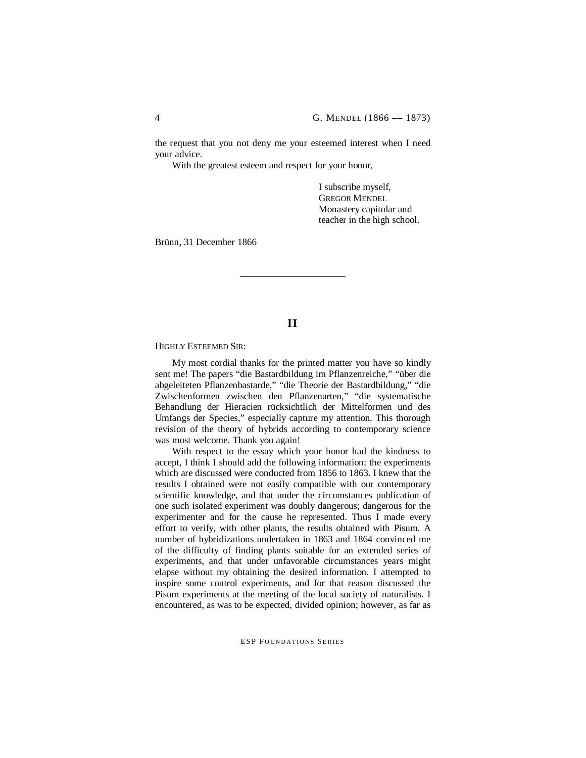the request that you not deny me your esteemed interest when I need your advice.

With the greatest esteem and respect for your honor,

I subscribe myself,  
GREGOR MENDEL  
Monastery capitular and  
teacher in the high school.

Brünn, 31 December 1866

---

## II

HIGHLY ESTEEMED SIR:

My most cordial thanks for the printed matter you have so kindly sent me! The papers "die Bastardbildung im Pflanzenreiche," "über die abgeleiteten Pflanzenbastarde," "die Theorie der Bastardbildung," "die Zwischenformen zwischen den Pflanzenarten," "die systematische Behandlung der Hieracien rücksichtlich der Mittelformen und des Umfangs der Species," especially capture my attention. This thorough revision of the theory of hybrids according to contemporary science was most welcome. Thank you again!

With respect to the essay which your honor had the kindness to accept, I think I should add the following information: the experiments which are discussed were conducted from 1856 to 1863. I knew that the results I obtained were not easily compatible with our contemporary scientific knowledge, and that under the circumstances publication of one such isolated experiment was doubly dangerous; dangerous for the experimenter and for the cause he represented. Thus I made every effort to verify, with other plants, the results obtained with Pisum. A number of hybridizations undertaken in 1863 and 1864 convinced me of the difficulty of finding plants suitable for an extended series of experiments, and that under unfavorable circumstances years might elapse without my obtaining the desired information. I attempted to inspire some control experiments, and for that reason discussed the Pisum experiments at the meeting of the local society of naturalists. I encountered, as was to be expected, divided opinion; however, as far as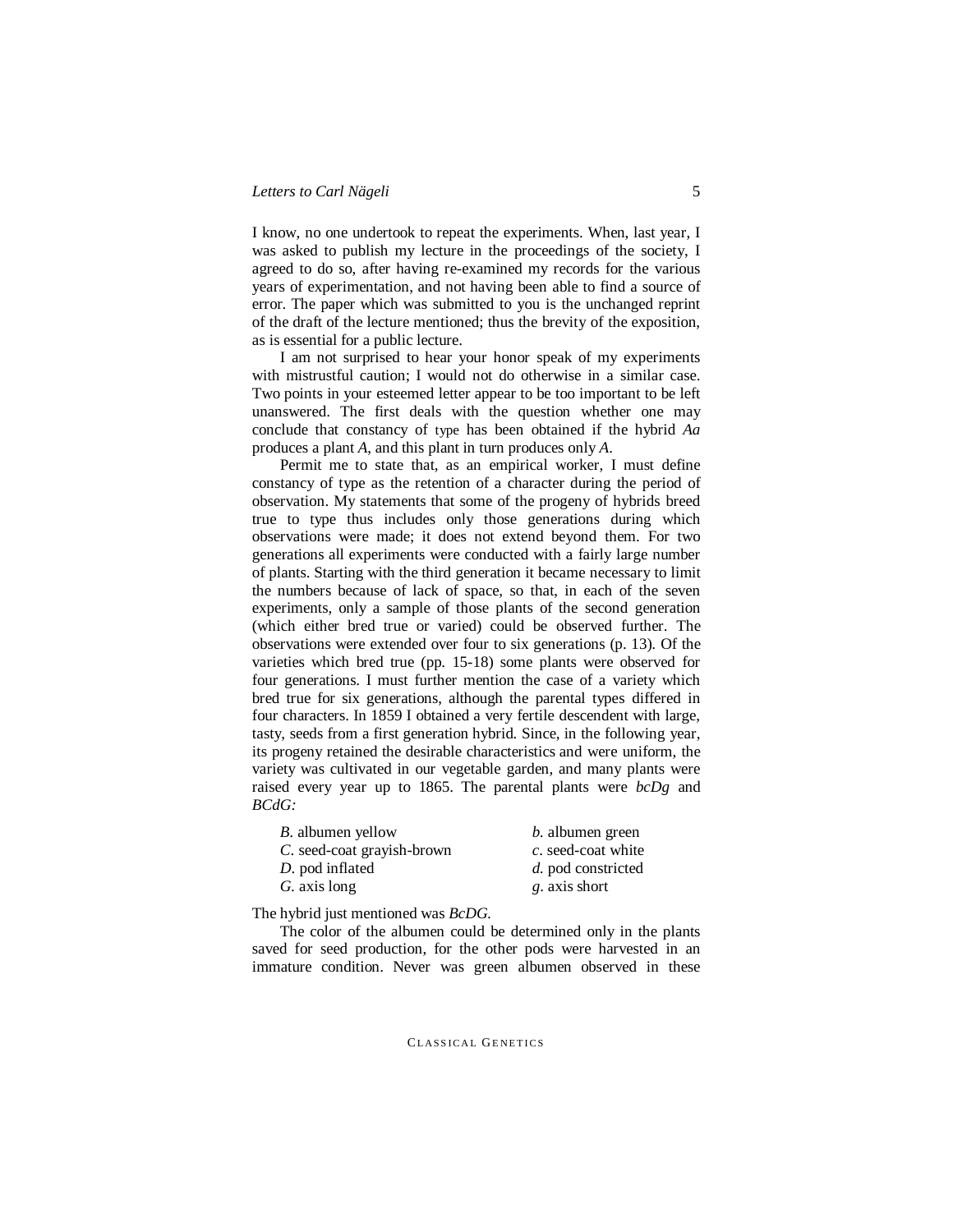I know, no one undertook to repeat the experiments. When, last year, I was asked to publish my lecture in the proceedings of the society, I agreed to do so, after having re-examined my records for the various years of experimentation, and not having been able to find a source of error. The paper which was submitted to you is the unchanged reprint of the draft of the lecture mentioned; thus the brevity of the exposition, as is essential for a public lecture.

I am not surprised to hear your honor speak of my experiments with mistrustful caution; I would not do otherwise in a similar case. Two points in your esteemed letter appear to be too important to be left unanswered. The first deals with the question whether one may conclude that constancy of type has been obtained if the hybrid *Aa* produces a plant *A*, and this plant in turn produces only *A*.

Permit me to state that, as an empirical worker, I must define constancy of type as the retention of a character during the period of observation. My statements that some of the progeny of hybrids breed true to type thus includes only those generations during which observations were made; it does not extend beyond them. For two generations all experiments were conducted with a fairly large number of plants. Starting with the third generation it became necessary to limit the numbers because of lack of space, so that, in each of the seven experiments, only a sample of those plants of the second generation (which either bred true or varied) could be observed further. The observations were extended over four to six generations (p. 13). Of the varieties which bred true (pp. 15-18) some plants were observed for four generations. I must further mention the case of a variety which bred true for six generations, although the parental types differed in four characters. In 1859 I obtained a very fertile descendent with large, tasty, seeds from a first generation hybrid. Since, in the following year, its progeny retained the desirable characteristics and were uniform, the variety was cultivated in our vegetable garden, and many plants were raised every year up to 1865. The parental plants were *bcDg* and *BCdG:*

| | |
|---|---|
| *B*. albumen yellow | *b*. albumen green |
| *C*. seed-coat grayish-brown | *c*. seed-coat white |
| *D*. pod inflated | *d*. pod constricted |
| *G*. axis long | *g*. axis short |

The hybrid just mentioned was *BcDG*.

The color of the albumen could be determined only in the plants saved for seed production, for the other pods were harvested in an immature condition. Never was green albumen observed in these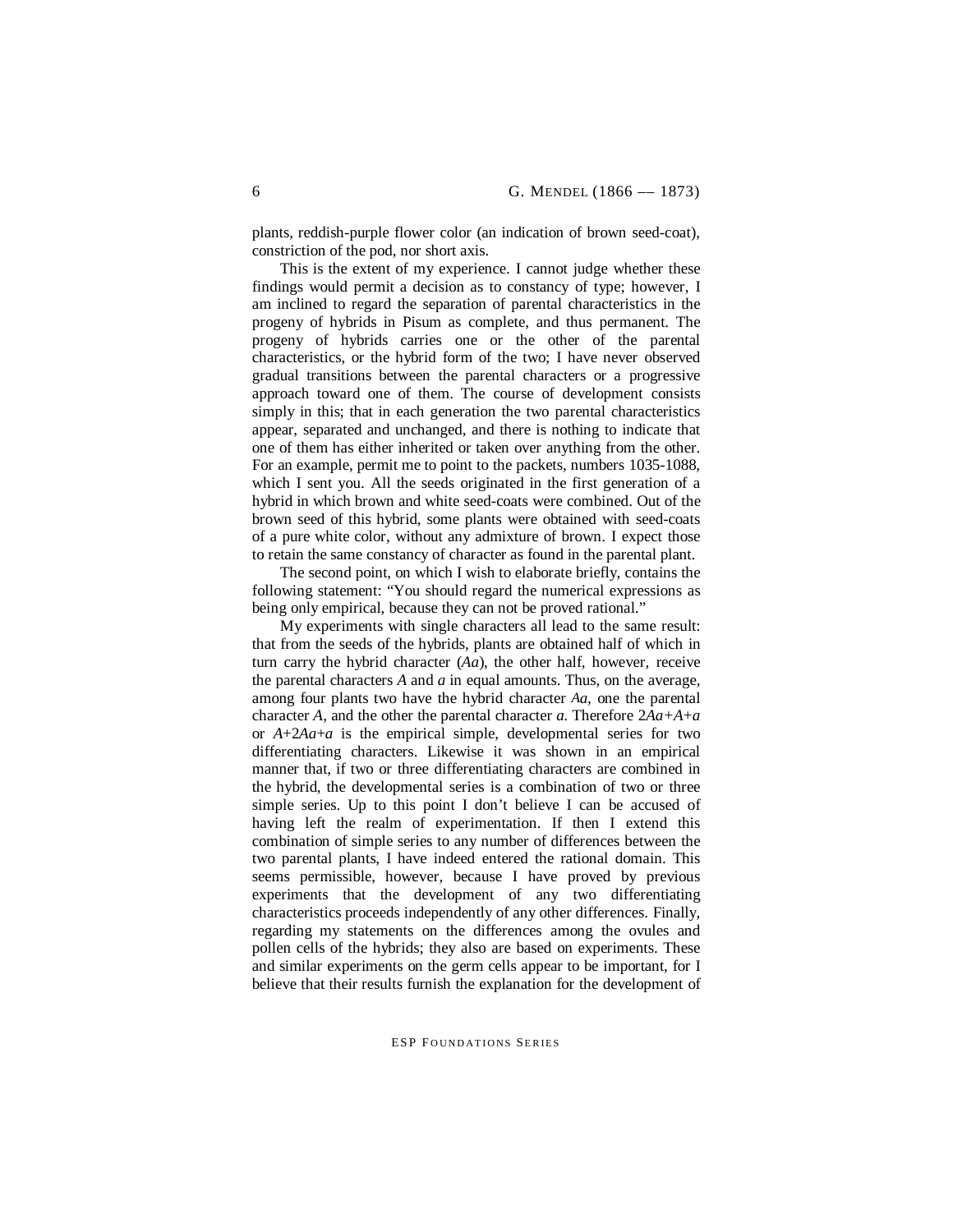plants, reddish-purple flower color (an indication of brown seed-coat), constriction of the pod, nor short axis.

This is the extent of my experience. I cannot judge whether these findings would permit a decision as to constancy of type; however, I am inclined to regard the separation of parental characteristics in the progeny of hybrids in Pisum as complete, and thus permanent. The progeny of hybrids carries one or the other of the parental characteristics, or the hybrid form of the two; I have never observed gradual transitions between the parental characters or a progressive approach toward one of them. The course of development consists simply in this; that in each generation the two parental characteristics appear, separated and unchanged, and there is nothing to indicate that one of them has either inherited or taken over anything from the other. For an example, permit me to point to the packets, numbers 1035-1088, which I sent you. All the seeds originated in the first generation of a hybrid in which brown and white seed-coats were combined. Out of the brown seed of this hybrid, some plants were obtained with seed-coats of a pure white color, without any admixture of brown. I expect those to retain the same constancy of character as found in the parental plant.

The second point, on which I wish to elaborate briefly, contains the following statement: "You should regard the numerical expressions as being only empirical, because they can not be proved rational."

My experiments with single characters all lead to the same result: that from the seeds of the hybrids, plants are obtained half of which in turn carry the hybrid character ($Aa$), the other half, however, receive the parental characters $A$ and $a$ in equal amounts. Thus, on the average, among four plants two have the hybrid character $Aa$, one the parental character $A$, and the other the parental character $a$. Therefore $2Aa+A+a$ or $A+2Aa+a$ is the empirical simple, developmental series for two differentiating characters. Likewise it was shown in an empirical manner that, if two or three differentiating characters are combined in the hybrid, the developmental series is a combination of two or three simple series. Up to this point I don't believe I can be accused of having left the realm of experimentation. If then I extend this combination of simple series to any number of differences between the two parental plants, I have indeed entered the rational domain. This seems permissible, however, because I have proved by previous experiments that the development of any two differentiating characteristics proceeds independently of any other differences. Finally, regarding my statements on the differences among the ovules and pollen cells of the hybrids; they also are based on experiments. These and similar experiments on the germ cells appear to be important, for I believe that their results furnish the explanation for the development of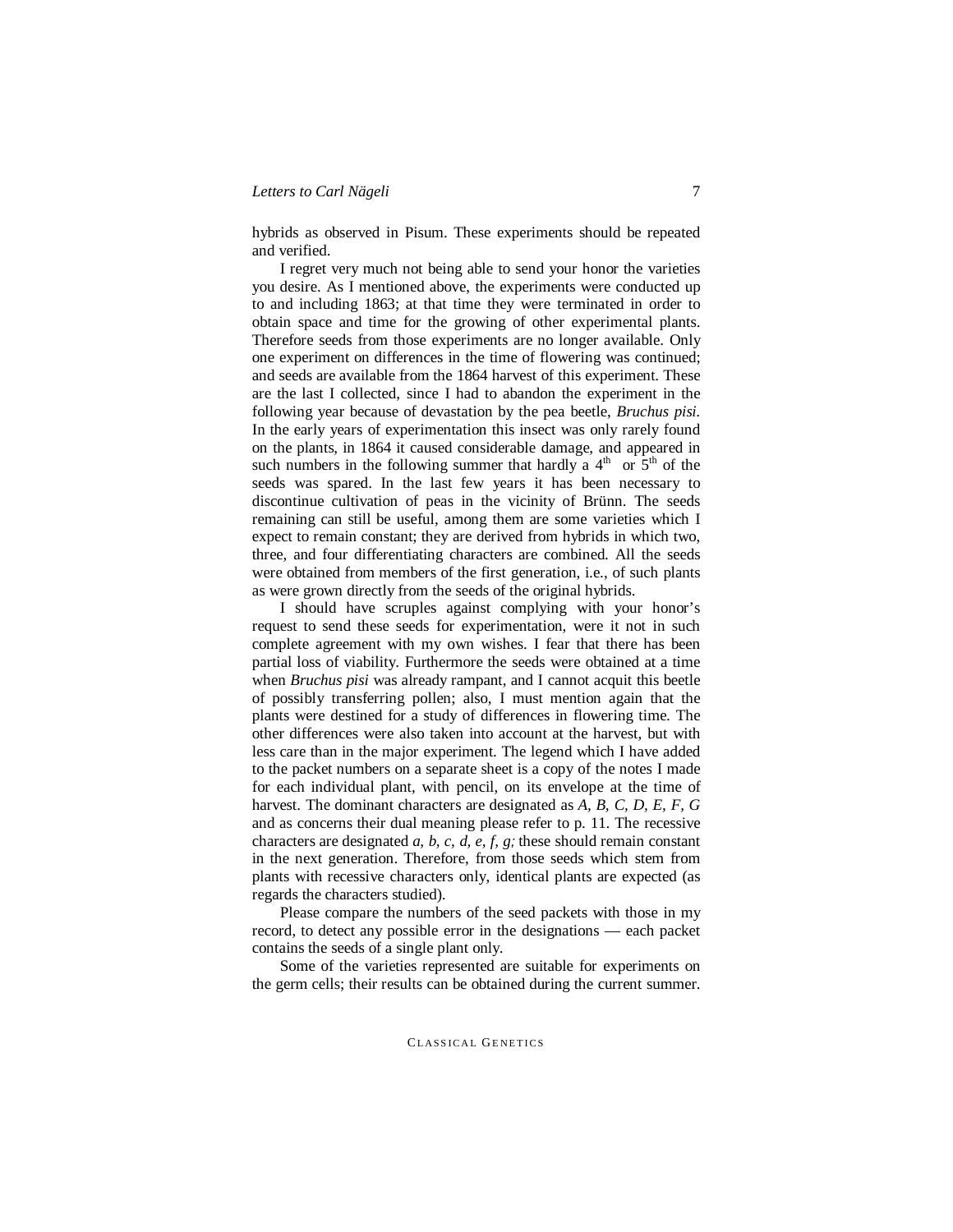hybrids as observed in Pisum. These experiments should be repeated and verified.

I regret very much not being able to send your honor the varieties you desire. As I mentioned above, the experiments were conducted up to and including 1863; at that time they were terminated in order to obtain space and time for the growing of other experimental plants. Therefore seeds from those experiments are no longer available. Only one experiment on differences in the time of flowering was continued; and seeds are available from the 1864 harvest of this experiment. These are the last I collected, since I had to abandon the experiment in the following year because of devastation by the pea beetle, *Bruchus pisi.* In the early years of experimentation this insect was only rarely found on the plants, in 1864 it caused considerable damage, and appeared in such numbers in the following summer that hardly a 4th or 5th of the seeds was spared. In the last few years it has been necessary to discontinue cultivation of peas in the vicinity of Brünn. The seeds remaining can still be useful, among them are some varieties which I expect to remain constant; they are derived from hybrids in which two, three, and four differentiating characters are combined. All the seeds were obtained from members of the first generation, i.e., of such plants as were grown directly from the seeds of the original hybrids.

I should have scruples against complying with your honor's request to send these seeds for experimentation, were it not in such complete agreement with my own wishes. I fear that there has been partial loss of viability. Furthermore the seeds were obtained at a time when *Bruchus pisi* was already rampant, and I cannot acquit this beetle of possibly transferring pollen; also, I must mention again that the plants were destined for a study of differences in flowering time. The other differences were also taken into account at the harvest, but with less care than in the major experiment. The legend which I have added to the packet numbers on a separate sheet is a copy of the notes I made for each individual plant, with pencil, on its envelope at the time of harvest. The dominant characters are designated as *A, B, C, D, E, F, G* and as concerns their dual meaning please refer to p. 11. The recessive characters are designated *a, b, c, d, e, f, g;* these should remain constant in the next generation. Therefore, from those seeds which stem from plants with recessive characters only, identical plants are expected (as regards the characters studied).

Please compare the numbers of the seed packets with those in my record, to detect any possible error in the designations — each packet contains the seeds of a single plant only.

Some of the varieties represented are suitable for experiments on the germ cells; their results can be obtained during the current summer.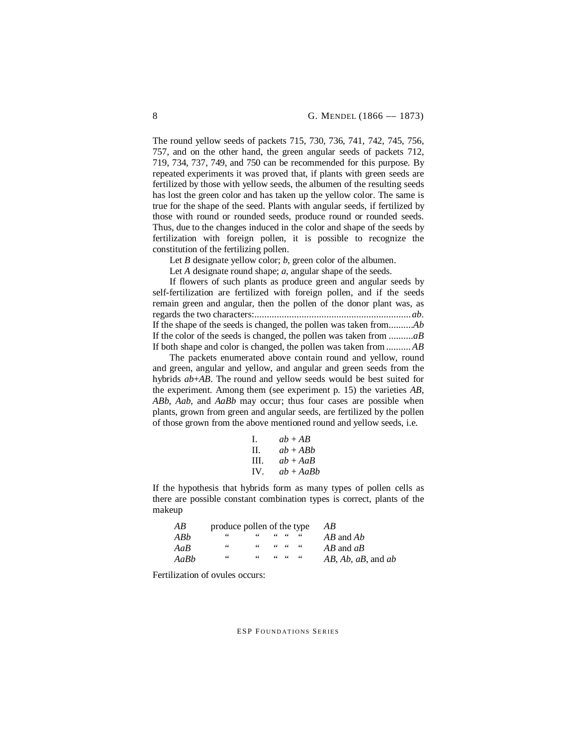The round yellow seeds of packets 715, 730, 736, 741, 742, 745, 756, 757, and on the other hand, the green angular seeds of packets 712, 719, 734, 737, 749, and 750 can be recommended for this purpose. By repeated experiments it was proved that, if plants with green seeds are fertilized by those with yellow seeds, the albumen of the resulting seeds has lost the green color and has taken up the yellow color. The same is true for the shape of the seed. Plants with angular seeds, if fertilized by those with round or rounded seeds, produce round or rounded seeds. Thus, due to the changes induced in the color and shape of the seeds by fertilization with foreign pollen, it is possible to recognize the constitution of the fertilizing pollen.

Let *B* designate yellow color; *b*, green color of the albumen.

Let *A* designate round shape; *a*, angular shape of the seeds.

If flowers of such plants as produce green and angular seeds by self-fertilization are fertilized with foreign pollen, and if the seeds remain green and angular, then the pollen of the donor plant was, as regards the two characters:............................................................... *ab*.
If the shape of the seeds is changed, the pollen was taken from..........*Ab*
If the color of the seeds is changed, the pollen was taken from ..........*aB*
If both shape and color is changed, the pollen was taken from .......... *AB*

The packets enumerated above contain round and yellow, round and green, angular and yellow, and angular and green seeds from the hybrids *ab*+*AB*. The round and yellow seeds would be best suited for the experiment. Among them (see experiment p. 15) the varieties *AB*, *ABb*, *Aab*, and *AaBb* may occur; thus four cases are possible when plants, grown from green and angular seeds, are fertilized by the pollen of those grown from the above mentioned round and yellow seeds, i.e.

| | |
|---|---|
| I. | *ab* + *AB* |
| II. | *ab* + *ABb* |
| III. | *ab* + *AaB* |
| IV. | *ab* + *AaBb* |

If the hypothesis that hybrids form as many types of pollen cells as there are possible constant combination types is correct, plants of the makeup

| | | |
|---|---|---|
| *AB* | produce pollen of the type | *AB* |
| *ABb* | " " " " " | *AB* and *Ab* |
| *AaB* | " " " " " | *AB* and *aB* |
| *AaBb* | " " " " " | *AB*, *Ab*, *aB*, and *ab* |

Fertilization of ovules occurs: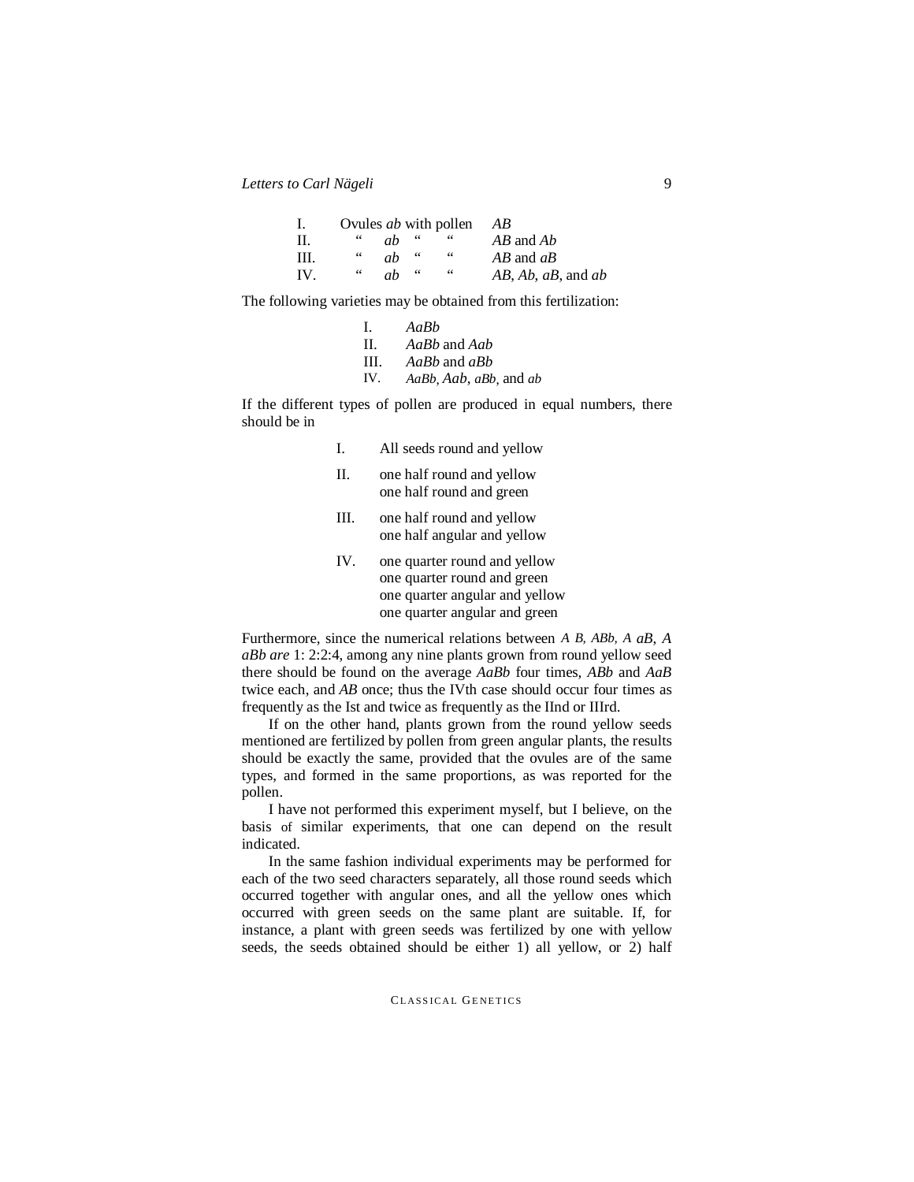| | | | | | |
|---|---|---|---|---|---|
| I. | Ovules *ab* with pollen | | | | *AB* |
| II. | " | *ab* | " | " | *AB* and *Ab* |
| III. | " | *ab* | " | " | *AB* and *aB* |
| IV. | " | *ab* | " | " | *AB*, *Ab*, *aB*, and *ab* |

The following varieties may be obtained from this fertilization:

| | |
|---|---|
| I. | *AaBb* |
| II. | *AaBb* and *Aab* |
| III. | *AaBb* and *aBb* |
| IV. | *AaBb*, *Aab*, *aBb*, and *ab* |

If the different types of pollen are produced in equal numbers, there should be in

I. All seeds round and yellow

II. one half round and yellow
one half round and green

III. one half round and yellow
one half angular and yellow

IV. one quarter round and yellow
one quarter round and green
one quarter angular and yellow
one quarter angular and green

Furthermore, since the numerical relations between *A B*, *ABb*, *A aB*, *A aBb are* 1: 2:2:4, among any nine plants grown from round yellow seed there should be found on the average *AaBb* four times, *ABb* and *AaB* twice each, and *AB* once; thus the IVth case should occur four times as frequently as the Ist and twice as frequently as the IInd or IIIrd.

If on the other hand, plants grown from the round yellow seeds mentioned are fertilized by pollen from green angular plants, the results should be exactly the same, provided that the ovules are of the same types, and formed in the same proportions, as was reported for the pollen.

I have not performed this experiment myself, but I believe, on the basis of similar experiments, that one can depend on the result indicated.

In the same fashion individual experiments may be performed for each of the two seed characters separately, all those round seeds which occurred together with angular ones, and all the yellow ones which occurred with green seeds on the same plant are suitable. If, for instance, a plant with green seeds was fertilized by one with yellow seeds, the seeds obtained should be either 1) all yellow, or 2) half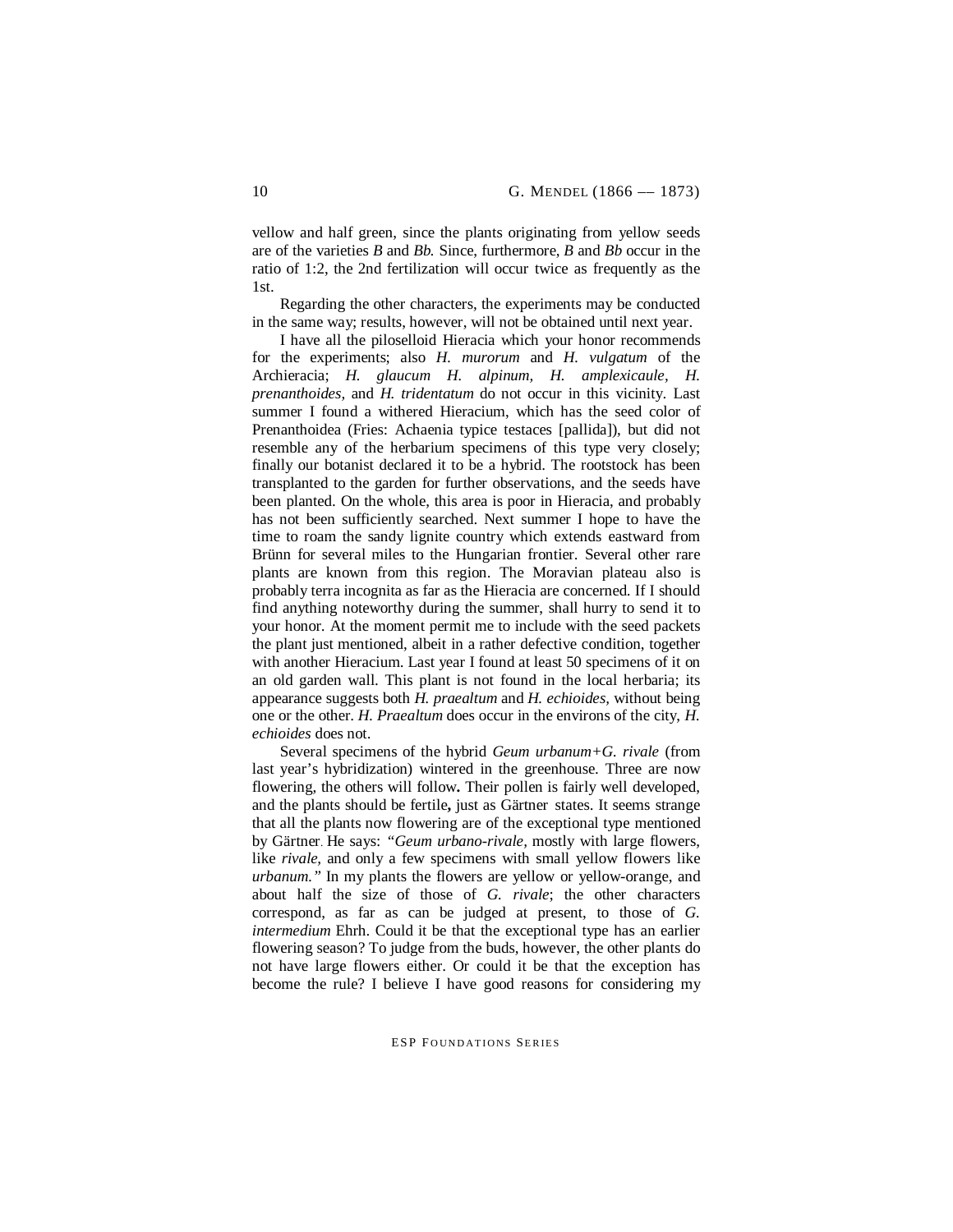yellow and half green, since the plants originating from yellow seeds are of the varieties *B* and *Bb.* Since, furthermore, *B* and *Bb* occur in the ratio of 1:2, the 2nd fertilization will occur twice as frequently as the 1st.

Regarding the other characters, the experiments may be conducted in the same way; results, however, will not be obtained until next year.

I have all the piloselloid Hieracia which your honor recommends for the experiments; also *H. murorum* and *H. vulgatum* of the Archieracia; *H. glaucum H. alpinum, H. amplexicaule, H. prenanthoides,* and *H. tridentatum* do not occur in this vicinity. Last summer I found a withered Hieracium, which has the seed color of Prenanthoidea (Fries: Achaenia typice testaces [pallida]), but did not resemble any of the herbarium specimens of this type very closely; finally our botanist declared it to be a hybrid. The rootstock has been transplanted to the garden for further observations, and the seeds have been planted. On the whole, this area is poor in Hieracia, and probably has not been sufficiently searched. Next summer I hope to have the time to roam the sandy lignite country which extends eastward from Brünn for several miles to the Hungarian frontier. Several other rare plants are known from this region. The Moravian plateau also is probably terra incognita as far as the Hieracia are concerned. If I should find anything noteworthy during the summer, shall hurry to send it to your honor. At the moment permit me to include with the seed packets the plant just mentioned, albeit in a rather defective condition, together with another Hieracium. Last year I found at least 50 specimens of it on an old garden wall. This plant is not found in the local herbaria; its appearance suggests both *H. praealtum* and *H. echioides,* without being one or the other. *H. Praealtum* does occur in the environs of the city, *H. echioides* does not.

Several specimens of the hybrid *Geum urbanum+G. rivale* (from last year's hybridization) wintered in the greenhouse. Three are now flowering, the others will follow**.** Their pollen is fairly well developed, and the plants should be fertile**,** just as Gärtner states. It seems strange that all the plants now flowering are of the exceptional type mentioned by Gärtner. He says: *"Geum urbano-rivale,* mostly with large flowers, like *rivale,* and only a few specimens with small yellow flowers like *urbanum."* In my plants the flowers are yellow or yellow-orange, and about half the size of those of *G. rivale*; the other characters correspond, as far as can be judged at present, to those of *G. intermedium* Ehrh. Could it be that the exceptional type has an earlier flowering season? To judge from the buds, however, the other plants do not have large flowers either. Or could it be that the exception has become the rule? I believe I have good reasons for considering my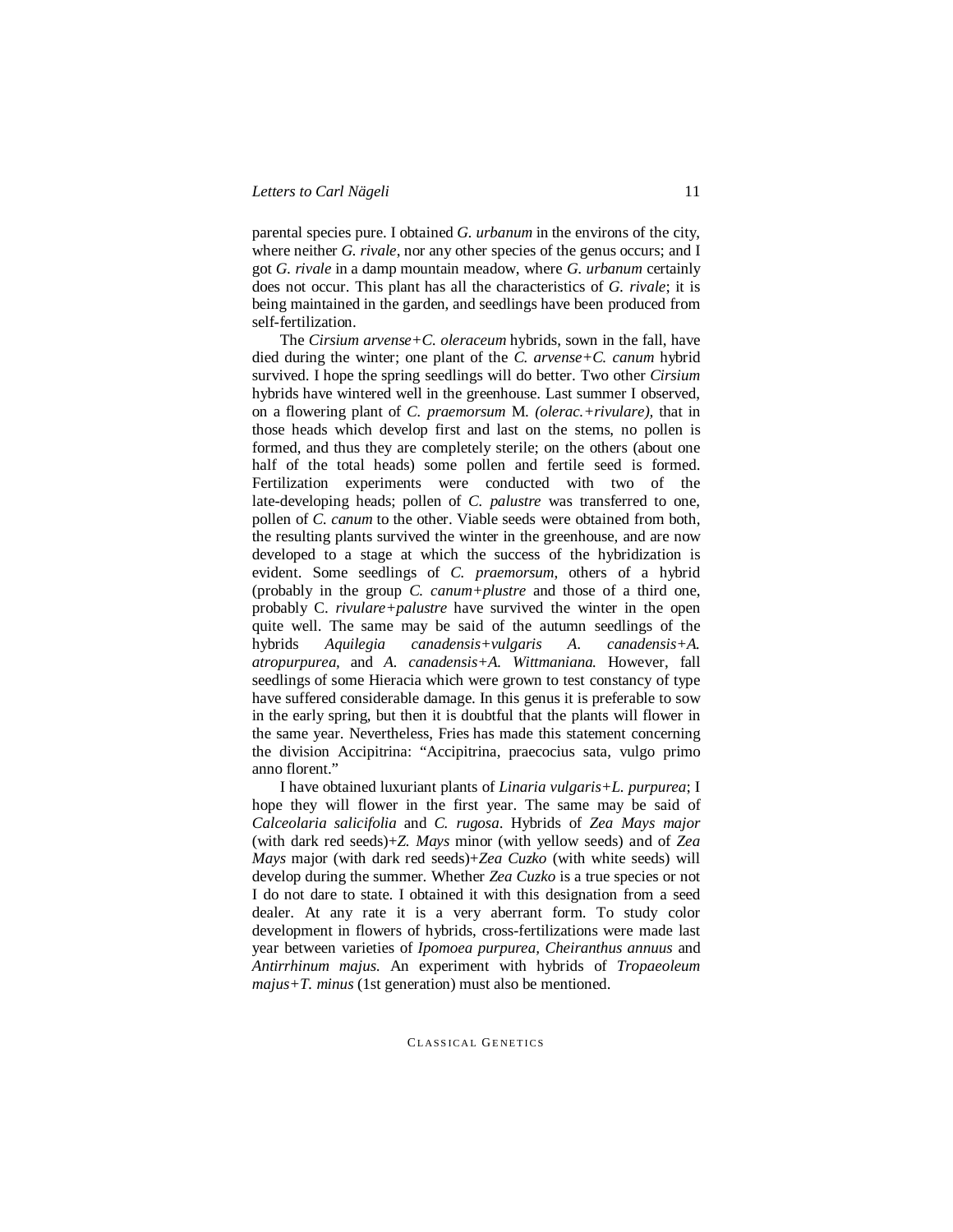parental species pure. I obtained *G. urbanum* in the environs of the city, where neither *G. rivale*, nor any other species of the genus occurs; and I got *G. rivale* in a damp mountain meadow, where *G. urbanum* certainly does not occur. This plant has all the characteristics of *G. rivale*; it is being maintained in the garden, and seedlings have been produced from self-fertilization.

The *Cirsium arvense+C. oleraceum* hybrids, sown in the fall, have died during the winter; one plant of the *C. arvense+C. canum* hybrid survived. I hope the spring seedlings will do better. Two other *Cirsium* hybrids have wintered well in the greenhouse. Last summer I observed, on a flowering plant of *C. praemorsum* M. *(olerac.+rivulare),* that in those heads which develop first and last on the stems, no pollen is formed, and thus they are completely sterile; on the others (about one half of the total heads) some pollen and fertile seed is formed. Fertilization experiments were conducted with two of the late-developing heads; pollen of *C. palustre* was transferred to one, pollen of *C. canum* to the other. Viable seeds were obtained from both, the resulting plants survived the winter in the greenhouse, and are now developed to a stage at which the success of the hybridization is evident. Some seedlings of *C. praemorsum*, others of a hybrid (probably in the group *C. canum+plustre* and those of a third one, probably C. *rivulare+palustre* have survived the winter in the open quite well. The same may be said of the autumn seedlings of the hybrids *Aquilegia canadensis+vulgaris A. canadensis+A. atropurpurea,* and *A. canadensis+A. Wittmaniana.* However, fall seedlings of some Hieracia which were grown to test constancy of type have suffered considerable damage. In this genus it is preferable to sow in the early spring, but then it is doubtful that the plants will flower in the same year. Nevertheless, Fries has made this statement concerning the division Accipitrina: "Accipitrina, praecocius sata, vulgo primo anno florent."

I have obtained luxuriant plants of *Linaria vulgaris+L. purpurea*; I hope they will flower in the first year. The same may be said of *Calceolaria salicifolia* and *C. rugosa*. Hybrids of *Zea Mays major* (with dark red seeds)+*Z. Mays* minor (with yellow seeds) and of *Zea Mays* major (with dark red seeds)+*Zea Cuzko* (with white seeds) will develop during the summer. Whether *Zea Cuzko* is a true species or not I do not dare to state. I obtained it with this designation from a seed dealer. At any rate it is a very aberrant form. To study color development in flowers of hybrids, cross-fertilizations were made last year between varieties of *Ipomoea purpurea, Cheiranthus annuus* and *Antirrhinum majus.* An experiment with hybrids of *Tropaeoleum majus+T. minus* (1st generation) must also be mentioned.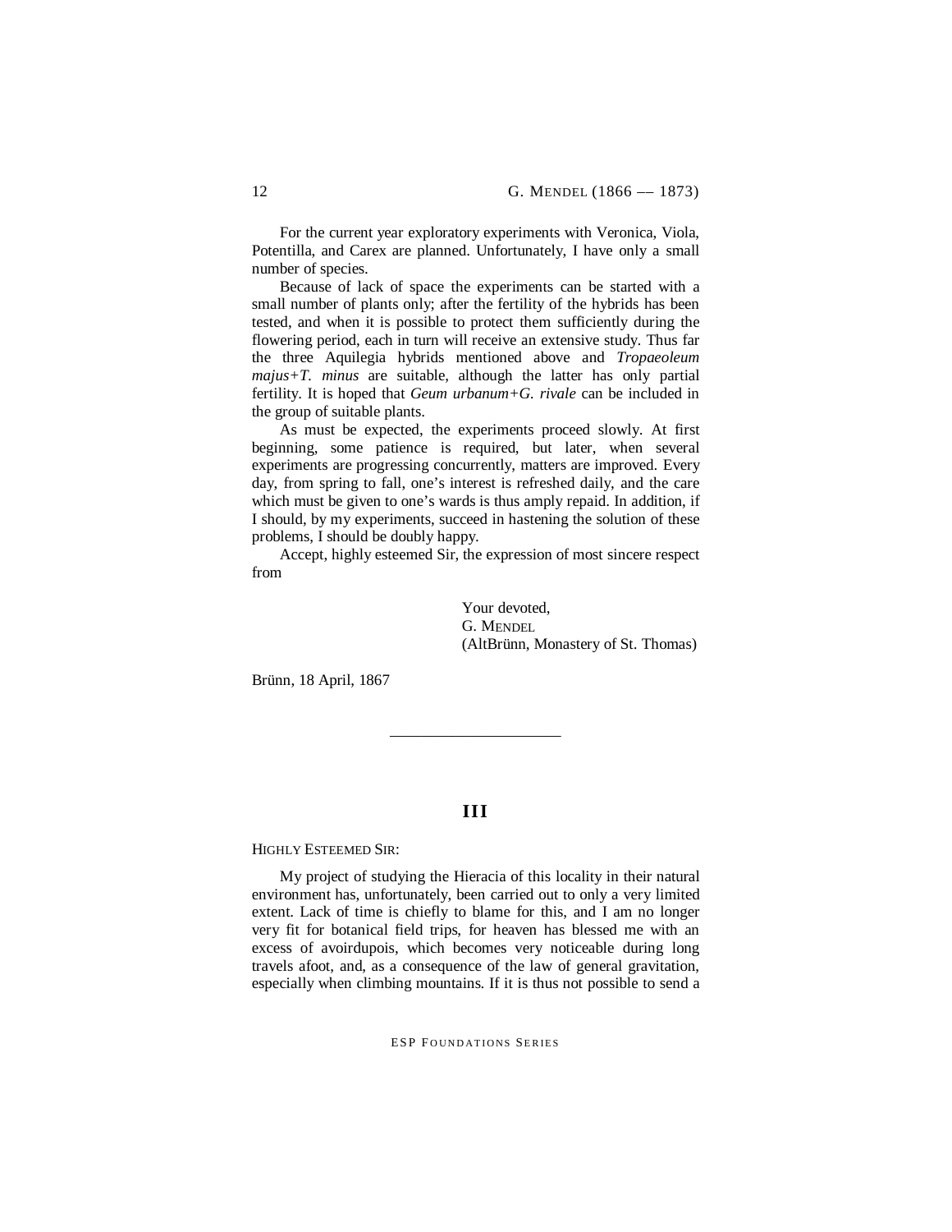For the current year exploratory experiments with Veronica, Viola, Potentilla, and Carex are planned. Unfortunately, I have only a small number of species.

Because of lack of space the experiments can be started with a small number of plants only; after the fertility of the hybrids has been tested, and when it is possible to protect them sufficiently during the flowering period, each in turn will receive an extensive study. Thus far the three Aquilegia hybrids mentioned above and *Tropaeoleum majus+T. minus* are suitable, although the latter has only partial fertility. It is hoped that *Geum urbanum+G. rivale* can be included in the group of suitable plants.

As must be expected, the experiments proceed slowly. At first beginning, some patience is required, but later, when several experiments are progressing concurrently, matters are improved. Every day, from spring to fall, one's interest is refreshed daily, and the care which must be given to one's wards is thus amply repaid. In addition, if I should, by my experiments, succeed in hastening the solution of these problems, I should be doubly happy.

Accept, highly esteemed Sir, the expression of most sincere respect from

Your devoted,
G. Mendel
(AltBrünn, Monastery of St. Thomas)

Brünn, 18 April, 1867

---

## III

Highly Esteemed Sir:

My project of studying the Hieracia of this locality in their natural environment has, unfortunately, been carried out to only a very limited extent. Lack of time is chiefly to blame for this, and I am no longer very fit for botanical field trips, for heaven has blessed me with an excess of avoirdupois, which becomes very noticeable during long travels afoot, and, as a consequence of the law of general gravitation, especially when climbing mountains. If it is thus not possible to send a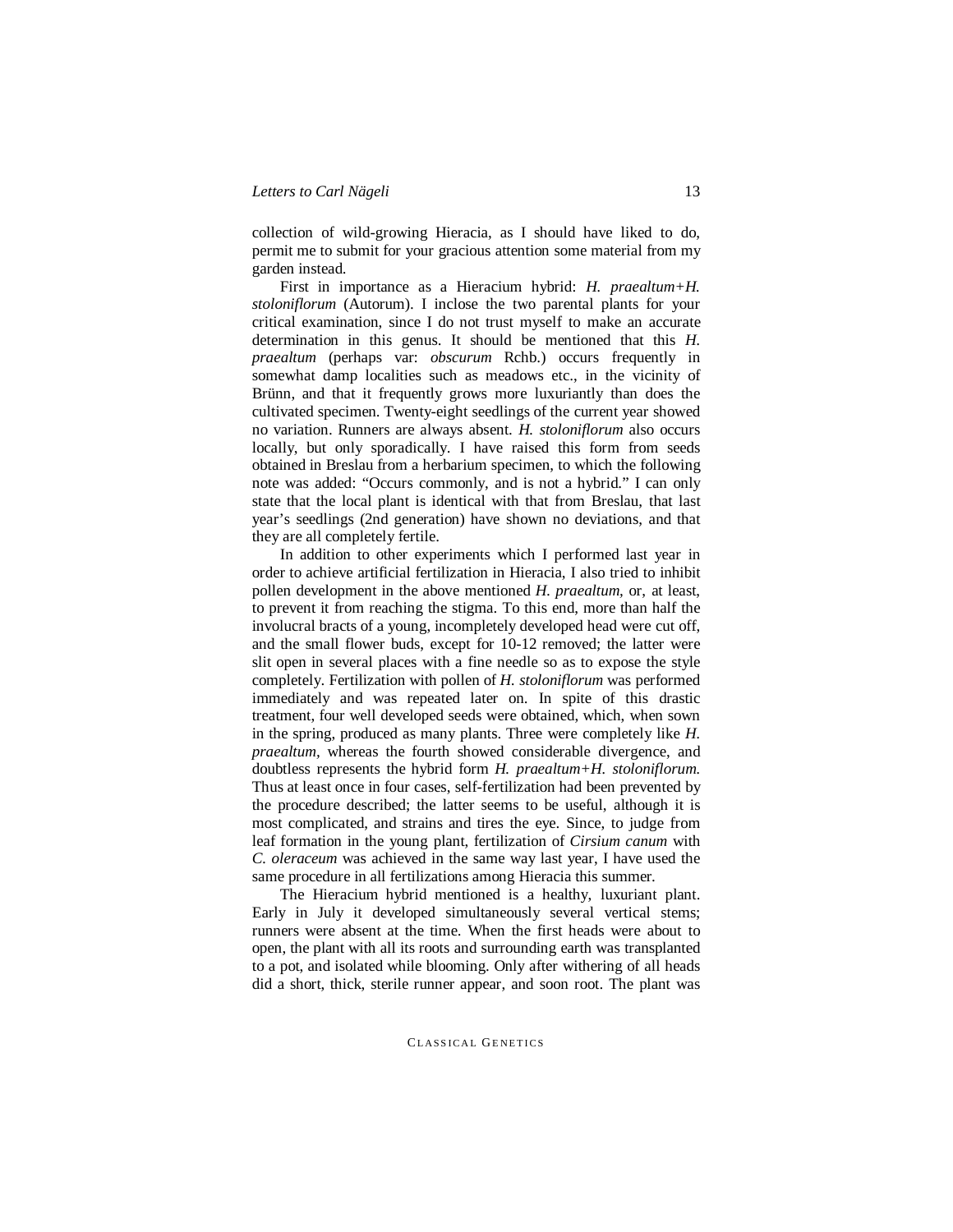collection of wild-growing Hieracia, as I should have liked to do, permit me to submit for your gracious attention some material from my garden instead.

First in importance as a Hieracium hybrid: *H. praealtum+H. stoloniflorum* (Autorum). I inclose the two parental plants for your critical examination, since I do not trust myself to make an accurate determination in this genus. It should be mentioned that this *H. praealtum* (perhaps var: *obscurum* Rchb.) occurs frequently in somewhat damp localities such as meadows etc., in the vicinity of Brünn, and that it frequently grows more luxuriantly than does the cultivated specimen. Twenty-eight seedlings of the current year showed no variation. Runners are always absent. *H. stoloniflorum* also occurs locally, but only sporadically. I have raised this form from seeds obtained in Breslau from a herbarium specimen, to which the following note was added: "Occurs commonly, and is not a hybrid." I can only state that the local plant is identical with that from Breslau, that last year's seedlings (2nd generation) have shown no deviations, and that they are all completely fertile.

In addition to other experiments which I performed last year in order to achieve artificial fertilization in Hieracia, I also tried to inhibit pollen development in the above mentioned *H. praealtum,* or, at least, to prevent it from reaching the stigma. To this end, more than half the involucral bracts of a young, incompletely developed head were cut off, and the small flower buds, except for 10-12 removed; the latter were slit open in several places with a fine needle so as to expose the style completely. Fertilization with pollen of *H. stoloniflorum* was performed immediately and was repeated later on. In spite of this drastic treatment, four well developed seeds were obtained, which, when sown in the spring, produced as many plants. Three were completely like *H. praealtum,* whereas the fourth showed considerable divergence, and doubtless represents the hybrid form *H. praealtum+H. stoloniflorum.* Thus at least once in four cases, self-fertilization had been prevented by the procedure described; the latter seems to be useful, although it is most complicated, and strains and tires the eye. Since, to judge from leaf formation in the young plant, fertilization of *Cirsium canum* with *C. oleraceum* was achieved in the same way last year, I have used the same procedure in all fertilizations among Hieracia this summer.

The Hieracium hybrid mentioned is a healthy, luxuriant plant. Early in July it developed simultaneously several vertical stems; runners were absent at the time. When the first heads were about to open, the plant with all its roots and surrounding earth was transplanted to a pot, and isolated while blooming. Only after withering of all heads did a short, thick, sterile runner appear, and soon root. The plant was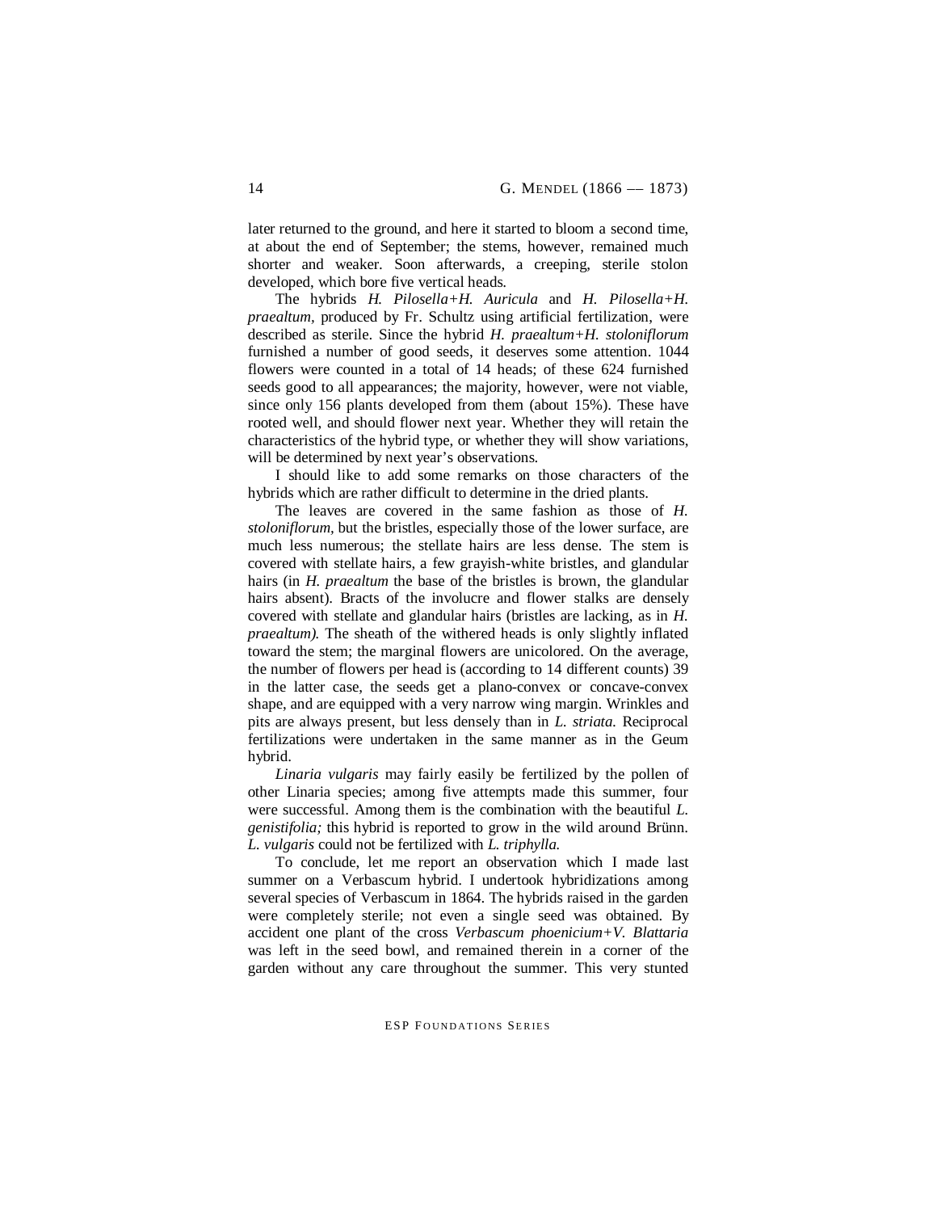later returned to the ground, and here it started to bloom a second time, at about the end of September; the stems, however, remained much shorter and weaker. Soon afterwards, a creeping, sterile stolon developed, which bore five vertical heads.

The hybrids *H. Pilosella+H. Auricula* and *H. Pilosella+H. praealtum,* produced by Fr. Schultz using artificial fertilization, were described as sterile. Since the hybrid *H. praealtum+H. stoloniflorum* furnished a number of good seeds, it deserves some attention. 1044 flowers were counted in a total of 14 heads; of these 624 furnished seeds good to all appearances; the majority, however, were not viable, since only 156 plants developed from them (about 15%). These have rooted well, and should flower next year. Whether they will retain the characteristics of the hybrid type, or whether they will show variations, will be determined by next year's observations.

I should like to add some remarks on those characters of the hybrids which are rather difficult to determine in the dried plants.

The leaves are covered in the same fashion as those of *H. stoloniflorum,* but the bristles, especially those of the lower surface, are much less numerous; the stellate hairs are less dense. The stem is covered with stellate hairs, a few grayish-white bristles, and glandular hairs (in *H. praealtum* the base of the bristles is brown, the glandular hairs absent). Bracts of the involucre and flower stalks are densely covered with stellate and glandular hairs (bristles are lacking, as in *H. praealtum).* The sheath of the withered heads is only slightly inflated toward the stem; the marginal flowers are unicolored. On the average, the number of flowers per head is (according to 14 different counts) 39 in the latter case, the seeds get a plano-convex or concave-convex shape, and are equipped with a very narrow wing margin. Wrinkles and pits are always present, but less densely than in *L. striata.* Reciprocal fertilizations were undertaken in the same manner as in the Geum hybrid.

*Linaria vulgaris* may fairly easily be fertilized by the pollen of other Linaria species; among five attempts made this summer, four were successful. Among them is the combination with the beautiful *L. genistifolia;* this hybrid is reported to grow in the wild around Brünn. *L. vulgaris* could not be fertilized with *L. triphylla.*

To conclude, let me report an observation which I made last summer on a Verbascum hybrid. I undertook hybridizations among several species of Verbascum in 1864. The hybrids raised in the garden were completely sterile; not even a single seed was obtained. By accident one plant of the cross *Verbascum phoenicium+V. Blattaria* was left in the seed bowl, and remained therein in a corner of the garden without any care throughout the summer. This very stunted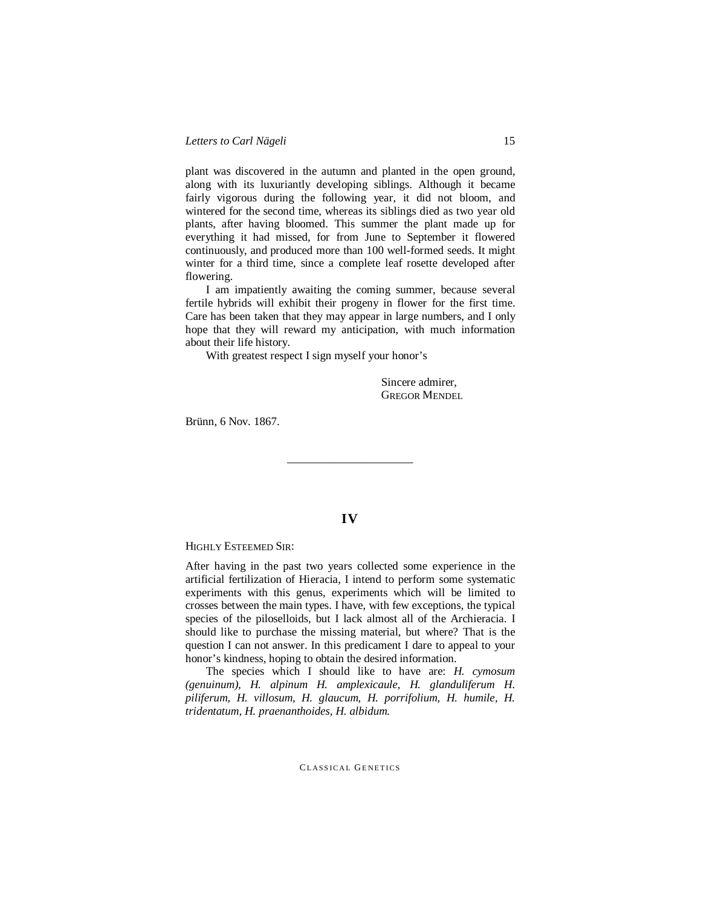plant was discovered in the autumn and planted in the open ground, along with its luxuriantly developing siblings. Although it became fairly vigorous during the following year, it did not bloom, and wintered for the second time, whereas its siblings died as two year old plants, after having bloomed. This summer the plant made up for everything it had missed, for from June to September it flowered continuously, and produced more than 100 well-formed seeds. It might winter for a third time, since a complete leaf rosette developed after flowering.

I am impatiently awaiting the coming summer, because several fertile hybrids will exhibit their progeny in flower for the first time. Care has been taken that they may appear in large numbers, and I only hope that they will reward my anticipation, with much information about their life history.

With greatest respect I sign myself your honor's

Sincere admirer,
GREGOR MENDEL

Brünn, 6 Nov. 1867.

---

## IV

HIGHLY ESTEEMED SIR:

After having in the past two years collected some experience in the artificial fertilization of Hieracia, I intend to perform some systematic experiments with this genus, experiments which will be limited to crosses between the main types. I have, with few exceptions, the typical species of the piloselloids, but I lack almost all of the Archieracia. I should like to purchase the missing material, but where? That is the question I can not answer. In this predicament I dare to appeal to your honor's kindness, hoping to obtain the desired information.

The species which I should like to have are: *H. cymosum (genuinum), H. alpinum H. amplexicaule, H. glanduliferum H. piliferum, H. villosum, H. glaucum, H. porrifolium, H. humile, H. tridentatum, H. praenanthoides, H. albidum.*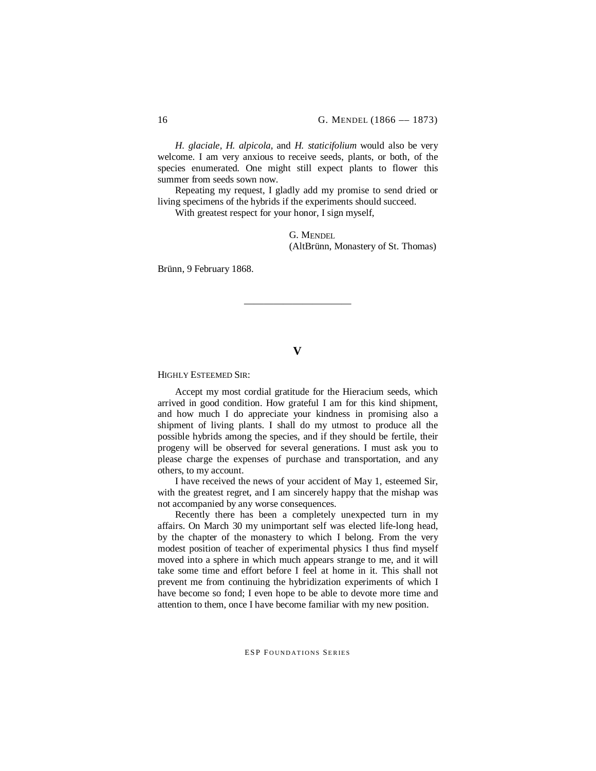*H. glaciale*, *H. alpicola*, and *H. staticifolium* would also be very welcome. I am very anxious to receive seeds, plants, or both, of the species enumerated. One might still expect plants to flower this summer from seeds sown now.

Repeating my request, I gladly add my promise to send dried or living specimens of the hybrids if the experiments should succeed.

With greatest respect for your honor, I sign myself,

G. MENDEL
(AltBrünn, Monastery of St. Thomas)

Brünn, 9 February 1868.

---

## V

HIGHLY ESTEEMED SIR:

Accept my most cordial gratitude for the Hieracium seeds, which arrived in good condition. How grateful I am for this kind shipment, and how much I do appreciate your kindness in promising also a shipment of living plants. I shall do my utmost to produce all the possible hybrids among the species, and if they should be fertile, their progeny will be observed for several generations. I must ask you to please charge the expenses of purchase and transportation, and any others, to my account.

I have received the news of your accident of May 1, esteemed Sir, with the greatest regret, and I am sincerely happy that the mishap was not accompanied by any worse consequences.

Recently there has been a completely unexpected turn in my affairs. On March 30 my unimportant self was elected life-long head, by the chapter of the monastery to which I belong. From the very modest position of teacher of experimental physics I thus find myself moved into a sphere in which much appears strange to me, and it will take some time and effort before I feel at home in it. This shall not prevent me from continuing the hybridization experiments of which I have become so fond; I even hope to be able to devote more time and attention to them, once I have become familiar with my new position.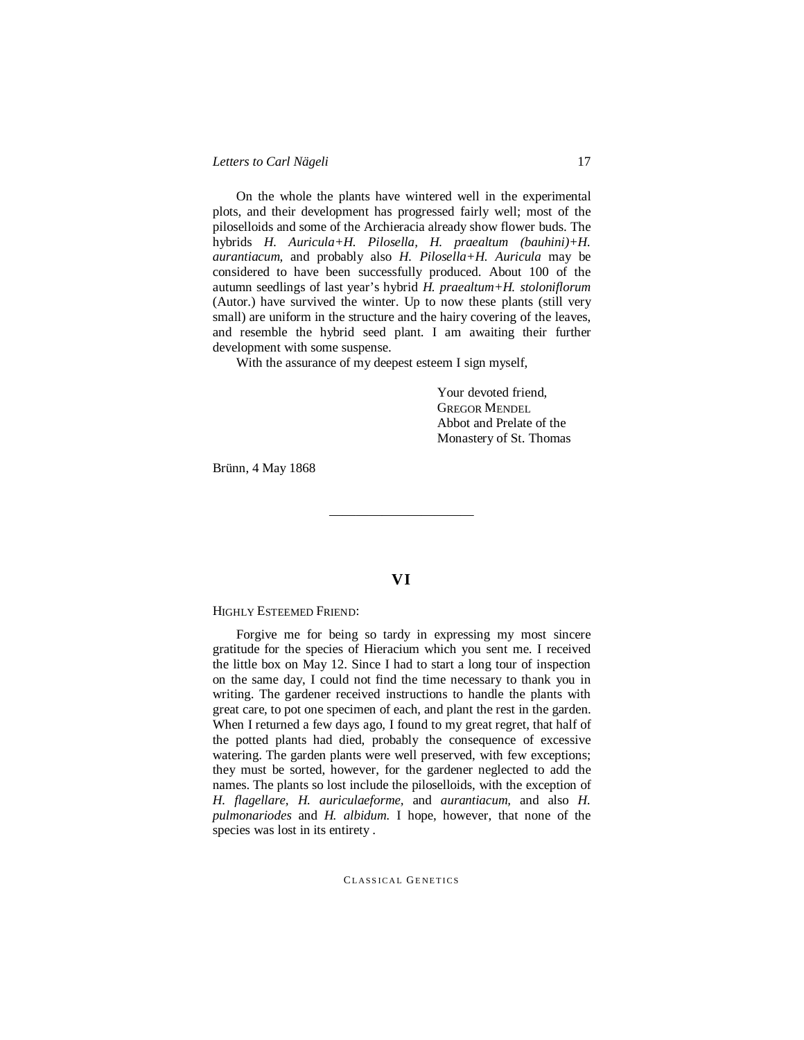On the whole the plants have wintered well in the experimental plots, and their development has progressed fairly well; most of the piloselloids and some of the Archieracia already show flower buds. The hybrids *H. Auricula+H. Pilosella, H. praealtum (bauhini)+H. aurantiacum,* and probably also *H. Pilosella+H. Auricula* may be considered to have been successfully produced. About 100 of the autumn seedlings of last year's hybrid *H. praealtum+H. stoloniflorum* (Autor.) have survived the winter. Up to now these plants (still very small) are uniform in the structure and the hairy covering of the leaves, and resemble the hybrid seed plant. I am awaiting their further development with some suspense.

With the assurance of my deepest esteem I sign myself,

Your devoted friend,
GREGOR MENDEL
Abbot and Prelate of the
Monastery of St. Thomas

Brünn, 4 May 1868

---

## VI

HIGHLY ESTEEMED FRIEND:

Forgive me for being so tardy in expressing my most sincere gratitude for the species of Hieracium which you sent me. I received the little box on May 12. Since I had to start a long tour of inspection on the same day, I could not find the time necessary to thank you in writing. The gardener received instructions to handle the plants with great care, to pot one specimen of each, and plant the rest in the garden. When I returned a few days ago, I found to my great regret, that half of the potted plants had died, probably the consequence of excessive watering. The garden plants were well preserved, with few exceptions; they must be sorted, however, for the gardener neglected to add the names. The plants so lost include the piloselloids, with the exception of *H. flagellare, H. auriculaeforme,* and *aurantiacum,* and also *H. pulmonariodes* and *H. albidum.* I hope, however, that none of the species was lost in its entirety .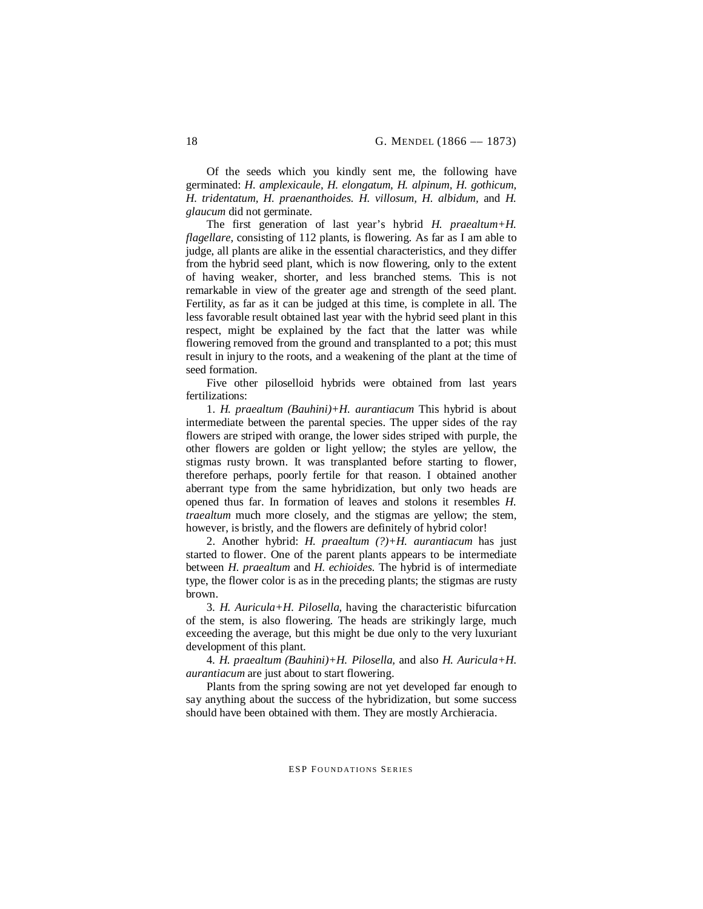Of the seeds which you kindly sent me, the following have germinated: *H. amplexicaule, H. elongatum, H. alpinum, H. gothicum, H. tridentatum, H. praenanthoides. H. villosum, H. albidum,* and *H. glaucum* did not germinate.

The first generation of last year's hybrid *H. praealtum+H. flagellare,* consisting of 112 plants, is flowering. As far as I am able to judge, all plants are alike in the essential characteristics, and they differ from the hybrid seed plant, which is now flowering, only to the extent of having weaker, shorter, and less branched stems. This is not remarkable in view of the greater age and strength of the seed plant. Fertility, as far as it can be judged at this time, is complete in all. The less favorable result obtained last year with the hybrid seed plant in this respect, might be explained by the fact that the latter was while flowering removed from the ground and transplanted to a pot; this must result in injury to the roots, and a weakening of the plant at the time of seed formation.

Five other piloselloid hybrids were obtained from last years fertilizations:

1. *H. praealtum (Bauhini)+H. aurantiacum* This hybrid is about intermediate between the parental species. The upper sides of the ray flowers are striped with orange, the lower sides striped with purple, the other flowers are golden or light yellow; the styles are yellow, the stigmas rusty brown. It was transplanted before starting to flower, therefore perhaps, poorly fertile for that reason. I obtained another aberrant type from the same hybridization, but only two heads are opened thus far. In formation of leaves and stolons it resembles *H. traealtum* much more closely, and the stigmas are yellow; the stem, however, is bristly, and the flowers are definitely of hybrid color!

2. Another hybrid: *H. praealtum (?)+H. aurantiacum* has just started to flower. One of the parent plants appears to be intermediate between *H. praealtum* and *H. echioides.* The hybrid is of intermediate type, the flower color is as in the preceding plants; the stigmas are rusty brown.

3. *H. Auricula+H. Pilosella,* having the characteristic bifurcation of the stem, is also flowering. The heads are strikingly large, much exceeding the average, but this might be due only to the very luxuriant development of this plant.

4. *H. praealtum (Bauhini)+H. Pilosella,* and also *H. Auricula+H. aurantiacum* are just about to start flowering.

Plants from the spring sowing are not yet developed far enough to say anything about the success of the hybridization, but some success should have been obtained with them. They are mostly Archieracia.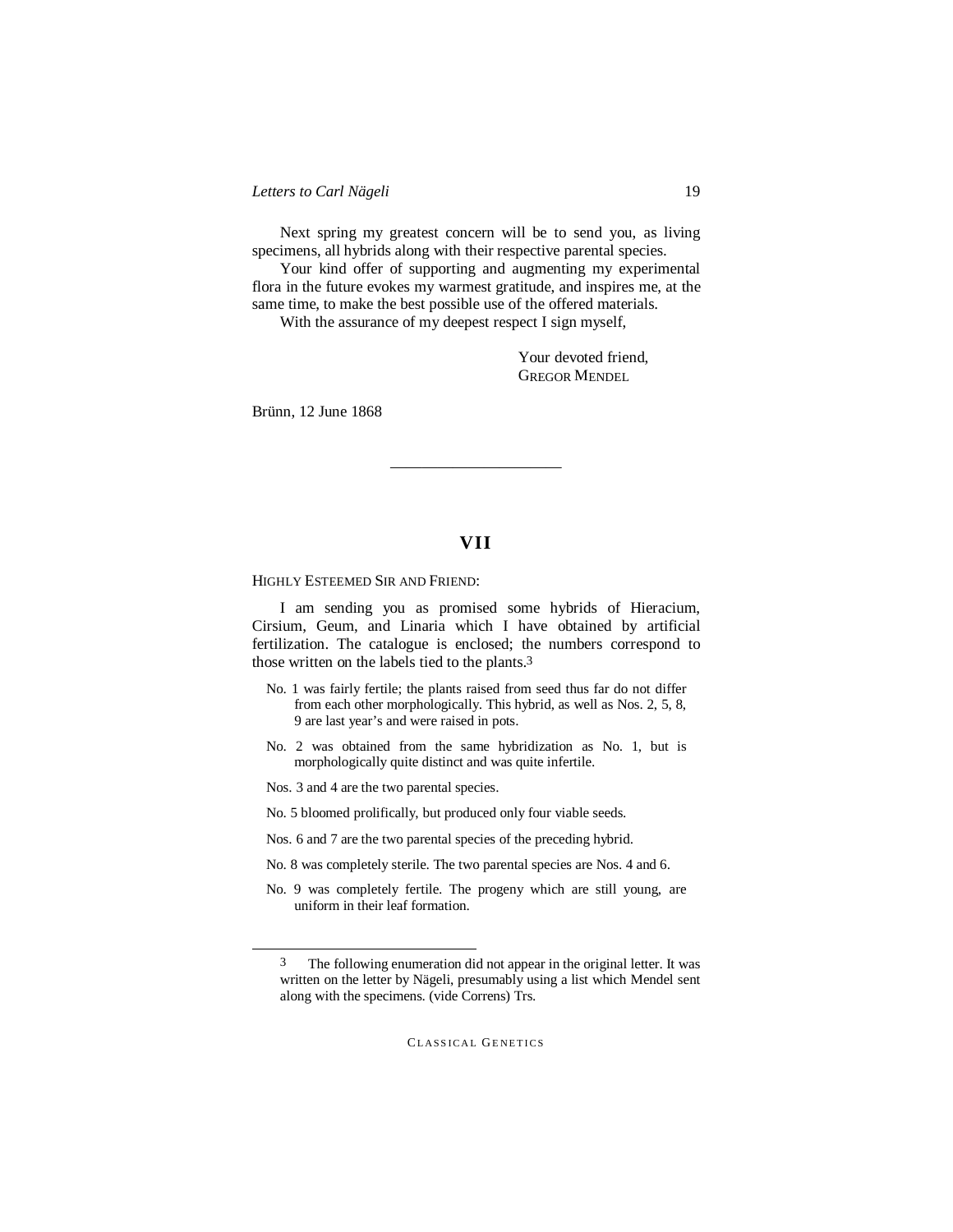Next spring my greatest concern will be to send you, as living specimens, all hybrids along with their respective parental species.

Your kind offer of supporting and augmenting my experimental flora in the future evokes my warmest gratitude, and inspires me, at the same time, to make the best possible use of the offered materials.

With the assurance of my deepest respect I sign myself,

Your devoted friend,
GREGOR MENDEL

Brünn, 12 June 1868

---

## VII

HIGHLY ESTEEMED SIR AND FRIEND:

I am sending you as promised some hybrids of Hieracium, Cirsium, Geum, and Linaria which I have obtained by artificial fertilization. The catalogue is enclosed; the numbers correspond to those written on the labels tied to the plants.[3]

No. 1 was fairly fertile; the plants raised from seed thus far do not differ from each other morphologically. This hybrid, as well as Nos. 2, 5, 8, 9 are last year's and were raised in pots.

No. 2 was obtained from the same hybridization as No. 1, but is morphologically quite distinct and was quite infertile.

Nos. 3 and 4 are the two parental species.

No. 5 bloomed prolifically, but produced only four viable seeds.

Nos. 6 and 7 are the two parental species of the preceding hybrid.

No. 8 was completely sterile. The two parental species are Nos. 4 and 6.

No. 9 was completely fertile. The progeny which are still young, are uniform in their leaf formation.

---

[3] The following enumeration did not appear in the original letter. It was written on the letter by Nägeli, presumably using a list which Mendel sent along with the specimens. (vide Correns) Trs.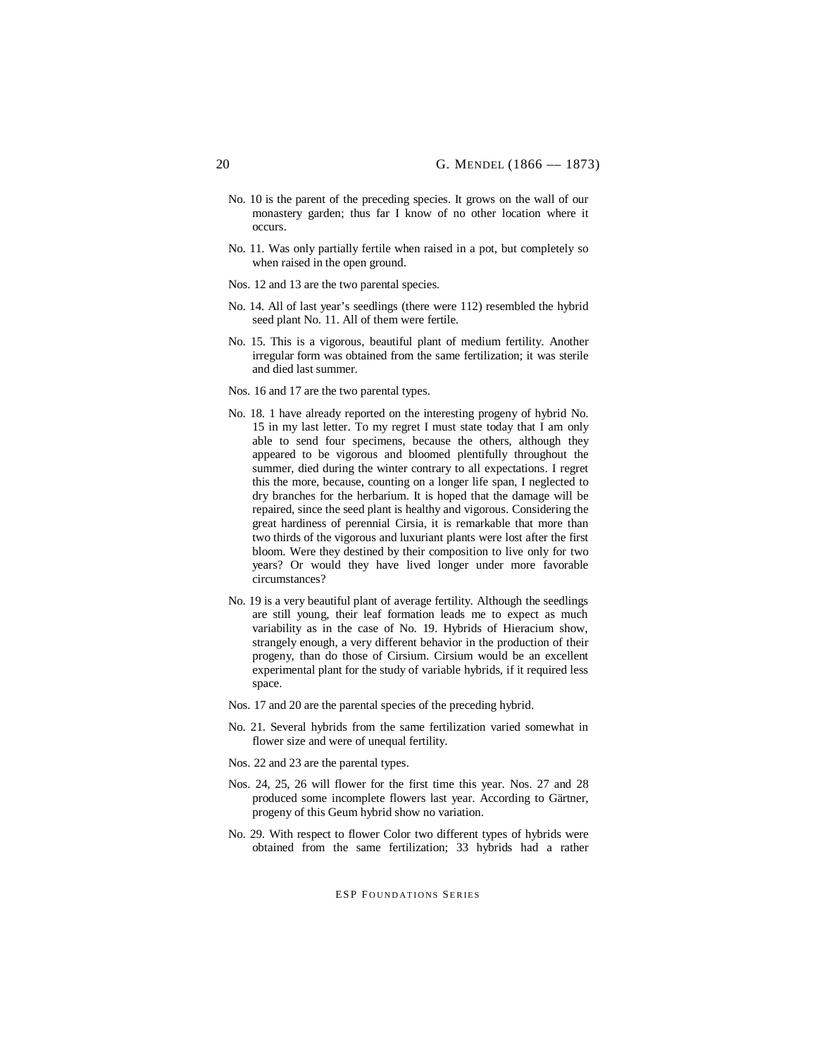No. 10 is the parent of the preceding species. It grows on the wall of our monastery garden; thus far I know of no other location where it occurs.

No. 11. Was only partially fertile when raised in a pot, but completely so when raised in the open ground.

Nos. 12 and 13 are the two parental species.

No. 14. All of last year's seedlings (there were 112) resembled the hybrid seed plant No. 11. All of them were fertile.

No. 15. This is a vigorous, beautiful plant of medium fertility. Another irregular form was obtained from the same fertilization; it was sterile and died last summer.

Nos. 16 and 17 are the two parental types.

No. 18. 1 have already reported on the interesting progeny of hybrid No. 15 in my last letter. To my regret I must state today that I am only able to send four specimens, because the others, although they appeared to be vigorous and bloomed plentifully throughout the summer, died during the winter contrary to all expectations. I regret this the more, because, counting on a longer life span, I neglected to dry branches for the herbarium. It is hoped that the damage will be repaired, since the seed plant is healthy and vigorous. Considering the great hardiness of perennial Cirsia, it is remarkable that more than two thirds of the vigorous and luxuriant plants were lost after the first bloom. Were they destined by their composition to live only for two years? Or would they have lived longer under more favorable circumstances?

No. 19 is a very beautiful plant of average fertility. Although the seedlings are still young, their leaf formation leads me to expect as much variability as in the case of No. 19. Hybrids of Hieracium show, strangely enough, a very different behavior in the production of their progeny, than do those of Cirsium. Cirsium would be an excellent experimental plant for the study of variable hybrids, if it required less space.

Nos. 17 and 20 are the parental species of the preceding hybrid.

No. 21. Several hybrids from the same fertilization varied somewhat in flower size and were of unequal fertility.

Nos. 22 and 23 are the parental types.

Nos. 24, 25, 26 will flower for the first time this year. Nos. 27 and 28 produced some incomplete flowers last year. According to Gärtner, progeny of this Geum hybrid show no variation.

No. 29. With respect to flower Color two different types of hybrids were obtained from the same fertilization; 33 hybrids had a rather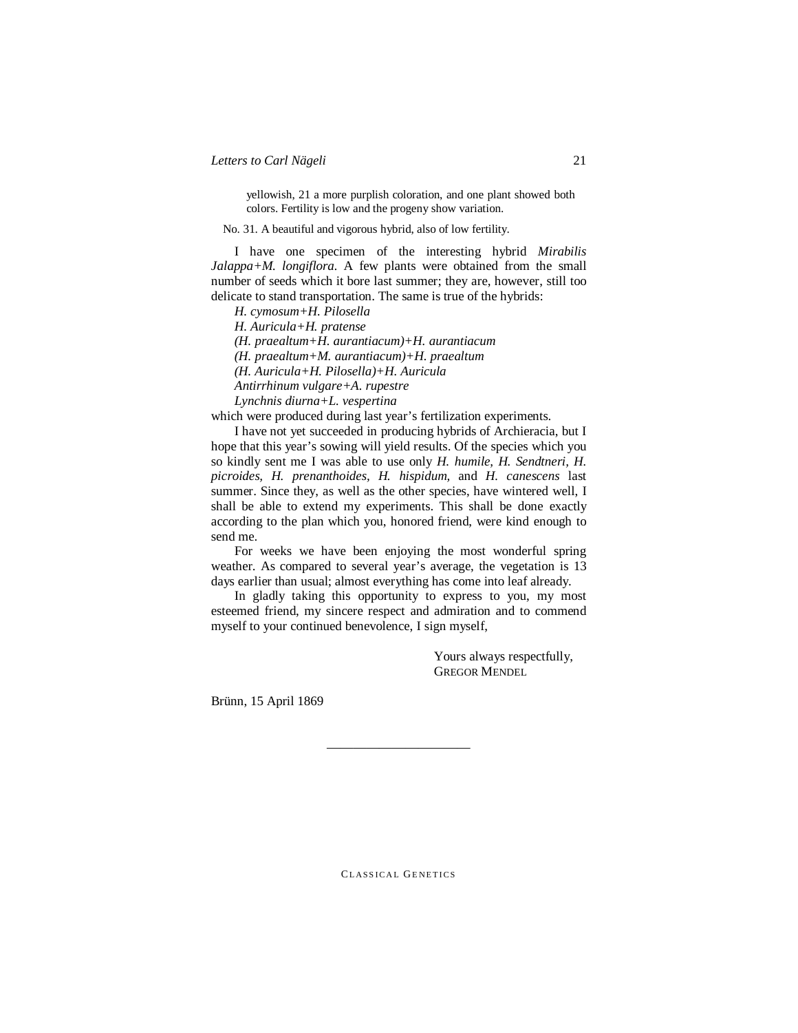yellowish, 21 a more purplish coloration, and one plant showed both colors. Fertility is low and the progeny show variation.

No. 31. A beautiful and vigorous hybrid, also of low fertility.

I have one specimen of the interesting hybrid *Mirabilis Jalappa+M. longiflora*. A few plants were obtained from the small number of seeds which it bore last summer; they are, however, still too delicate to stand transportation. The same is true of the hybrids:

*H. cymosum+H. Pilosella*
*H. Auricula+H. pratense*
*(H. praealtum+H. aurantiacum)+H. aurantiacum*
*(H. praealtum+M. aurantiacum)+H. praealtum*
*(H. Auricula+H. Pilosella)+H. Auricula*
*Antirrhinum vulgare+A. rupestre*
*Lynchnis diurna+L. vespertina*

which were produced during last year's fertilization experiments.

I have not yet succeeded in producing hybrids of Archieracia, but I hope that this year's sowing will yield results. Of the species which you so kindly sent me I was able to use only *H. humile, H. Sendtneri, H. picroides, H. prenanthoides, H. hispidum,* and *H. canescens* last summer. Since they, as well as the other species, have wintered well, I shall be able to extend my experiments. This shall be done exactly according to the plan which you, honored friend, were kind enough to send me.

For weeks we have been enjoying the most wonderful spring weather. As compared to several year's average, the vegetation is 13 days earlier than usual; almost everything has come into leaf already.

In gladly taking this opportunity to express to you, my most esteemed friend, my sincere respect and admiration and to commend myself to your continued benevolence, I sign myself,

Yours always respectfully,
GREGOR MENDEL

Brünn, 15 April 1869

---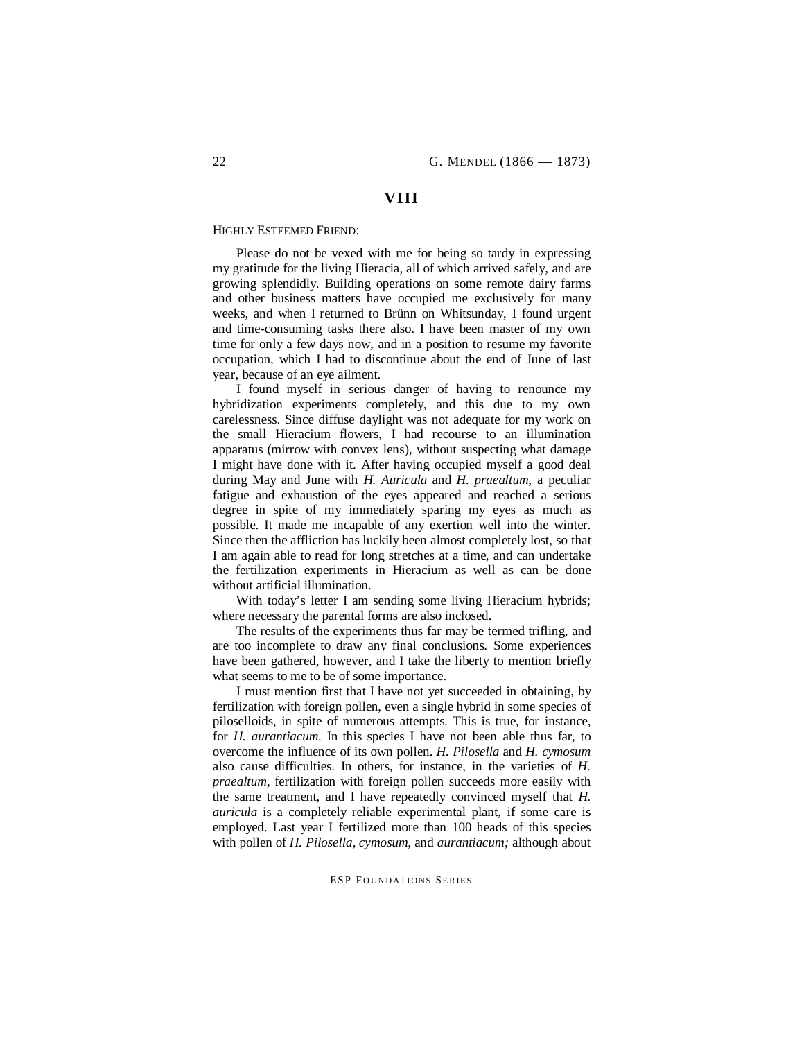## VIII

HIGHLY ESTEEMED FRIEND:

Please do not be vexed with me for being so tardy in expressing my gratitude for the living Hieracia, all of which arrived safely, and are growing splendidly. Building operations on some remote dairy farms and other business matters have occupied me exclusively for many weeks, and when I returned to Brünn on Whitsunday, I found urgent and time-consuming tasks there also. I have been master of my own time for only a few days now, and in a position to resume my favorite occupation, which I had to discontinue about the end of June of last year, because of an eye ailment.

I found myself in serious danger of having to renounce my hybridization experiments completely, and this due to my own carelessness. Since diffuse daylight was not adequate for my work on the small Hieracium flowers, I had recourse to an illumination apparatus (mirrow with convex lens), without suspecting what damage I might have done with it. After having occupied myself a good deal during May and June with *H. Auricula* and *H. praealtum*, a peculiar fatigue and exhaustion of the eyes appeared and reached a serious degree in spite of my immediately sparing my eyes as much as possible. It made me incapable of any exertion well into the winter. Since then the affliction has luckily been almost completely lost, so that I am again able to read for long stretches at a time, and can undertake the fertilization experiments in Hieracium as well as can be done without artificial illumination.

With today's letter I am sending some living Hieracium hybrids; where necessary the parental forms are also inclosed.

The results of the experiments thus far may be termed trifling, and are too incomplete to draw any final conclusions. Some experiences have been gathered, however, and I take the liberty to mention briefly what seems to me to be of some importance.

I must mention first that I have not yet succeeded in obtaining, by fertilization with foreign pollen, even a single hybrid in some species of piloselloids, in spite of numerous attempts. This is true, for instance, for *H. aurantiacum*. In this species I have not been able thus far, to overcome the influence of its own pollen. *H. Pilosella* and *H. cymosum* also cause difficulties. In others, for instance, in the varieties of *H. praealtum*, fertilization with foreign pollen succeeds more easily with the same treatment, and I have repeatedly convinced myself that *H. auricula* is a completely reliable experimental plant, if some care is employed. Last year I fertilized more than 100 heads of this species with pollen of *H. Pilosella, cymosum*, and *aurantiacum;* although about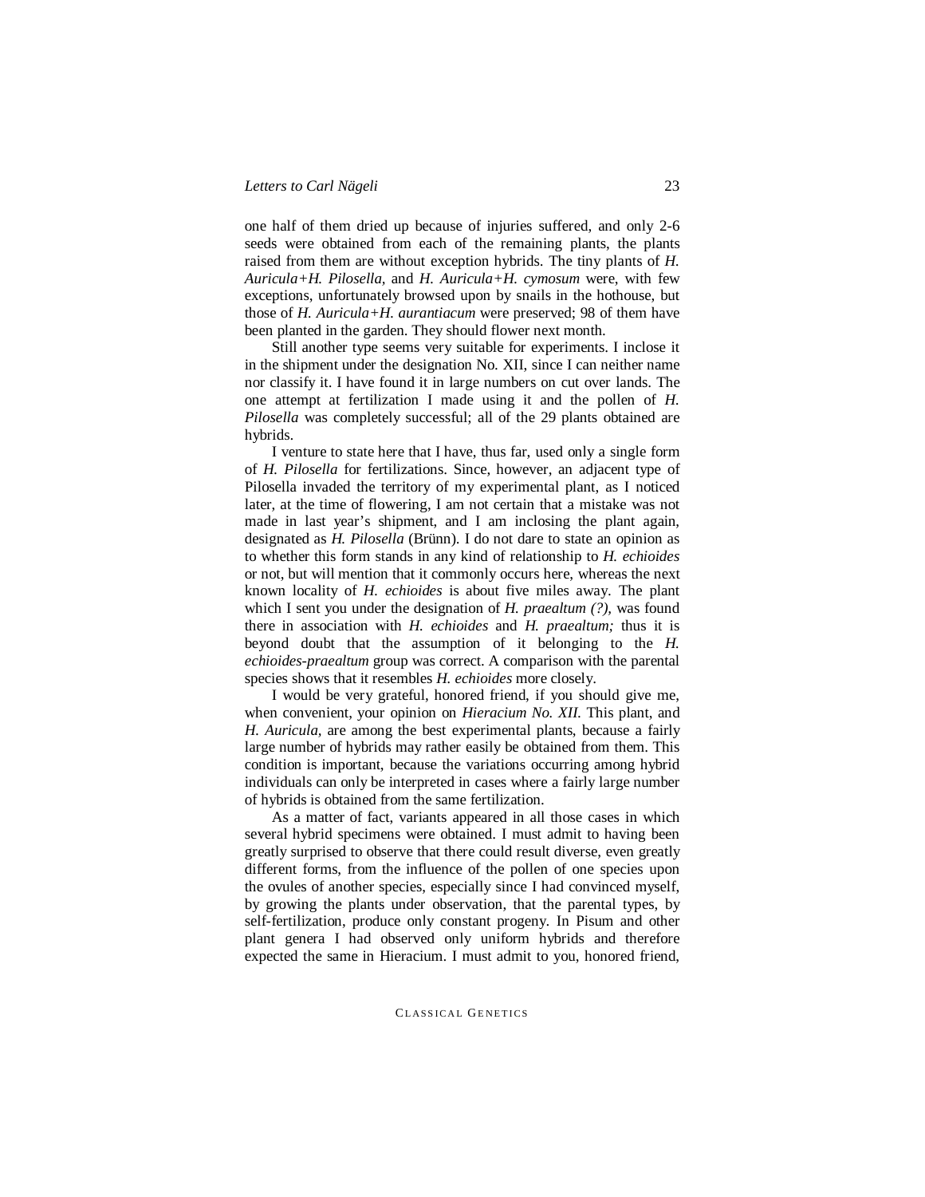one half of them dried up because of injuries suffered, and only 2-6 seeds were obtained from each of the remaining plants, the plants raised from them are without exception hybrids. The tiny plants of *H. Auricula+H. Pilosella*, and *H. Auricula+H. cymosum* were, with few exceptions, unfortunately browsed upon by snails in the hothouse, but those of *H. Auricula+H. aurantiacum* were preserved; 98 of them have been planted in the garden. They should flower next month.

Still another type seems very suitable for experiments. I inclose it in the shipment under the designation No. XII, since I can neither name nor classify it. I have found it in large numbers on cut over lands. The one attempt at fertilization I made using it and the pollen of *H. Pilosella* was completely successful; all of the 29 plants obtained are hybrids.

I venture to state here that I have, thus far, used only a single form of *H. Pilosella* for fertilizations. Since, however, an adjacent type of Pilosella invaded the territory of my experimental plant, as I noticed later, at the time of flowering, I am not certain that a mistake was not made in last year's shipment, and I am inclosing the plant again, designated as *H. Pilosella* (Brünn). I do not dare to state an opinion as to whether this form stands in any kind of relationship to *H. echioides* or not, but will mention that it commonly occurs here, whereas the next known locality of *H. echioides* is about five miles away. The plant which I sent you under the designation of *H. praealtum (?)*, was found there in association with *H. echioides* and *H. praealtum;* thus it is beyond doubt that the assumption of it belonging to the *H. echioides-praealtum* group was correct. A comparison with the parental species shows that it resembles *H. echioides* more closely.

I would be very grateful, honored friend, if you should give me, when convenient, your opinion on *Hieracium No. XII.* This plant, and *H. Auricula*, are among the best experimental plants, because a fairly large number of hybrids may rather easily be obtained from them. This condition is important, because the variations occurring among hybrid individuals can only be interpreted in cases where a fairly large number of hybrids is obtained from the same fertilization.

As a matter of fact, variants appeared in all those cases in which several hybrid specimens were obtained. I must admit to having been greatly surprised to observe that there could result diverse, even greatly different forms, from the influence of the pollen of one species upon the ovules of another species, especially since I had convinced myself, by growing the plants under observation, that the parental types, by self-fertilization, produce only constant progeny. In Pisum and other plant genera I had observed only uniform hybrids and therefore expected the same in Hieracium. I must admit to you, honored friend,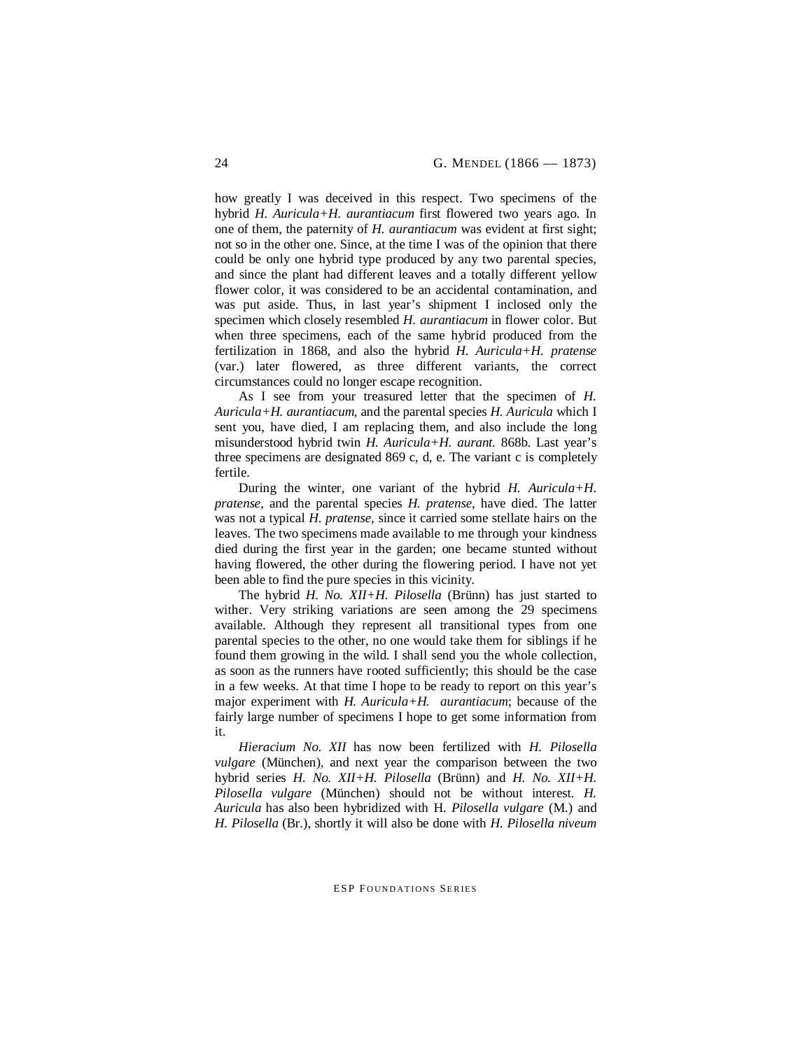how greatly I was deceived in this respect. Two specimens of the hybrid *H. Auricula+H. aurantiacum* first flowered two years ago. In one of them, the paternity of *H. aurantiacum* was evident at first sight; not so in the other one. Since, at the time I was of the opinion that there could be only one hybrid type produced by any two parental species, and since the plant had different leaves and a totally different yellow flower color, it was considered to be an accidental contamination, and was put aside. Thus, in last year's shipment I inclosed only the specimen which closely resembled *H. aurantiacum* in flower color. But when three specimens, each of the same hybrid produced from the fertilization in 1868, and also the hybrid *H. Auricula+H. pratense* (var.) later flowered, as three different variants, the correct circumstances could no longer escape recognition.

As I see from your treasured letter that the specimen of *H. Auricula+H. aurantiacum*, and the parental species *H. Auricula* which I sent you, have died, I am replacing them, and also include the long misunderstood hybrid twin *H. Auricula+H. aurant.* 868b. Last year's three specimens are designated 869 c, d, e. The variant c is completely fertile.

During the winter, one variant of the hybrid *H. Auricula+H. pratense*, and the parental species *H. pratense*, have died. The latter was not a typical *H. pratense*, since it carried some stellate hairs on the leaves. The two specimens made available to me through your kindness died during the first year in the garden; one became stunted without having flowered, the other during the flowering period. I have not yet been able to find the pure species in this vicinity.

The hybrid *H. No. XII+H. Pilosella* (Brünn) has just started to wither. Very striking variations are seen among the 29 specimens available. Although they represent all transitional types from one parental species to the other, no one would take them for siblings if he found them growing in the wild. I shall send you the whole collection, as soon as the runners have rooted sufficiently; this should be the case in a few weeks. At that time I hope to be ready to report on this year's major experiment with *H. Auricula+H. aurantiacum*; because of the fairly large number of specimens I hope to get some information from it.

*Hieracium No. XII* has now been fertilized with *H. Pilosella vulgare* (München), and next year the comparison between the two hybrid series *H. No. XII+H. Pilosella* (Brünn) and *H. No. XII+H. Pilosella vulgare* (München) should not be without interest. *H. Auricula* has also been hybridized with H. *Pilosella vulgare* (M.) and *H. Pilosella* (Br.), shortly it will also be done with *H. Pilosella niveum*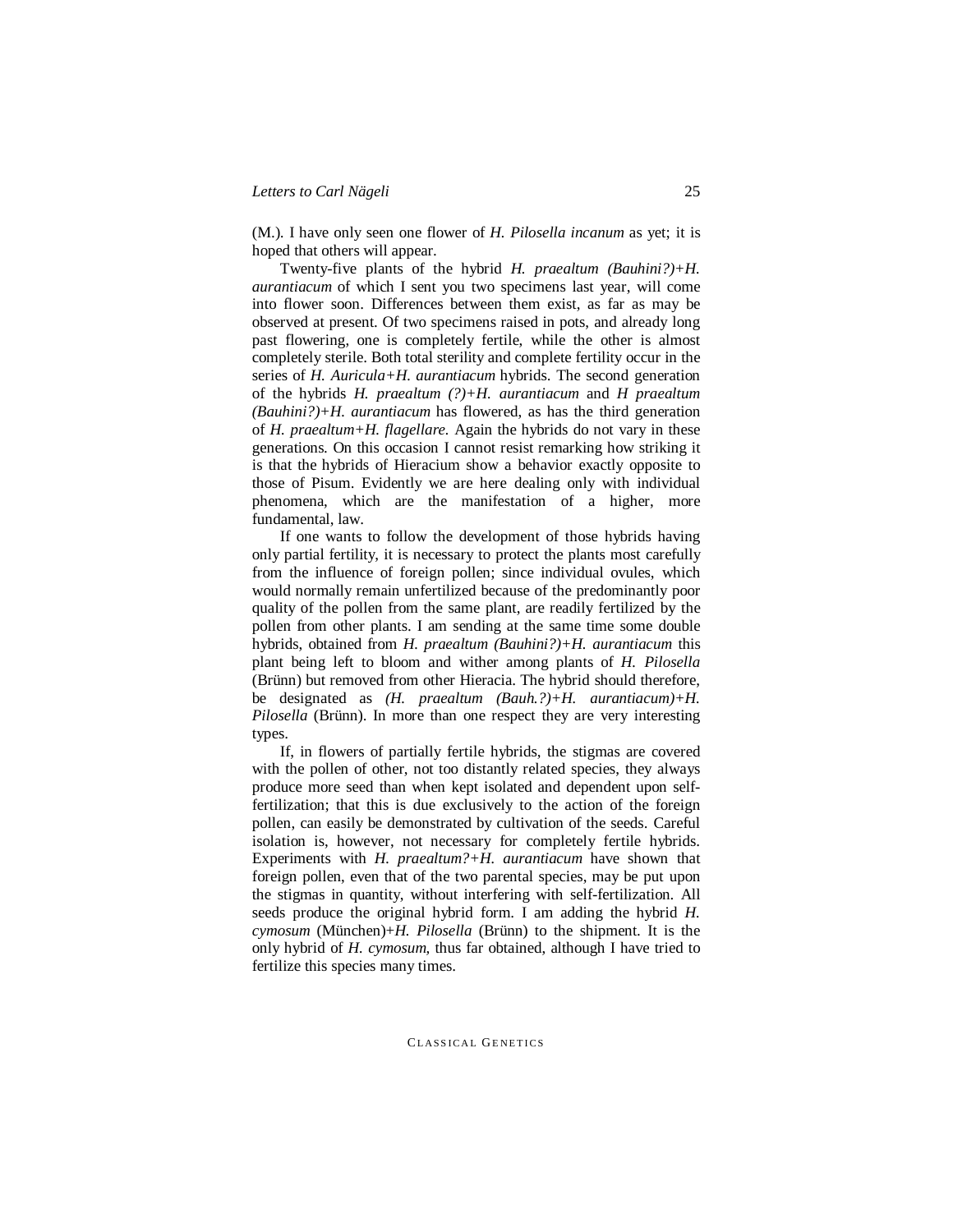(M.). I have only seen one flower of *H. Pilosella incanum* as yet; it is hoped that others will appear.

Twenty-five plants of the hybrid *H. praealtum (Bauhini?)+H. aurantiacum* of which I sent you two specimens last year, will come into flower soon. Differences between them exist, as far as may be observed at present. Of two specimens raised in pots, and already long past flowering, one is completely fertile, while the other is almost completely sterile. Both total sterility and complete fertility occur in the series of *H. Auricula+H. aurantiacum* hybrids. The second generation of the hybrids *H. praealtum (?)+H. aurantiacum* and *H praealtum (Bauhini?)+H. aurantiacum* has flowered, as has the third generation of *H. praealtum+H. flagellare.* Again the hybrids do not vary in these generations. On this occasion I cannot resist remarking how striking it is that the hybrids of Hieracium show a behavior exactly opposite to those of Pisum. Evidently we are here dealing only with individual phenomena, which are the manifestation of a higher, more fundamental, law.

If one wants to follow the development of those hybrids having only partial fertility, it is necessary to protect the plants most carefully from the influence of foreign pollen; since individual ovules, which would normally remain unfertilized because of the predominantly poor quality of the pollen from the same plant, are readily fertilized by the pollen from other plants. I am sending at the same time some double hybrids, obtained from *H. praealtum (Bauhini?)+H. aurantiacum* this plant being left to bloom and wither among plants of *H. Pilosella* (Brünn) but removed from other Hieracia. The hybrid should therefore, be designated as *(H. praealtum (Bauh.?)+H. aurantiacum)+H. Pilosella* (Brünn). In more than one respect they are very interesting types.

If, in flowers of partially fertile hybrids, the stigmas are covered with the pollen of other, not too distantly related species, they always produce more seed than when kept isolated and dependent upon self-fertilization; that this is due exclusively to the action of the foreign pollen, can easily be demonstrated by cultivation of the seeds. Careful isolation is, however, not necessary for completely fertile hybrids. Experiments with *H. praealtum?+H. aurantiacum* have shown that foreign pollen, even that of the two parental species, may be put upon the stigmas in quantity, without interfering with self-fertilization. All seeds produce the original hybrid form. I am adding the hybrid *H. cymosum* (München)+*H. Pilosella* (Brünn) to the shipment. It is the only hybrid of *H. cymosum,* thus far obtained, although I have tried to fertilize this species many times.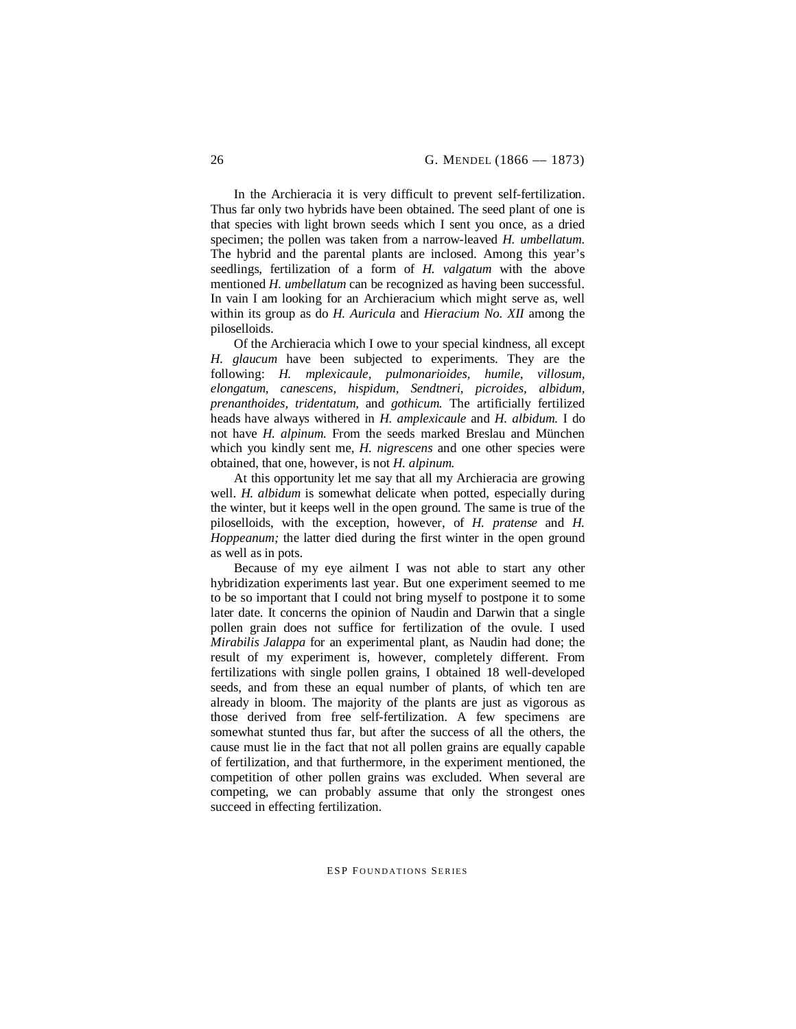In the Archieracia it is very difficult to prevent self-fertilization. Thus far only two hybrids have been obtained. The seed plant of one is that species with light brown seeds which I sent you once, as a dried specimen; the pollen was taken from a narrow-leaved *H. umbellatum.* The hybrid and the parental plants are inclosed. Among this year's seedlings, fertilization of a form of *H. valgatum* with the above mentioned *H. umbellatum* can be recognized as having been successful. In vain I am looking for an Archieracium which might serve as, well within its group as do *H. Auricula* and *Hieracium No. XII* among the piloselloids.

Of the Archieracia which I owe to your special kindness, all except *H. glaucum* have been subjected to experiments. They are the following: *H. mplexicaule, pulmonarioides, humile, villosum, elongatum, canescens, hispidum, Sendtneri, picroides, albidum, prenanthoides, tridentatum,* and *gothicum.* The artificially fertilized heads have always withered in *H. amplexicaule* and *H. albidum.* I do not have *H. alpinum.* From the seeds marked Breslau and München which you kindly sent me, *H. nigrescens* and one other species were obtained, that one, however, is not *H. alpinum.*

At this opportunity let me say that all my Archieracia are growing well. *H. albidum* is somewhat delicate when potted, especially during the winter, but it keeps well in the open ground. The same is true of the piloselloids, with the exception, however, of *H. pratense* and *H. Hoppeanum;* the latter died during the first winter in the open ground as well as in pots.

Because of my eye ailment I was not able to start any other hybridization experiments last year. But one experiment seemed to me to be so important that I could not bring myself to postpone it to some later date. It concerns the opinion of Naudin and Darwin that a single pollen grain does not suffice for fertilization of the ovule. I used *Mirabilis Jalappa* for an experimental plant, as Naudin had done; the result of my experiment is, however, completely different. From fertilizations with single pollen grains, I obtained 18 well-developed seeds, and from these an equal number of plants, of which ten are already in bloom. The majority of the plants are just as vigorous as those derived from free self-fertilization. A few specimens are somewhat stunted thus far, but after the success of all the others, the cause must lie in the fact that not all pollen grains are equally capable of fertilization, and that furthermore, in the experiment mentioned, the competition of other pollen grains was excluded. When several are competing, we can probably assume that only the strongest ones succeed in effecting fertilization.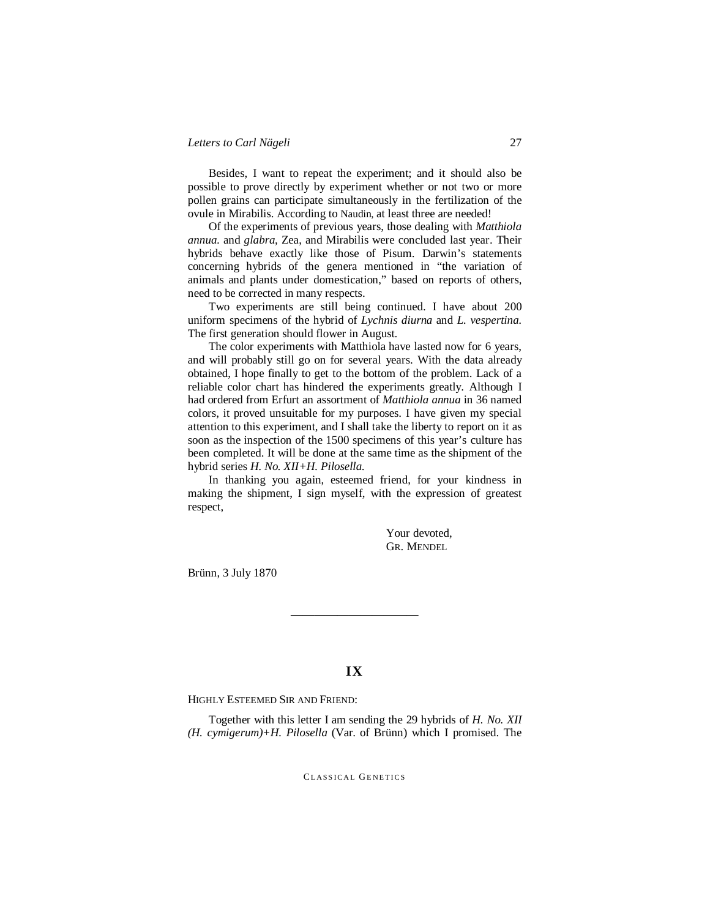Besides, I want to repeat the experiment; and it should also be possible to prove directly by experiment whether or not two or more pollen grains can participate simultaneously in the fertilization of the ovule in Mirabilis. According to Naudin, at least three are needed!

Of the experiments of previous years, those dealing with *Matthiola annua.* and *glabra,* Zea, and Mirabilis were concluded last year. Their hybrids behave exactly like those of Pisum. Darwin's statements concerning hybrids of the genera mentioned in "the variation of animals and plants under domestication," based on reports of others, need to be corrected in many respects.

Two experiments are still being continued. I have about 200 uniform specimens of the hybrid of *Lychnis diurna* and *L. vespertina.* The first generation should flower in August.

The color experiments with Matthiola have lasted now for 6 years, and will probably still go on for several years. With the data already obtained, I hope finally to get to the bottom of the problem. Lack of a reliable color chart has hindered the experiments greatly. Although I had ordered from Erfurt an assortment of *Matthiola annua* in 36 named colors, it proved unsuitable for my purposes. I have given my special attention to this experiment, and I shall take the liberty to report on it as soon as the inspection of the 1500 specimens of this year's culture has been completed. It will be done at the same time as the shipment of the hybrid series *H. No. XII+H. Pilosella.*

In thanking you again, esteemed friend, for your kindness in making the shipment, I sign myself, with the expression of greatest respect,

Your devoted,  
GR. MENDEL

Brünn, 3 July 1870

---

## IX

HIGHLY ESTEEMED SIR AND FRIEND:

Together with this letter I am sending the 29 hybrids of *H. No. XII (H. cymigerum)+H. Pilosella* (Var. of Brünn) which I promised. The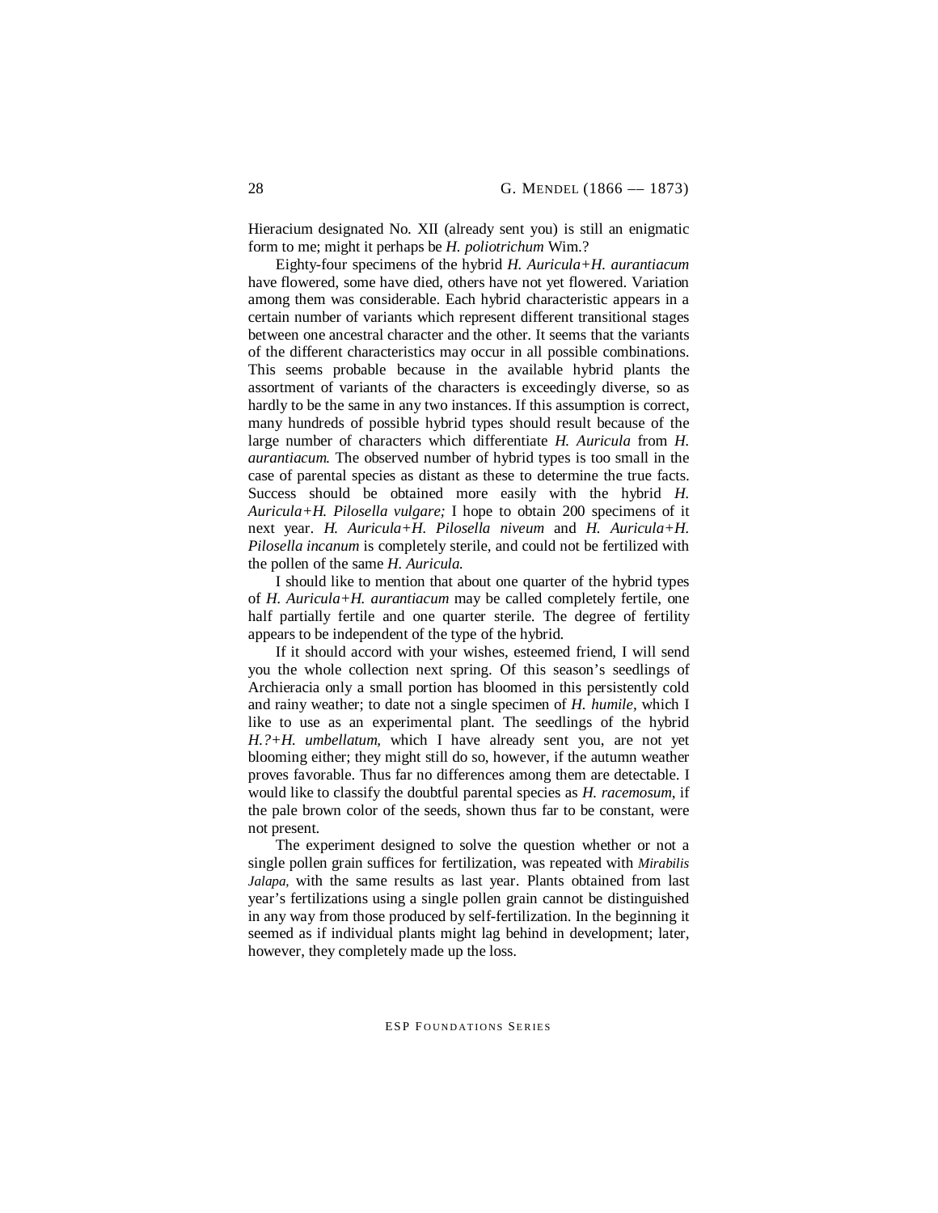Hieracium designated No. XII (already sent you) is still an enigmatic form to me; might it perhaps be *H. poliotrichum* Wim.?

Eighty-four specimens of the hybrid *H. Auricula+H. aurantiacum* have flowered, some have died, others have not yet flowered. Variation among them was considerable. Each hybrid characteristic appears in a certain number of variants which represent different transitional stages between one ancestral character and the other. It seems that the variants of the different characteristics may occur in all possible combinations. This seems probable because in the available hybrid plants the assortment of variants of the characters is exceedingly diverse, so as hardly to be the same in any two instances. If this assumption is correct, many hundreds of possible hybrid types should result because of the large number of characters which differentiate *H. Auricula* from *H. aurantiacum.* The observed number of hybrid types is too small in the case of parental species as distant as these to determine the true facts. Success should be obtained more easily with the hybrid *H. Auricula+H. Pilosella vulgare;* I hope to obtain 200 specimens of it next year. *H. Auricula+H. Pilosella niveum* and *H. Auricula+H. Pilosella incanum* is completely sterile, and could not be fertilized with the pollen of the same *H. Auricula.*

I should like to mention that about one quarter of the hybrid types of *H. Auricula+H. aurantiacum* may be called completely fertile, one half partially fertile and one quarter sterile. The degree of fertility appears to be independent of the type of the hybrid.

If it should accord with your wishes, esteemed friend, I will send you the whole collection next spring. Of this season's seedlings of Archieracia only a small portion has bloomed in this persistently cold and rainy weather; to date not a single specimen of *H. humile,* which I like to use as an experimental plant. The seedlings of the hybrid *H.?+H. umbellatum,* which I have already sent you, are not yet blooming either; they might still do so, however, if the autumn weather proves favorable. Thus far no differences among them are detectable. I would like to classify the doubtful parental species as *H. racemosum*, if the pale brown color of the seeds, shown thus far to be constant, were not present.

The experiment designed to solve the question whether or not a single pollen grain suffices for fertilization, was repeated with *Mirabilis Jalapa,* with the same results as last year. Plants obtained from last year's fertilizations using a single pollen grain cannot be distinguished in any way from those produced by self-fertilization. In the beginning it seemed as if individual plants might lag behind in development; later, however, they completely made up the loss.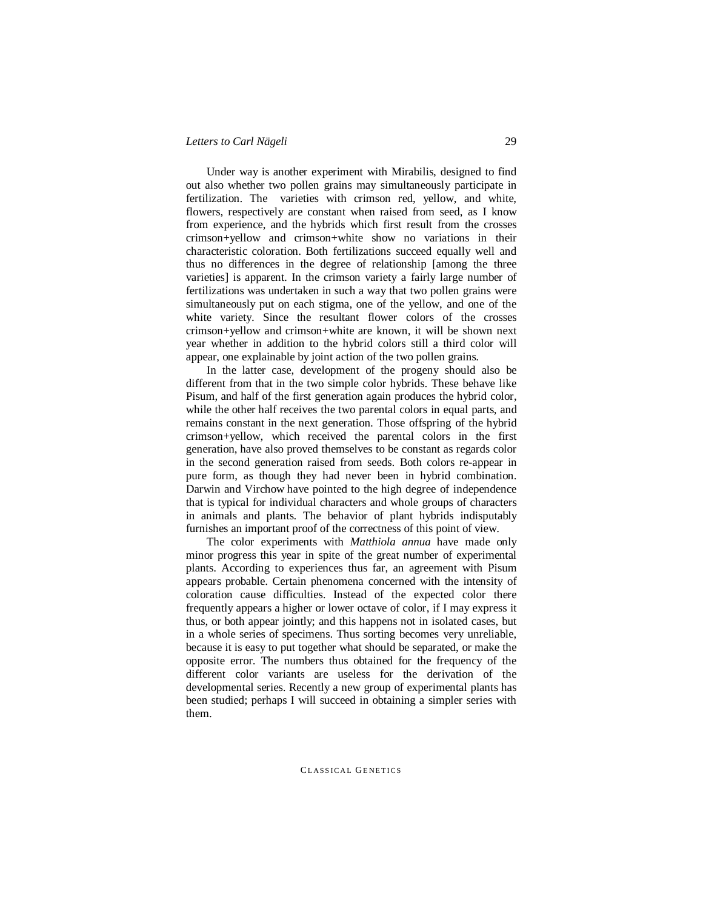Under way is another experiment with Mirabilis, designed to find out also whether two pollen grains may simultaneously participate in fertilization. The varieties with crimson red, yellow, and white, flowers, respectively are constant when raised from seed, as I know from experience, and the hybrids which first result from the crosses crimson+yellow and crimson+white show no variations in their characteristic coloration. Both fertilizations succeed equally well and thus no differences in the degree of relationship [among the three varieties] is apparent. In the crimson variety a fairly large number of fertilizations was undertaken in such a way that two pollen grains were simultaneously put on each stigma, one of the yellow, and one of the white variety. Since the resultant flower colors of the crosses crimson+yellow and crimson+white are known, it will be shown next year whether in addition to the hybrid colors still a third color will appear, one explainable by joint action of the two pollen grains.

In the latter case, development of the progeny should also be different from that in the two simple color hybrids. These behave like Pisum, and half of the first generation again produces the hybrid color, while the other half receives the two parental colors in equal parts, and remains constant in the next generation. Those offspring of the hybrid crimson+yellow, which received the parental colors in the first generation, have also proved themselves to be constant as regards color in the second generation raised from seeds. Both colors re-appear in pure form, as though they had never been in hybrid combination. Darwin and Virchow have pointed to the high degree of independence that is typical for individual characters and whole groups of characters in animals and plants. The behavior of plant hybrids indisputably furnishes an important proof of the correctness of this point of view.

The color experiments with *Matthiola annua* have made only minor progress this year in spite of the great number of experimental plants. According to experiences thus far, an agreement with Pisum appears probable. Certain phenomena concerned with the intensity of coloration cause difficulties. Instead of the expected color there frequently appears a higher or lower octave of color, if I may express it thus, or both appear jointly; and this happens not in isolated cases, but in a whole series of specimens. Thus sorting becomes very unreliable, because it is easy to put together what should be separated, or make the opposite error. The numbers thus obtained for the frequency of the different color variants are useless for the derivation of the developmental series. Recently a new group of experimental plants has been studied; perhaps I will succeed in obtaining a simpler series with them.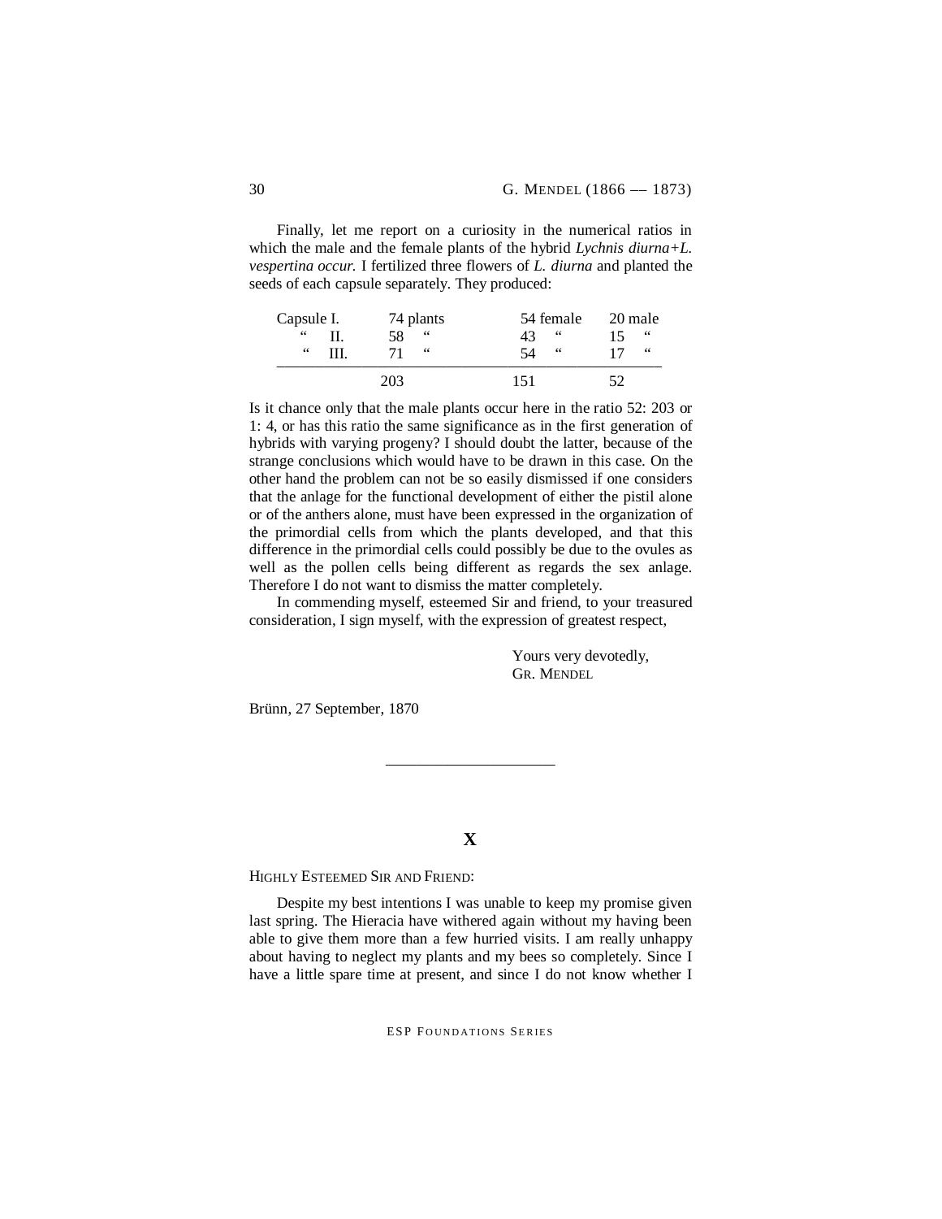Finally, let me report on a curiosity in the numerical ratios in which the male and the female plants of the hybrid *Lychnis diurna+L. vespertina occur.* I fertilized three flowers of *L. diurna* and planted the seeds of each capsule separately. They produced:

| | | | |
|---|---|---|---|
| Capsule I. | 74 plants | 54 female | 20 male |
| " II. | 58 " | 43 " | 15 " |
| " III. | 71 " | 54 " | 17 " |
| | 203 | 151 | 52 |

Is it chance only that the male plants occur here in the ratio 52: 203 or 1: 4, or has this ratio the same significance as in the first generation of hybrids with varying progeny? I should doubt the latter, because of the strange conclusions which would have to be drawn in this case. On the other hand the problem can not be so easily dismissed if one considers that the anlage for the functional development of either the pistil alone or of the anthers alone, must have been expressed in the organization of the primordial cells from which the plants developed, and that this difference in the primordial cells could possibly be due to the ovules as well as the pollen cells being different as regards the sex anlage. Therefore I do not want to dismiss the matter completely.

In commending myself, esteemed Sir and friend, to your treasured consideration, I sign myself, with the expression of greatest respect,

Yours very devotedly,
GR. MENDEL

Brünn, 27 September, 1870

---

## X

HIGHLY ESTEEMED SIR AND FRIEND:

Despite my best intentions I was unable to keep my promise given last spring. The Hieracia have withered again without my having been able to give them more than a few hurried visits. I am really unhappy about having to neglect my plants and my bees so completely. Since I have a little spare time at present, and since I do not know whether I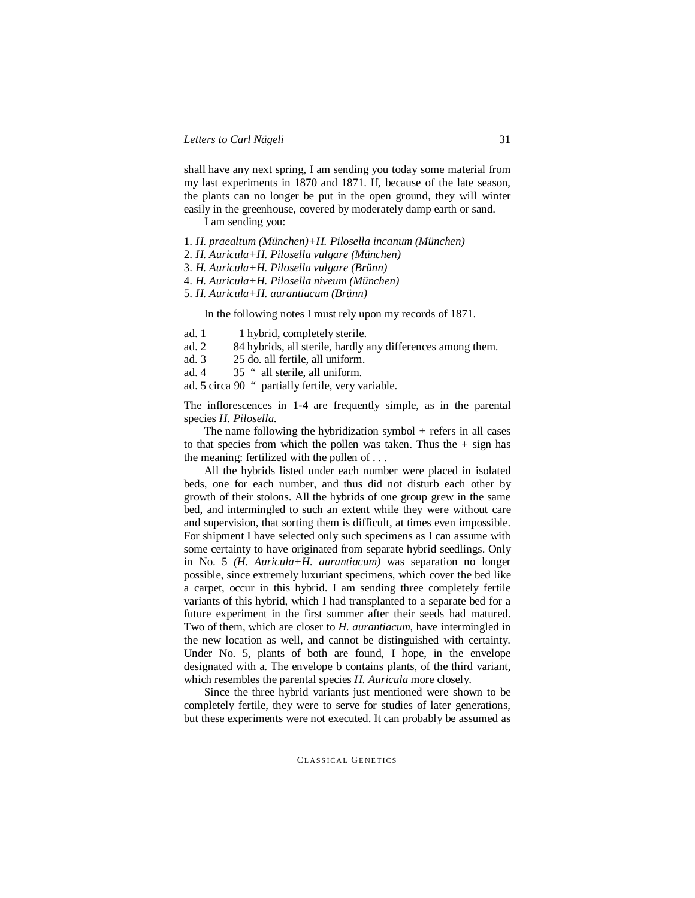shall have any next spring, I am sending you today some material from my last experiments in 1870 and 1871. If, because of the late season, the plants can no longer be put in the open ground, they will winter easily in the greenhouse, covered by moderately damp earth or sand.

I am sending you:

1. *H. praealtum (München)+H. Pilosella incanum (München)*
2. *H. Auricula+H. Pilosella vulgare (München)*
3. *H. Auricula+H. Pilosella vulgare (Brünn)*
4. *H. Auricula+H. Pilosella niveum (München)*
5. *H. Auricula+H. aurantiacum (Brünn)*

In the following notes I must rely upon my records of 1871.

ad. 1 &nbsp;&nbsp;&nbsp;&nbsp;&nbsp;&nbsp;&nbsp;1 hybrid, completely sterile.
ad. 2 &nbsp;&nbsp;&nbsp;&nbsp;84 hybrids, all sterile, hardly any differences among them.
ad. 3 &nbsp;&nbsp;&nbsp;&nbsp;25 do. all fertile, all uniform.
ad. 4 &nbsp;&nbsp;&nbsp;&nbsp;35 " all sterile, all uniform.
ad. 5 circa 90 " partially fertile, very variable.

The inflorescences in 1-4 are frequently simple, as in the parental species *H. Pilosella.*

The name following the hybridization symbol + refers in all cases to that species from which the pollen was taken. Thus the + sign has the meaning: fertilized with the pollen of . . .

All the hybrids listed under each number were placed in isolated beds, one for each number, and thus did not disturb each other by growth of their stolons. All the hybrids of one group grew in the same bed, and intermingled to such an extent while they were without care and supervision, that sorting them is difficult, at times even impossible. For shipment I have selected only such specimens as I can assume with some certainty to have originated from separate hybrid seedlings. Only in No. 5 *(H. Auricula+H. aurantiacum)* was separation no longer possible, since extremely luxuriant specimens, which cover the bed like a carpet, occur in this hybrid. I am sending three completely fertile variants of this hybrid, which I had transplanted to a separate bed for a future experiment in the first summer after their seeds had matured. Two of them, which are closer to *H. aurantiacum*, have intermingled in the new location as well, and cannot be distinguished with certainty. Under No. 5, plants of both are found, I hope, in the envelope designated with a. The envelope b contains plants, of the third variant, which resembles the parental species *H. Auricula* more closely.

Since the three hybrid variants just mentioned were shown to be completely fertile, they were to serve for studies of later generations, but these experiments were not executed. It can probably be assumed as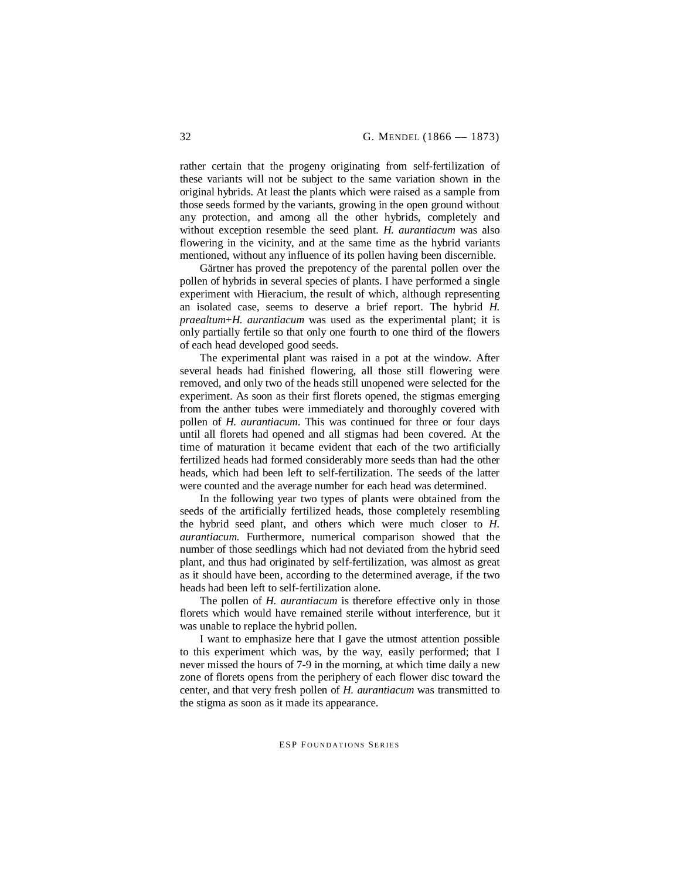rather certain that the progeny originating from self-fertilization of these variants will not be subject to the same variation shown in the original hybrids. At least the plants which were raised as a sample from those seeds formed by the variants, growing in the open ground without any protection, and among all the other hybrids, completely and without exception resemble the seed plant. *H. aurantiacum* was also flowering in the vicinity, and at the same time as the hybrid variants mentioned, without any influence of its pollen having been discernible.

Gärtner has proved the prepotency of the parental pollen over the pollen of hybrids in several species of plants. I have performed a single experiment with Hieracium, the result of which, although representing an isolated case, seems to deserve a brief report. The hybrid *H. praealtum*+*H. aurantiacum* was used as the experimental plant; it is only partially fertile so that only one fourth to one third of the flowers of each head developed good seeds.

The experimental plant was raised in a pot at the window. After several heads had finished flowering, all those still flowering were removed, and only two of the heads still unopened were selected for the experiment. As soon as their first florets opened, the stigmas emerging from the anther tubes were immediately and thoroughly covered with pollen of *H. aurantiacum*. This was continued for three or four days until all florets had opened and all stigmas had been covered. At the time of maturation it became evident that each of the two artificially fertilized heads had formed considerably more seeds than had the other heads, which had been left to self-fertilization. The seeds of the latter were counted and the average number for each head was determined.

In the following year two types of plants were obtained from the seeds of the artificially fertilized heads, those completely resembling the hybrid seed plant, and others which were much closer to *H. aurantiacum.* Furthermore, numerical comparison showed that the number of those seedlings which had not deviated from the hybrid seed plant, and thus had originated by self-fertilization, was almost as great as it should have been, according to the determined average, if the two heads had been left to self-fertilization alone.

The pollen of *H. aurantiacum* is therefore effective only in those florets which would have remained sterile without interference, but it was unable to replace the hybrid pollen.

I want to emphasize here that I gave the utmost attention possible to this experiment which was, by the way, easily performed; that I never missed the hours of 7-9 in the morning, at which time daily a new zone of florets opens from the periphery of each flower disc toward the center, and that very fresh pollen of *H. aurantiacum* was transmitted to the stigma as soon as it made its appearance.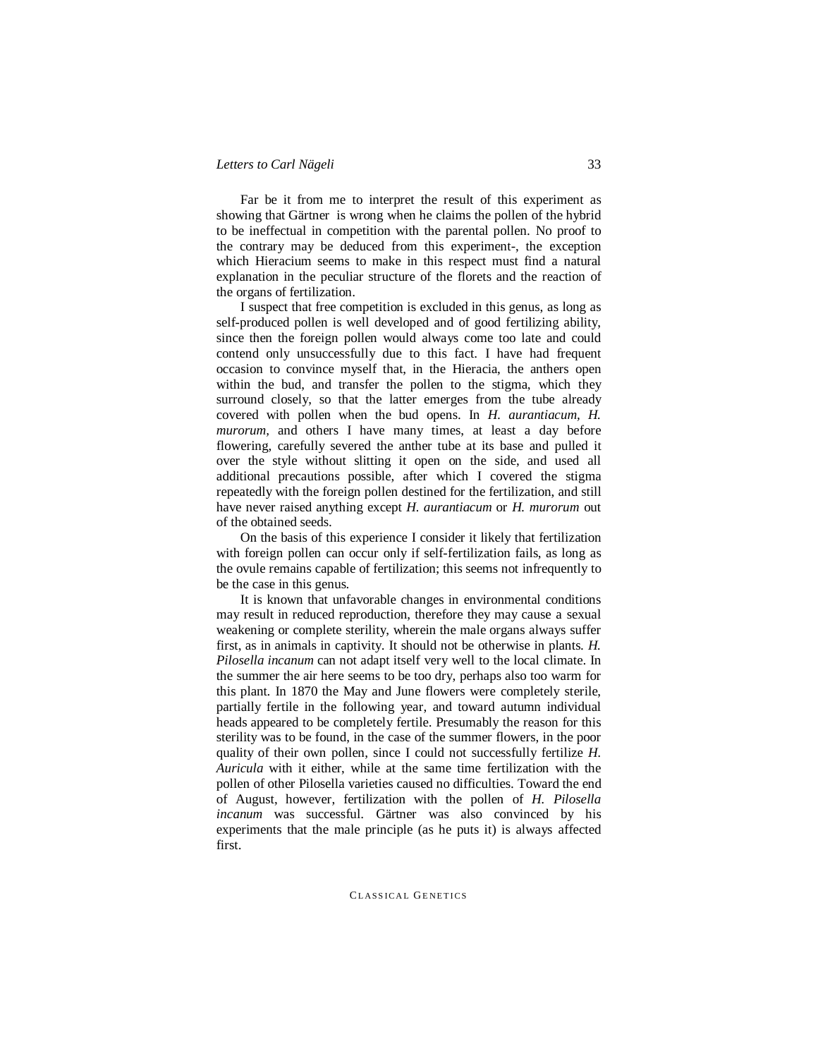Far be it from me to interpret the result of this experiment as showing that Gärtner is wrong when he claims the pollen of the hybrid to be ineffectual in competition with the parental pollen. No proof to the contrary may be deduced from this experiment-, the exception which Hieracium seems to make in this respect must find a natural explanation in the peculiar structure of the florets and the reaction of the organs of fertilization.

I suspect that free competition is excluded in this genus, as long as self-produced pollen is well developed and of good fertilizing ability, since then the foreign pollen would always come too late and could contend only unsuccessfully due to this fact. I have had frequent occasion to convince myself that, in the Hieracia, the anthers open within the bud, and transfer the pollen to the stigma, which they surround closely, so that the latter emerges from the tube already covered with pollen when the bud opens. In *H. aurantiacum, H. murorum,* and others I have many times, at least a day before flowering, carefully severed the anther tube at its base and pulled it over the style without slitting it open on the side, and used all additional precautions possible, after which I covered the stigma repeatedly with the foreign pollen destined for the fertilization, and still have never raised anything except *H. aurantiacum* or *H. murorum* out of the obtained seeds.

On the basis of this experience I consider it likely that fertilization with foreign pollen can occur only if self-fertilization fails, as long as the ovule remains capable of fertilization; this seems not infrequently to be the case in this genus.

It is known that unfavorable changes in environmental conditions may result in reduced reproduction, therefore they may cause a sexual weakening or complete sterility, wherein the male organs always suffer first, as in animals in captivity. It should not be otherwise in plants. *H. Pilosella incanum* can not adapt itself very well to the local climate. In the summer the air here seems to be too dry, perhaps also too warm for this plant. In 1870 the May and June flowers were completely sterile, partially fertile in the following year, and toward autumn individual heads appeared to be completely fertile. Presumably the reason for this sterility was to be found, in the case of the summer flowers, in the poor quality of their own pollen, since I could not successfully fertilize *H. Auricula* with it either, while at the same time fertilization with the pollen of other Pilosella varieties caused no difficulties. Toward the end of August, however, fertilization with the pollen of *H. Pilosella incanum* was successful. Gärtner was also convinced by his experiments that the male principle (as he puts it) is always affected first.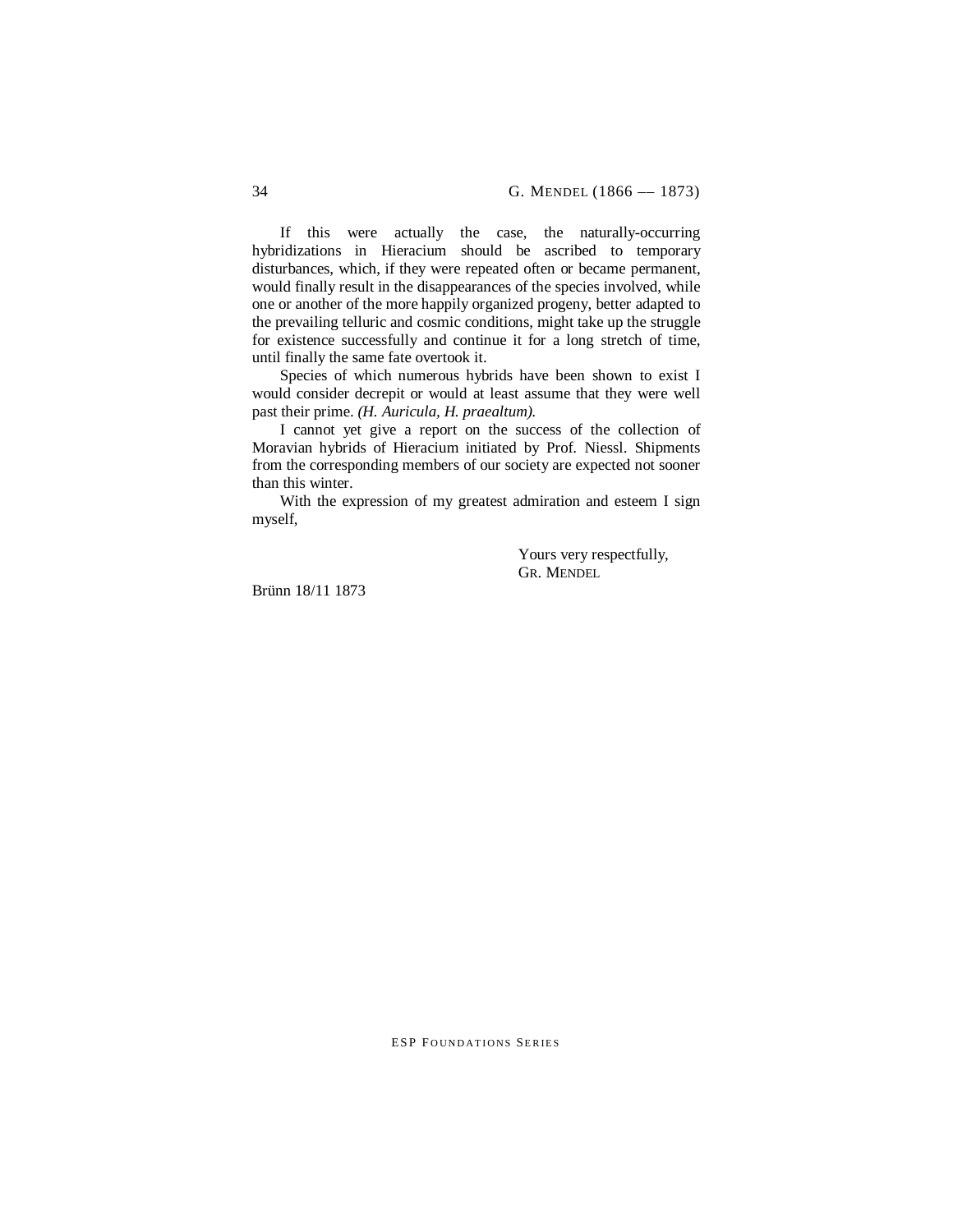If this were actually the case, the naturally-occurring hybridizations in Hieracium should be ascribed to temporary disturbances, which, if they were repeated often or became permanent, would finally result in the disappearances of the species involved, while one or another of the more happily organized progeny, better adapted to the prevailing telluric and cosmic conditions, might take up the struggle for existence successfully and continue it for a long stretch of time, until finally the same fate overtook it.

Species of which numerous hybrids have been shown to exist I would consider decrepit or would at least assume that they were well past their prime. *(H. Auricula, H. praealtum).*

I cannot yet give a report on the success of the collection of Moravian hybrids of Hieracium initiated by Prof. Niessl. Shipments from the corresponding members of our society are expected not sooner than this winter.

With the expression of my greatest admiration and esteem I sign myself,

Yours very respectfully,
GR. MENDEL

Brünn 18/11 1873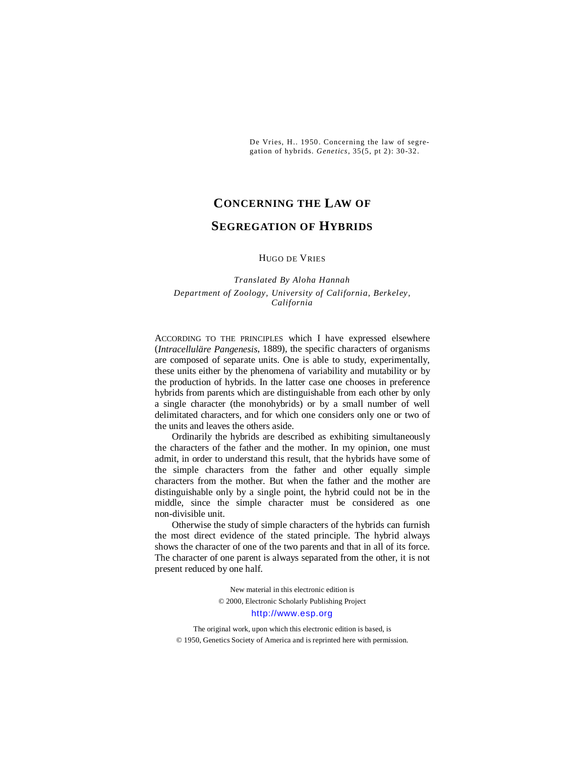De Vries, H.. 1950. Concerning the law of segregation of hybrids. *Genetics*, 35(5, pt 2): 30-32.

# CONCERNING THE LAW OF SEGREGATION OF HYBRIDS

HUGO DE VRIES

*Translated By Aloha Hannah*

*Department of Zoology, University of California, Berkeley, California*

ACCORDING TO THE PRINCIPLES which I have expressed elsewhere (*Intracelluläre Pangenesis*, 1889), the specific characters of organisms are composed of separate units. One is able to study, experimentally, these units either by the phenomena of variability and mutability or by the production of hybrids. In the latter case one chooses in preference hybrids from parents which are distinguishable from each other by only a single character (the monohybrids) or by a small number of well delimitated characters, and for which one considers only one or two of the units and leaves the others aside.

Ordinarily the hybrids are described as exhibiting simultaneously the characters of the father and the mother. In my opinion, one must admit, in order to understand this result, that the hybrids have some of the simple characters from the father and other equally simple characters from the mother. But when the father and the mother are distinguishable only by a single point, the hybrid could not be in the middle, since the simple character must be considered as one non-divisible unit.

Otherwise the study of simple characters of the hybrids can furnish the most direct evidence of the stated principle. The hybrid always shows the character of one of the two parents and that in all of its force. The character of one parent is always separated from the other, it is not present reduced by one half.

New material in this electronic edition is
© 2000, Electronic Scholarly Publishing Project
http://www.esp.org

The original work, upon which this electronic edition is based, is
© 1950, Genetics Society of America and is reprinted here with permission.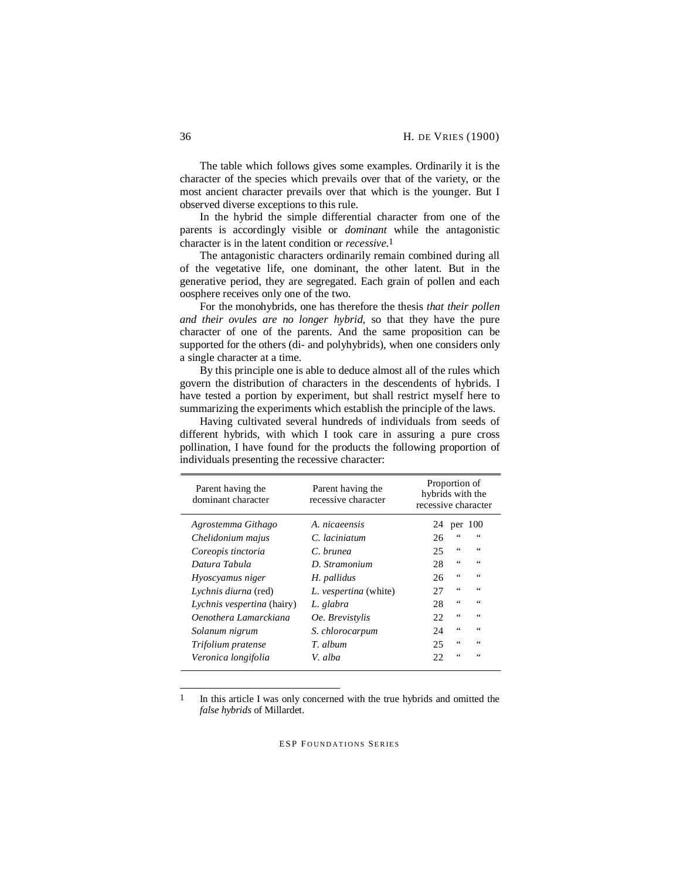The table which follows gives some examples. Ordinarily it is the character of the species which prevails over that of the variety, or the most ancient character prevails over that which is the younger. But I observed diverse exceptions to this rule.

In the hybrid the simple differential character from one of the parents is accordingly visible or *dominant* while the antagonistic character is in the latent condition or *recessive*.[1]

The antagonistic characters ordinarily remain combined during all of the vegetative life, one dominant, the other latent. But in the generative period, they are segregated. Each grain of pollen and each oosphere receives only one of the two.

For the monohybrids, one has therefore the thesis *that their pollen and their ovules are no longer hybrid,* so that they have the pure character of one of the parents. And the same proposition can be supported for the others (di- and polyhybrids), when one considers only a single character at a time.

By this principle one is able to deduce almost all of the rules which govern the distribution of characters in the descendents of hybrids. I have tested a portion by experiment, but shall restrict myself here to summarizing the experiments which establish the principle of the laws.

Having cultivated several hundreds of individuals from seeds of different hybrids, with which I took care in assuring a pure cross pollination, I have found for the products the following proportion of individuals presenting the recessive character:

| Parent having the dominant character | Parent having the recessive character | Proportion of hybrids with the recessive character |
|---|---|---|
| *Agrostemma Githago* | *A. nicaeensis* | 24 per 100 |
| *Chelidonium majus* | *C. laciniatum* | 26 " " |
| *Coreopis tinctoria* | *C. brunea* | 25 " " |
| *Datura Tabula* | *D. Stramonium* | 28 " " |
| *Hyoscyamus niger* | *H. pallidus* | 26 " " |
| *Lychnis diurna* (red) | *L. vespertina* (white) | 27 " " |
| *Lychnis vespertina* (hairy) | *L. glabra* | 28 " " |
| *Oenothera Lamarckiana* | *Oe. Brevistylis* | 22 " " |
| *Solanum nigrum* | *S. chlorocarpum* | 24 " " |
| *Trifolium pratense* | *T. album* | 25 " " |
| *Veronica longifolia* | *V. alba* | 22 " " |

[1] In this article I was only concerned with the true hybrids and omitted the *false hybrids* of Millardet.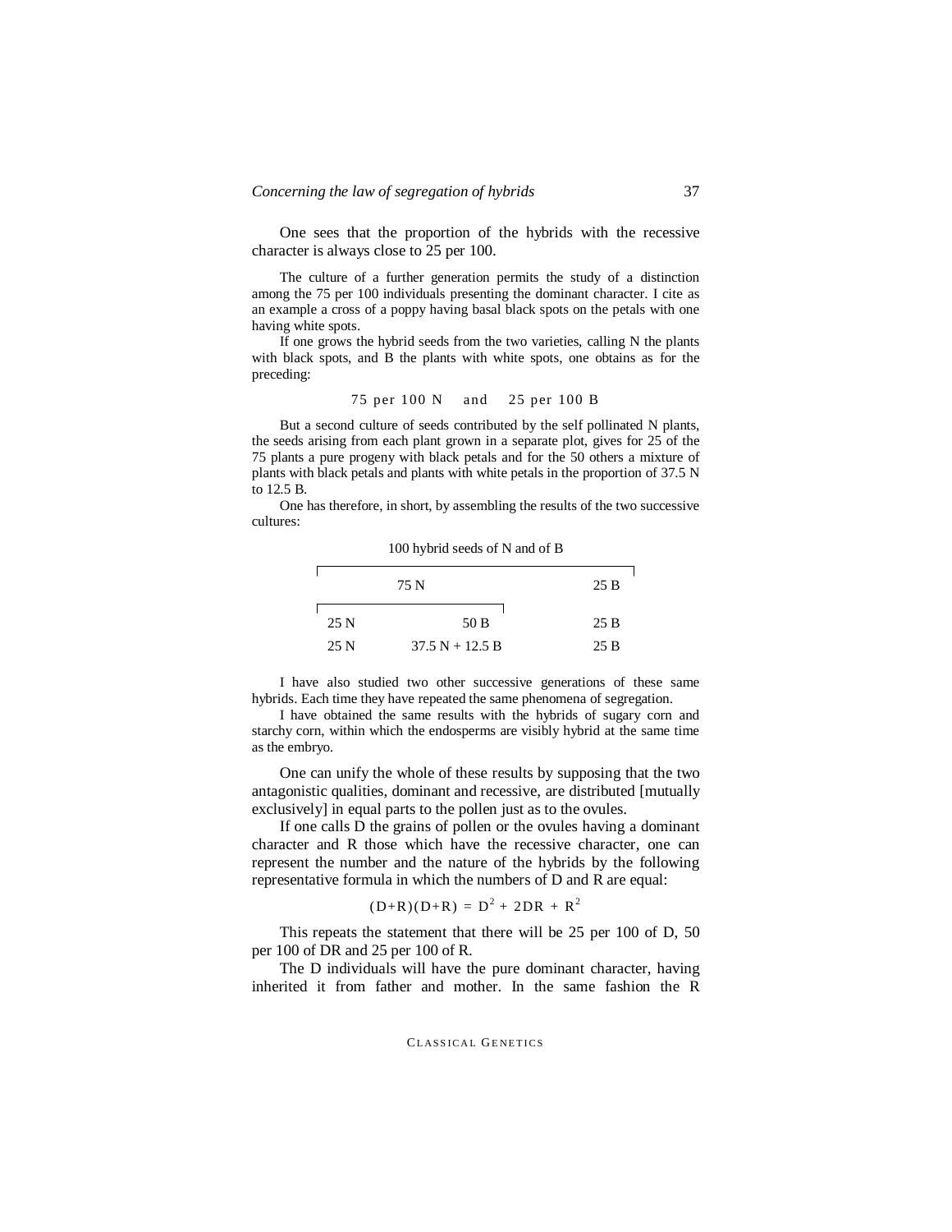One sees that the proportion of the hybrids with the recessive character is always close to 25 per 100.

The culture of a further generation permits the study of a distinction among the 75 per 100 individuals presenting the dominant character. I cite as an example a cross of a poppy having basal black spots on the petals with one having white spots.

If one grows the hybrid seeds from the two varieties, calling N the plants with black spots, and B the plants with white spots, one obtains as for the preceding:

75 per 100 N and 25 per 100 B

But a second culture of seeds contributed by the self pollinated N plants, the seeds arising from each plant grown in a separate plot, gives for 25 of the 75 plants a pure progeny with black petals and for the 50 others a mixture of plants with black petals and plants with white petals in the proportion of 37.5 N to 12.5 B.

One has therefore, in short, by assembling the results of the two successive cultures:

| 100 hybrid seeds of N and of B | | |
|---|---|---|
| 75 N | | 25 B |
| 25 N | 50 B | 25 B |
| 25 N | 37.5 N + 12.5 B | 25 B |

I have also studied two other successive generations of these same hybrids. Each time they have repeated the same phenomena of segregation.

I have obtained the same results with the hybrids of sugary corn and starchy corn, within which the endosperms are visibly hybrid at the same time as the embryo.

One can unify the whole of these results by supposing that the two antagonistic qualities, dominant and recessive, are distributed [mutually exclusively] in equal parts to the pollen just as to the ovules.

If one calls D the grains of pollen or the ovules having a dominant character and R those which have the recessive character, one can represent the number and the nature of the hybrids by the following representative formula in which the numbers of D and R are equal:

$$(D+R)(D+R) = D^2 + 2DR + R^2$$

This repeats the statement that there will be 25 per 100 of D, 50 per 100 of DR and 25 per 100 of R.

The D individuals will have the pure dominant character, having inherited it from father and mother. In the same fashion the R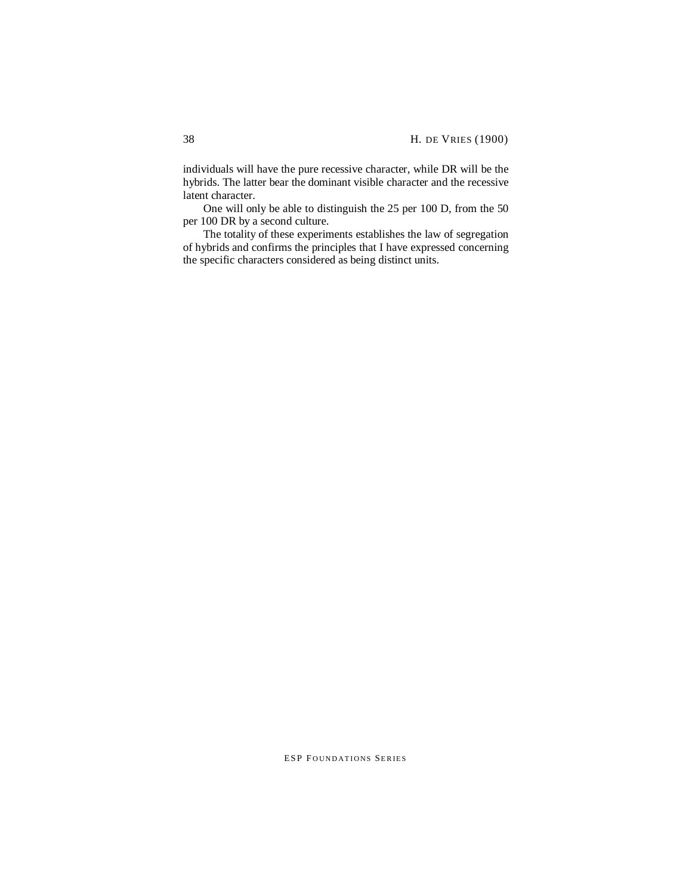individuals will have the pure recessive character, while DR will be the hybrids. The latter bear the dominant visible character and the recessive latent character.

One will only be able to distinguish the 25 per 100 D, from the 50 per 100 DR by a second culture.

The totality of these experiments establishes the law of segregation of hybrids and confirms the principles that I have expressed concerning the specific characters considered as being distinct units.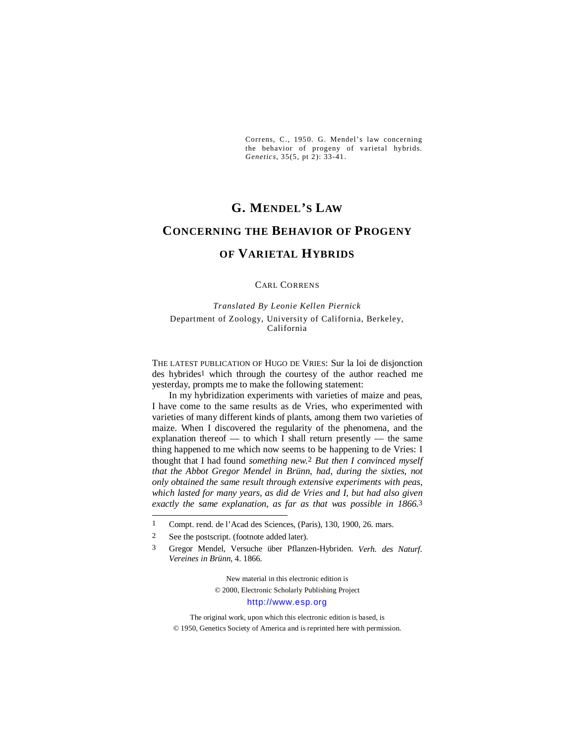Correns, C., 1950. G. Mendel's law concerning the behavior of progeny of varietal hybrids. *Genetics*, 35(5, pt 2): 33-41.

# G. MENDEL'S LAW CONCERNING THE BEHAVIOR OF PROGENY OF VARIETAL HYBRIDS

CARL CORRENS

*Translated By Leonie Kellen Piernick*

Department of Zoology, University of California, Berkeley, California

THE LATEST PUBLICATION OF HUGO DE VRIES: Sur la loi de disjonction des hybrides[1] which through the courtesy of the author reached me yesterday, prompts me to make the following statement:

In my hybridization experiments with varieties of maize and peas, I have come to the same results as de Vries, who experimented with varieties of many different kinds of plants, among them two varieties of maize. When I discovered the regularity of the phenomena, and the explanation thereof — to which I shall return presently — the same thing happened to me which now seems to be happening to de Vries: I thought that I had found *something new.*[2] *But then I convinced myself that the Abbot Gregor Mendel in Brünn, had, during the sixties, not only obtained the same result through extensive experiments with peas, which lasted for many years, as did de Vries and I, but had also given exactly the same explanation, as far as that was possible in 1866.*[3]

---

1 Compt. rend. de l'Acad des Sciences, (Paris), 130, 1900, 26. mars.

2 See the postscript. (footnote added later).

3 Gregor Mendel, Versuche über Pflanzen-Hybriden. *Verh. des Naturf. Vereines in Brünn*, 4. 1866.

New material in this electronic edition is
© 2000, Electronic Scholarly Publishing Project
http://www.esp.org

The original work, upon which this electronic edition is based, is
© 1950, Genetics Society of America and is reprinted here with permission.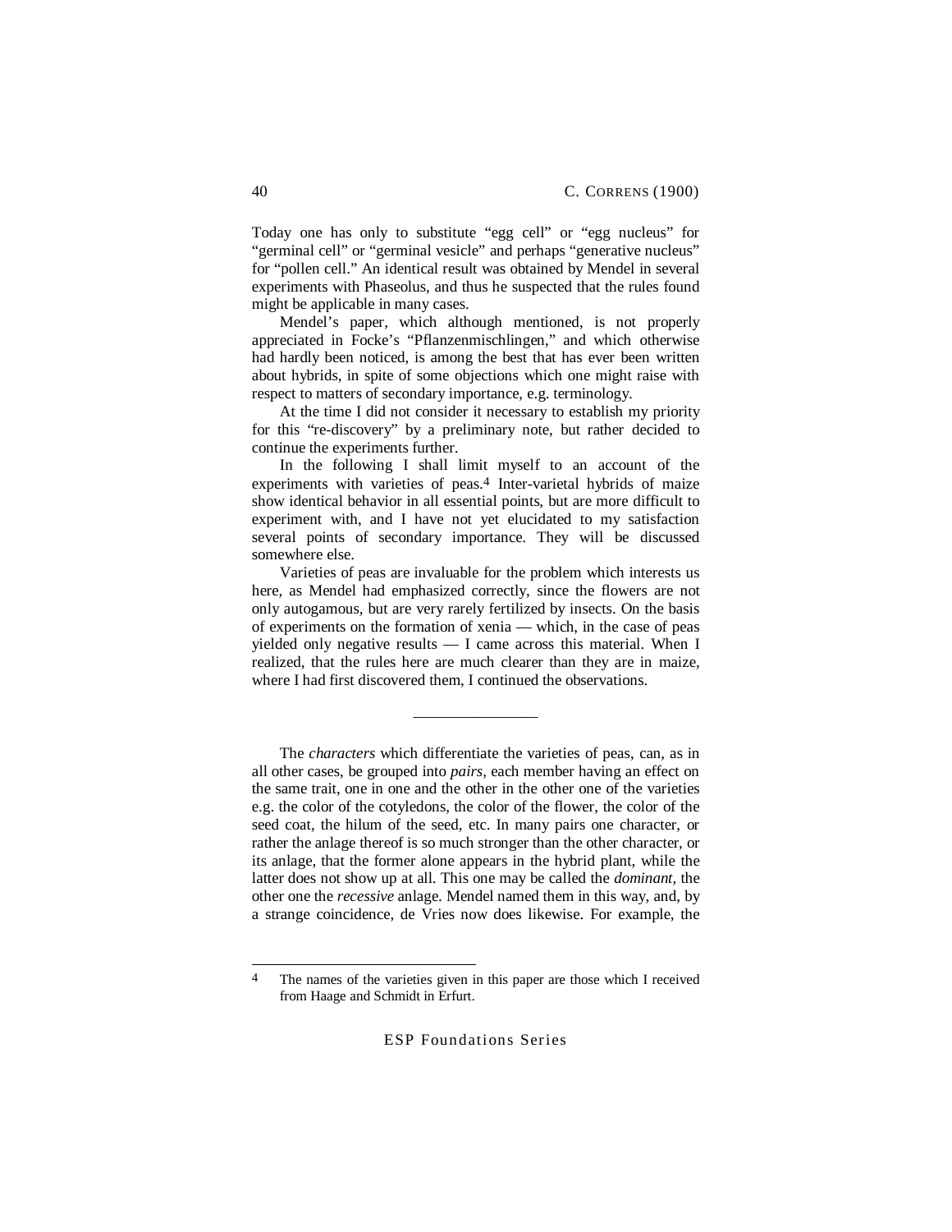Today one has only to substitute "egg cell" or "egg nucleus" for "germinal cell" or "germinal vesicle" and perhaps "generative nucleus" for "pollen cell." An identical result was obtained by Mendel in several experiments with Phaseolus, and thus he suspected that the rules found might be applicable in many cases.

Mendel's paper, which although mentioned, is not properly appreciated in Focke's "Pflanzenmischlingen," and which otherwise had hardly been noticed, is among the best that has ever been written about hybrids, in spite of some objections which one might raise with respect to matters of secondary importance, e.g. terminology.

At the time I did not consider it necessary to establish my priority for this "re-discovery" by a preliminary note, but rather decided to continue the experiments further.

In the following I shall limit myself to an account of the experiments with varieties of peas.[4] Inter-varietal hybrids of maize show identical behavior in all essential points, but are more difficult to experiment with, and I have not yet elucidated to my satisfaction several points of secondary importance. They will be discussed somewhere else.

Varieties of peas are invaluable for the problem which interests us here, as Mendel had emphasized correctly, since the flowers are not only autogamous, but are very rarely fertilized by insects. On the basis of experiments on the formation of xenia — which, in the case of peas yielded only negative results — I came across this material. When I realized, that the rules here are much clearer than they are in maize, where I had first discovered them, I continued the observations.

---

The *characters* which differentiate the varieties of peas, can, as in all other cases, be grouped into *pairs*, each member having an effect on the same trait, one in one and the other in the other one of the varieties e.g. the color of the cotyledons, the color of the flower, the color of the seed coat, the hilum of the seed, etc. In many pairs one character, or rather the anlage thereof is so much stronger than the other character, or its anlage, that the former alone appears in the hybrid plant, while the latter does not show up at all. This one may be called the *dominant*, the other one the *recessive* anlage. Mendel named them in this way, and, by a strange coincidence, de Vries now does likewise. For example, the

[4] The names of the varieties given in this paper are those which I received from Haage and Schmidt in Erfurt.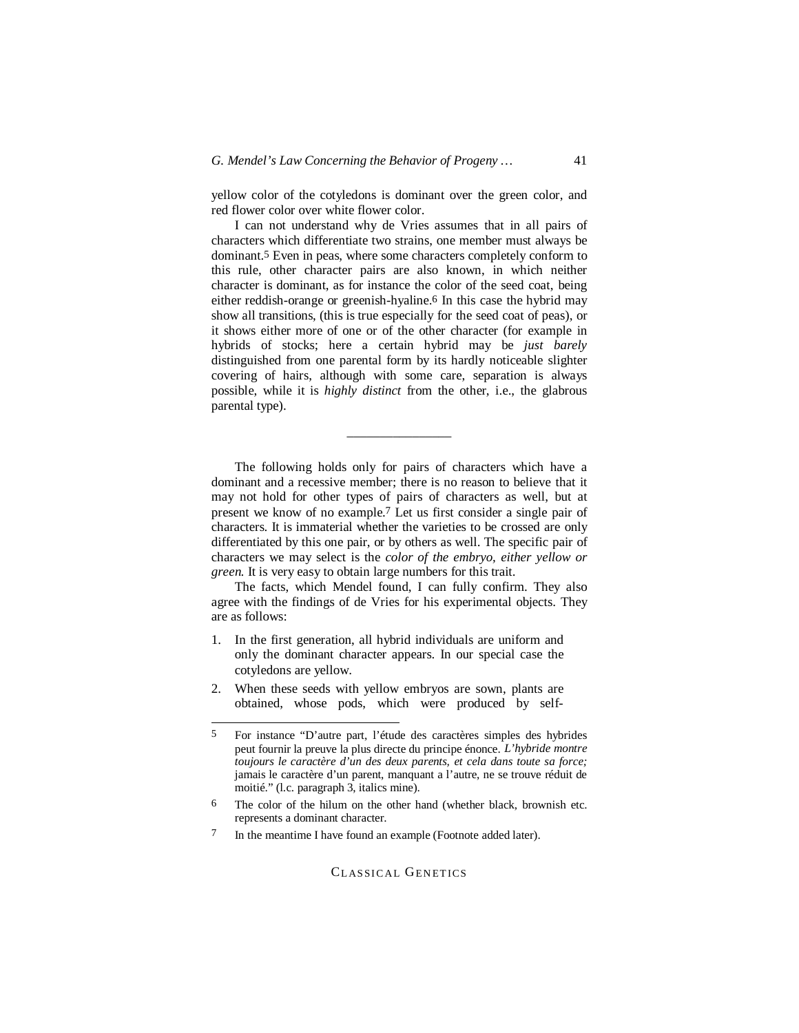yellow color of the cotyledons is dominant over the green color, and red flower color over white flower color.

I can not understand why de Vries assumes that in all pairs of characters which differentiate two strains, one member must always be dominant.[5] Even in peas, where some characters completely conform to this rule, other character pairs are also known, in which neither character is dominant, as for instance the color of the seed coat, being either reddish-orange or greenish-hyaline.[6] In this case the hybrid may show all transitions, (this is true especially for the seed coat of peas), or it shows either more of one or of the other character (for example in hybrids of stocks; here a certain hybrid may be *just barely* distinguished from one parental form by its hardly noticeable slighter covering of hairs, although with some care, separation is always possible, while it is *highly distinct* from the other, i.e., the glabrous parental type).

---

The following holds only for pairs of characters which have a dominant and a recessive member; there is no reason to believe that it may not hold for other types of pairs of characters as well, but at present we know of no example.[7] Let us first consider a single pair of characters. It is immaterial whether the varieties to be crossed are only differentiated by this one pair, or by others as well. The specific pair of characters we may select is the *color of the embryo, either yellow or green.* It is very easy to obtain large numbers for this trait.

The facts, which Mendel found, I can fully confirm. They also agree with the findings of de Vries for his experimental objects. They are as follows:

1. In the first generation, all hybrid individuals are uniform and only the dominant character appears. In our special case the cotyledons are yellow.
2. When these seeds with yellow embryos are sown, plants are obtained, whose pods, which were produced by self-

---

[5] For instance "D'autre part, l'étude des caractères simples des hybrides peut fournir la preuve la plus directe du principe énonce. *L'hybride montre toujours le caractère d'un des deux parents, et cela dans toute sa force;* jamais le caractère d'un parent, manquant a l'autre, ne se trouve réduit de moitié." (l.c. paragraph 3, italics mine).

[6] The color of the hilum on the other hand (whether black, brownish etc. represents a dominant character.

[7] In the meantime I have found an example (Footnote added later).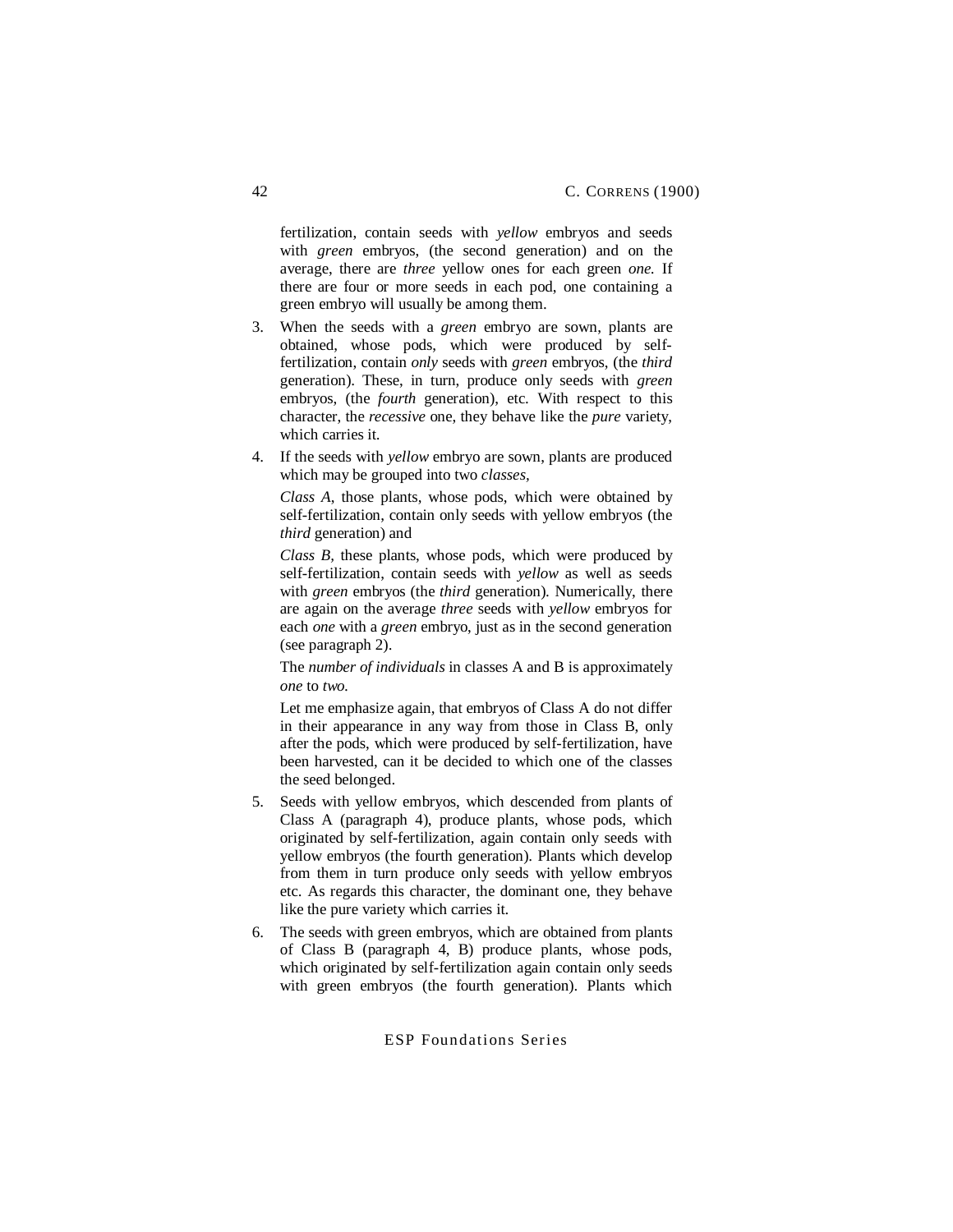fertilization, contain seeds with *yellow* embryos and seeds with *green* embryos, (the second generation) and on the average, there are *three* yellow ones for each green *one.* If there are four or more seeds in each pod, one containing a green embryo will usually be among them.

3. When the seeds with a *green* embryo are sown, plants are obtained, whose pods, which were produced by self-fertilization, contain *only* seeds with *green* embryos, (the *third* generation). These, in turn, produce only seeds with *green* embryos, (the *fourth* generation), etc. With respect to this character, the *recessive* one, they behave like the *pure* variety, which carries it.

4. If the seeds with *yellow* embryo are sown, plants are produced which may be grouped into two *classes,*

   *Class A,* those plants, whose pods, which were obtained by self-fertilization, contain only seeds with yellow embryos (the *third* generation) and

   *Class B,* these plants, whose pods, which were produced by self-fertilization, contain seeds with *yellow* as well as seeds with *green* embryos (the *third* generation). Numerically, there are again on the average *three* seeds with *yellow* embryos for each *one* with a *green* embryo, just as in the second generation (see paragraph 2).

   The *number of individuals* in classes A and B is approximately *one* to *two.*

   Let me emphasize again, that embryos of Class A do not differ in their appearance in any way from those in Class B, only after the pods, which were produced by self-fertilization, have been harvested, can it be decided to which one of the classes the seed belonged.

5. Seeds with yellow embryos, which descended from plants of Class A (paragraph 4), produce plants, whose pods, which originated by self-fertilization, again contain only seeds with yellow embryos (the fourth generation). Plants which develop from them in turn produce only seeds with yellow embryos etc. As regards this character, the dominant one, they behave like the pure variety which carries it.

6. The seeds with green embryos, which are obtained from plants of Class B (paragraph 4, B) produce plants, whose pods, which originated by self-fertilization again contain only seeds with green embryos (the fourth generation). Plants which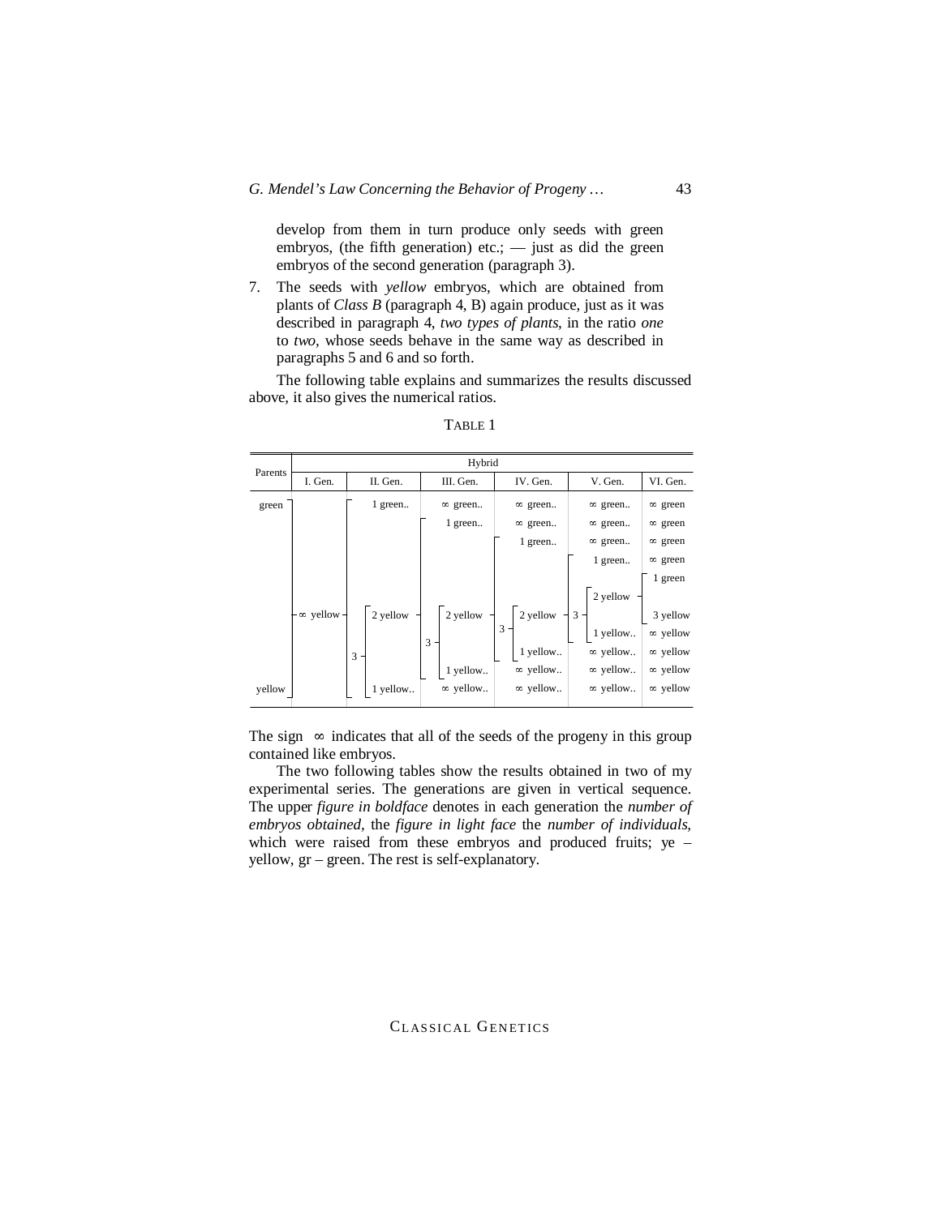develop from them in turn produce only seeds with green embryos, (the fifth generation) etc.; — just as did the green embryos of the second generation (paragraph 3).

7. The seeds with *yellow* embryos, which are obtained from plants of *Class B* (paragraph 4, B) again produce, just as it was described in paragraph 4, *two types of plants*, in the ratio *one* to *two*, whose seeds behave in the same way as described in paragraphs 5 and 6 and so forth.

The following table explains and summarizes the results discussed above, it also gives the numerical ratios.

TABLE 1

| Parents | Hybrid | | | | | |
|---|---|---|---|---|---|---|
| | I. Gen. | II. Gen. | III. Gen. | IV. Gen. | V. Gen. | VI. Gen. |
| green | | 1 green.. | ∞ green.. | ∞ green.. | ∞ green.. | ∞ green |
| | | | 1 green.. | ∞ green.. | ∞ green.. | ∞ green |
| | | | | 1 green.. | ∞ green.. | ∞ green |
| | | | | | 1 green.. | ∞ green |
| | | | | | | 1 green |
| | | | | | 2 yellow | |
| | ∞ yellow | 2 yellow | 2 yellow | 2 yellow | 3 | 3 yellow |
| | | | | 3 | 1 yellow.. | ∞ yellow |
| | | | 3 | 1 yellow.. | ∞ yellow.. | ∞ yellow |
| | | 3 | 1 yellow.. | ∞ yellow.. | ∞ yellow.. | ∞ yellow |
| yellow | | 1 yellow.. | ∞ yellow.. | ∞ yellow.. | ∞ yellow.. | ∞ yellow |

The sign ∞ indicates that all of the seeds of the progeny in this group contained like embryos.

The two following tables show the results obtained in two of my experimental series. The generations are given in vertical sequence. The upper *figure in boldface* denotes in each generation the *number of embryos obtained*, the *figure in light face* the *number of individuals*, which were raised from these embryos and produced fruits; ye – yellow, gr – green. The rest is self-explanatory.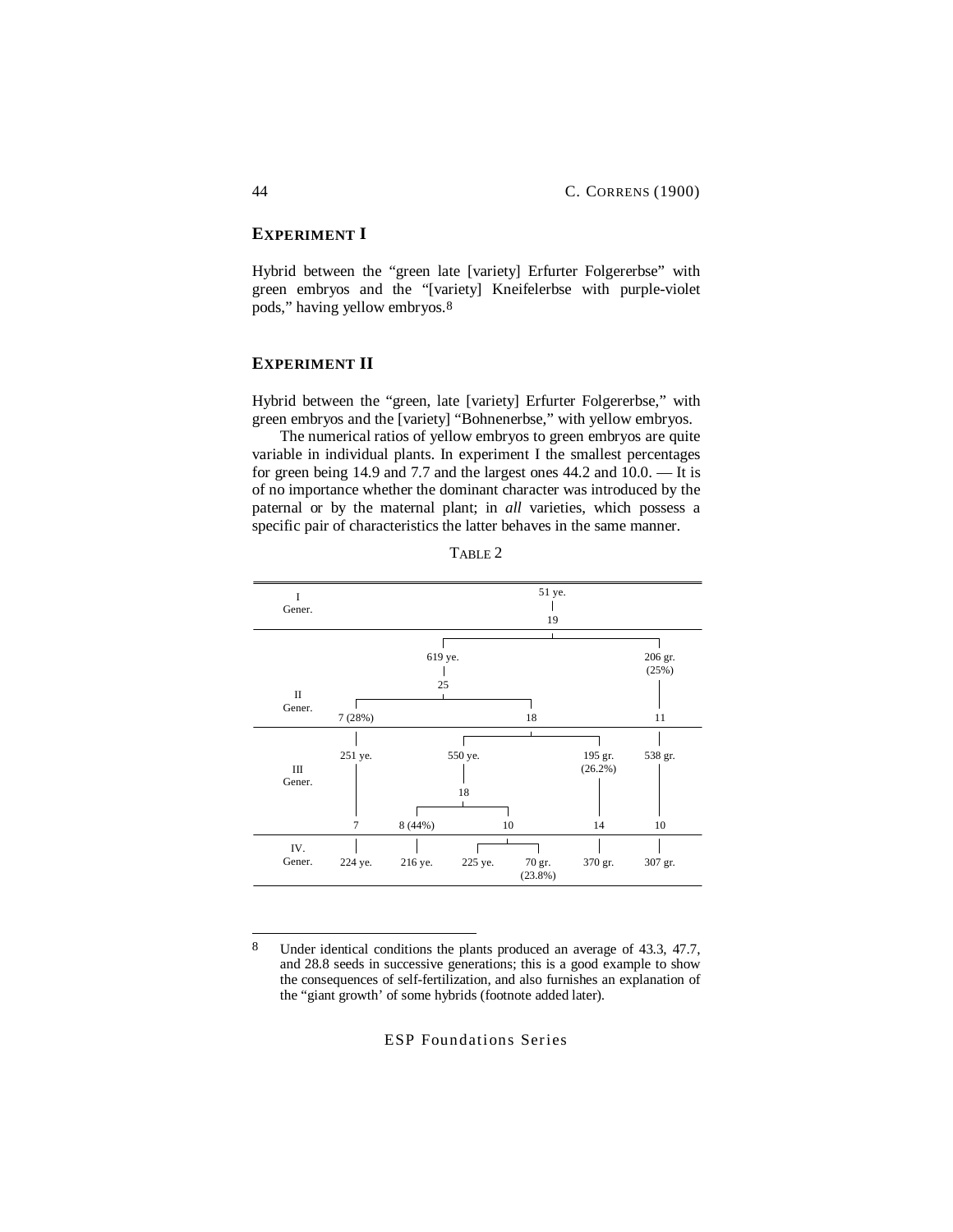## EXPERIMENT I

Hybrid between the "green late [variety] Erfurter Folgererbse" with green embryos and the "[variety] Kneifelerbse with purple-violet pods," having yellow embryos.[8]

## EXPERIMENT II

Hybrid between the "green, late [variety] Erfurter Folgererbse," with green embryos and the [variety] "Bohnenerbse," with yellow embryos.

The numerical ratios of yellow embryos to green embryos are quite variable in individual plants. In experiment I the smallest percentages for green being 14.9 and 7.7 and the largest ones 44.2 and 10.0. — It is of no importance whether the dominant character was introduced by the paternal or by the maternal plant; in *all* varieties, which possess a specific pair of characteristics the latter behaves in the same manner.

TABLE 2

| Generation | | | | | | |
|---|---|---|---|---|---|---|
| I Gener. | | | 51 ye. | | | |
| | | | 19 | | | |
| II Gener. | | | 619 ye. | | | 206 gr. (25%) |
| | | | 25 | | | |
| | 7 (28%) | | | 18 | | 11 |
| III Gener. | 251 ye. | | 550 ye. | | 195 gr. (26.2%) | 538 gr. |
| | | | 18 | | | |
| | 7 | 8 (44%) | 10 | | 14 | 10 |
| IV. Gener. | 224 ye. | 216 ye. | 225 ye. | 70 gr. (23.8%) | 370 gr. | 307 gr. |

[8] Under identical conditions the plants produced an average of 43.3, 47.7, and 28.8 seeds in successive generations; this is a good example to show the consequences of self-fertilization, and also furnishes an explanation of the "giant growth' of some hybrids (footnote added later).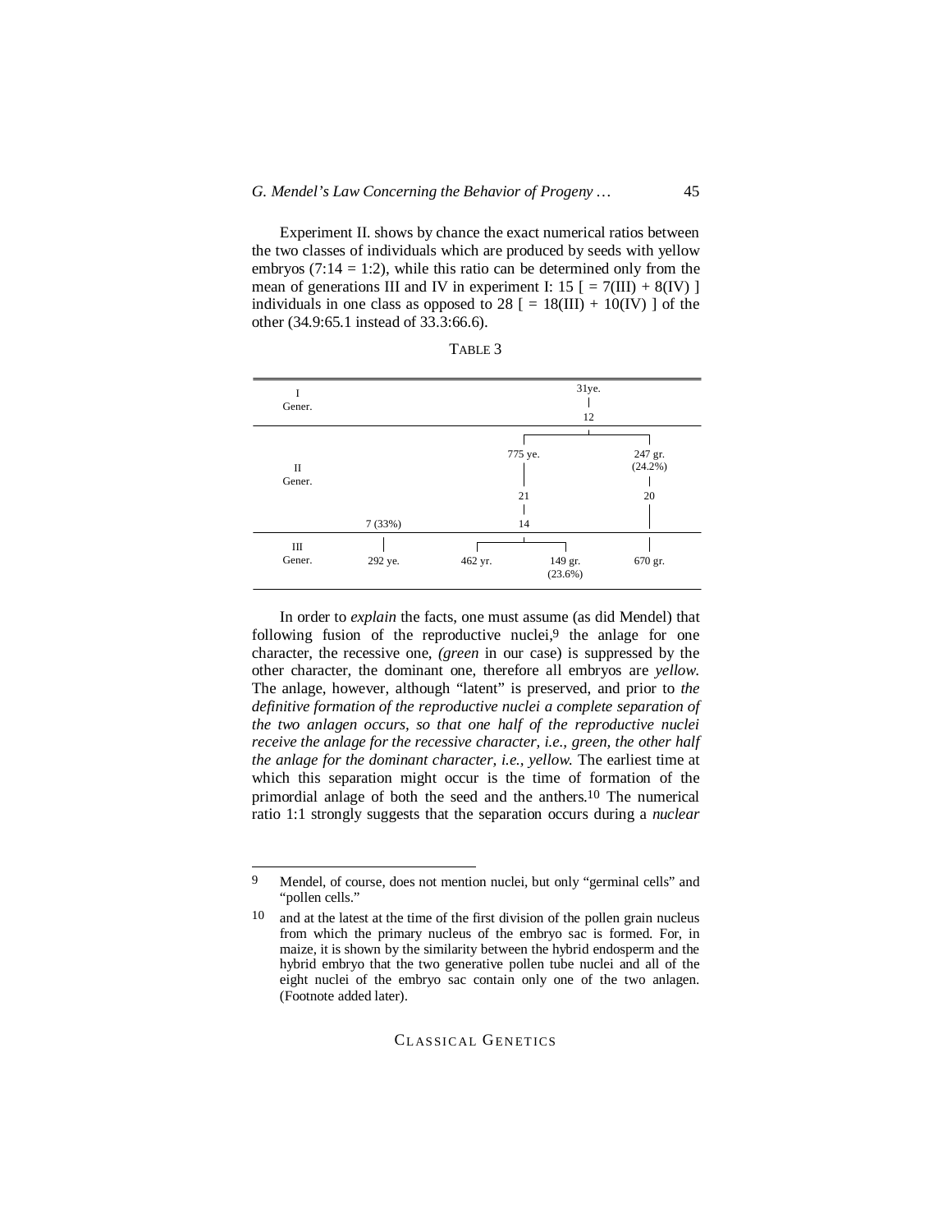Experiment II. shows by chance the exact numerical ratios between the two classes of individuals which are produced by seeds with yellow embryos (7:14 = 1:2), while this ratio can be determined only from the mean of generations III and IV in experiment I: 15 [ = 7(III) + 8(IV) ] individuals in one class as opposed to 28 [ = 18(III) + 10(IV) ] of the other (34.9:65.1 instead of 33.3:66.6).

TABLE 3

| | | | | |
|---|---|---|---|---|
| I Gener. | | 31ye. → 12 | | |
| II Gener. | | 775 ye. → 21 → 14 | | 247 gr. (24.2%) → 20 |
| | 7 (33%) | | | |
| III Gener. | 292 ye. | 462 yr. | 149 gr. (23.6%) | 670 gr. |

In order to *explain* the facts, one must assume (as did Mendel) that following fusion of the reproductive nuclei,[9] the anlage for one character, the recessive one, *(green* in our case) is suppressed by the other character, the dominant one, therefore all embryos are *yellow.* The anlage, however, although "latent" is preserved, and prior to *the definitive formation of the reproductive nuclei a complete separation of the two anlagen occurs, so that one half of the reproductive nuclei receive the anlage for the recessive character, i.e., green, the other half the anlage for the dominant character, i.e., yellow.* The earliest time at which this separation might occur is the time of formation of the primordial anlage of both the seed and the anthers.[10] The numerical ratio 1:1 strongly suggests that the separation occurs during a *nuclear*

---

9 Mendel, of course, does not mention nuclei, but only "germinal cells" and "pollen cells."

10 and at the latest at the time of the first division of the pollen grain nucleus from which the primary nucleus of the embryo sac is formed. For, in maize, it is shown by the similarity between the hybrid endosperm and the hybrid embryo that the two generative pollen tube nuclei and all of the eight nuclei of the embryo sac contain only one of the two anlagen. (Footnote added later).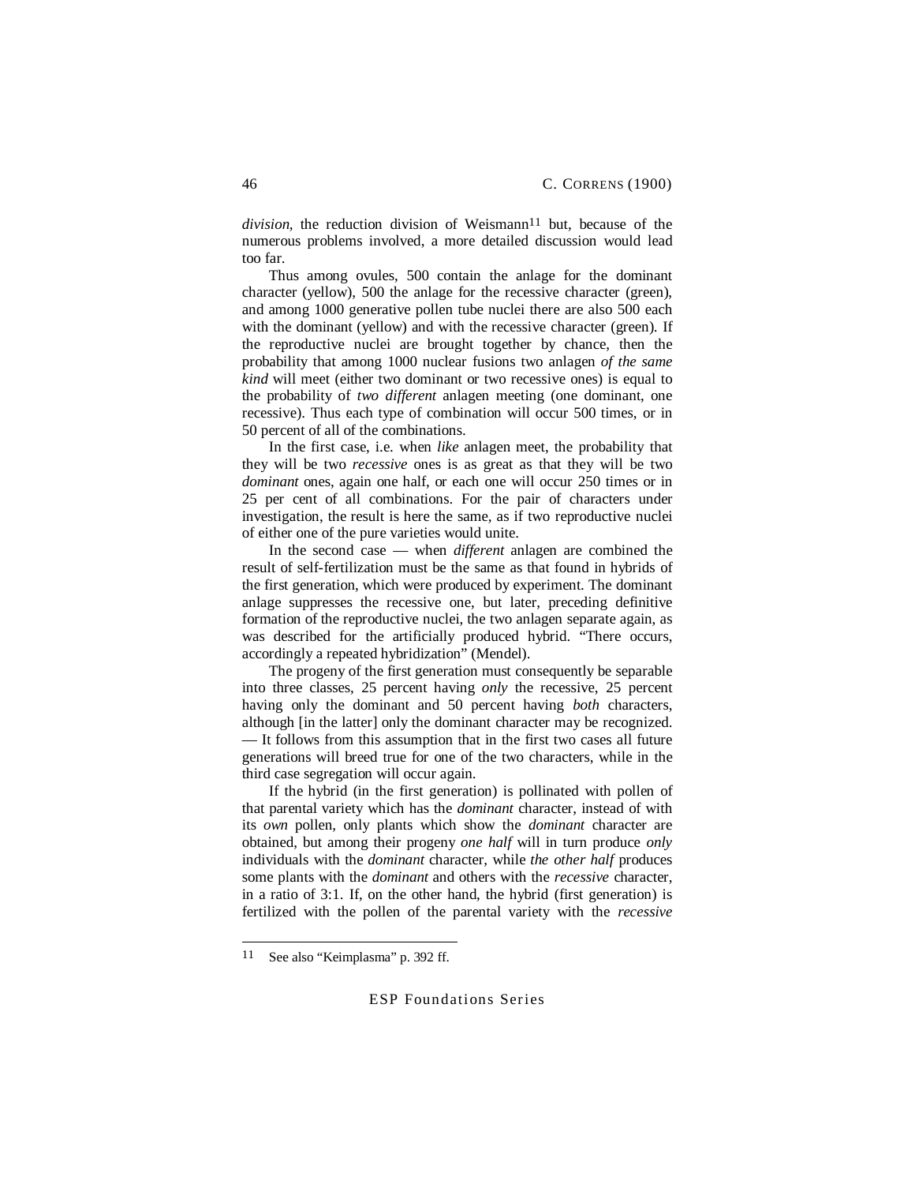*division*, the reduction division of Weismann[11] but, because of the numerous problems involved, a more detailed discussion would lead too far.

Thus among ovules, 500 contain the anlage for the dominant character (yellow), 500 the anlage for the recessive character (green), and among 1000 generative pollen tube nuclei there are also 500 each with the dominant (yellow) and with the recessive character (green). If the reproductive nuclei are brought together by chance, then the probability that among 1000 nuclear fusions two anlagen *of the same kind* will meet (either two dominant or two recessive ones) is equal to the probability of *two different* anlagen meeting (one dominant, one recessive). Thus each type of combination will occur 500 times, or in 50 percent of all of the combinations.

In the first case, i.e. when *like* anlagen meet, the probability that they will be two *recessive* ones is as great as that they will be two *dominant* ones, again one half, or each one will occur 250 times or in 25 per cent of all combinations. For the pair of characters under investigation, the result is here the same, as if two reproductive nuclei of either one of the pure varieties would unite.

In the second case — when *different* anlagen are combined the result of self-fertilization must be the same as that found in hybrids of the first generation, which were produced by experiment. The dominant anlage suppresses the recessive one, but later, preceding definitive formation of the reproductive nuclei, the two anlagen separate again, as was described for the artificially produced hybrid. "There occurs, accordingly a repeated hybridization" (Mendel).

The progeny of the first generation must consequently be separable into three classes, 25 percent having *only* the recessive, 25 percent having only the dominant and 50 percent having *both* characters, although [in the latter] only the dominant character may be recognized. — It follows from this assumption that in the first two cases all future generations will breed true for one of the two characters, while in the third case segregation will occur again.

If the hybrid (in the first generation) is pollinated with pollen of that parental variety which has the *dominant* character, instead of with its *own* pollen, only plants which show the *dominant* character are obtained, but among their progeny *one half* will in turn produce *only* individuals with the *dominant* character, while *the other half* produces some plants with the *dominant* and others with the *recessive* character, in a ratio of 3:1. If, on the other hand, the hybrid (first generation) is fertilized with the pollen of the parental variety with the *recessive*

---

[11] See also "Keimplasma" p. 392 ff.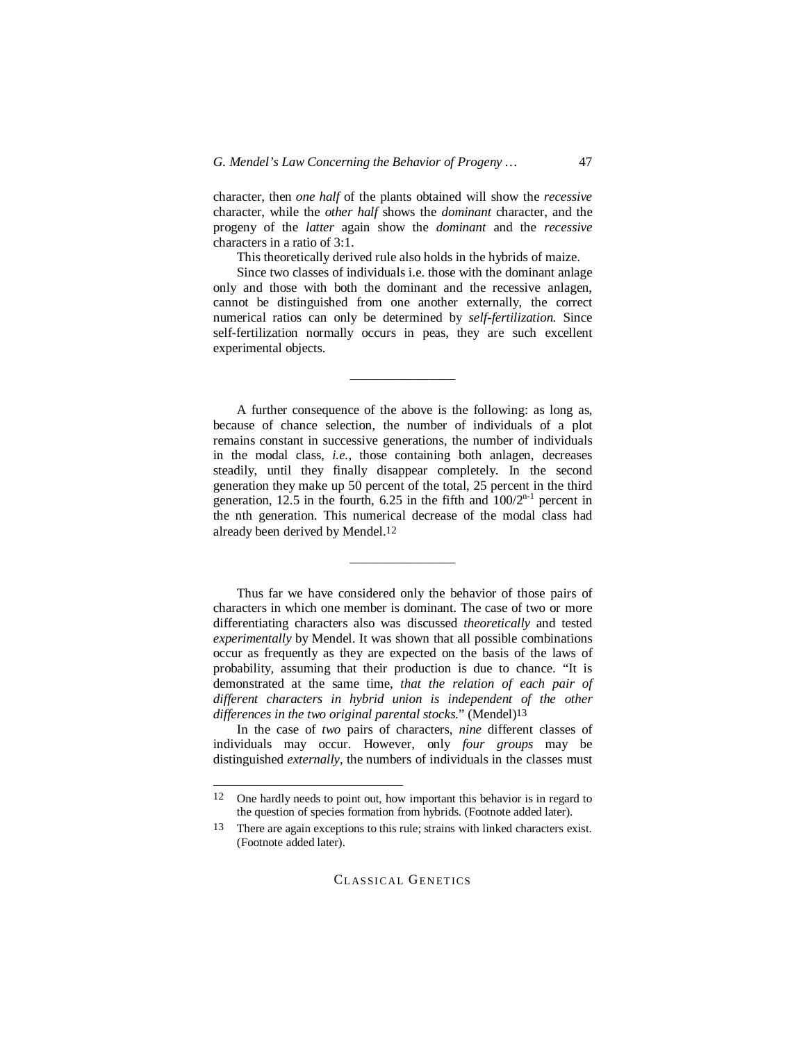character, then *one half* of the plants obtained will show the *recessive* character, while the *other half* shows the *dominant* character, and the progeny of the *latter* again show the *dominant* and the *recessive* characters in a ratio of 3:1.

This theoretically derived rule also holds in the hybrids of maize.

Since two classes of individuals i.e. those with the dominant anlage only and those with both the dominant and the recessive anlagen, cannot be distinguished from one another externally, the correct numerical ratios can only be determined by *self-fertilization.* Since self-fertilization normally occurs in peas, they are such excellent experimental objects.

---

A further consequence of the above is the following: as long as, because of chance selection, the number of individuals of a plot remains constant in successive generations, the number of individuals in the modal class, *i.e.*, those containing both anlagen, decreases steadily, until they finally disappear completely. In the second generation they make up 50 percent of the total, 25 percent in the third generation, 12.5 in the fourth, 6.25 in the fifth and $100/2^{n-1}$ percent in the nth generation. This numerical decrease of the modal class had already been derived by Mendel.[12]

---

Thus far we have considered only the behavior of those pairs of characters in which one member is dominant. The case of two or more differentiating characters also was discussed *theoretically* and tested *experimentally* by Mendel. It was shown that all possible combinations occur as frequently as they are expected on the basis of the laws of probability, assuming that their production is due to chance. "It is demonstrated at the same time, *that the relation of each pair of different characters in hybrid union is independent of the other differences in the two original parental stocks.*" (Mendel)[13]

In the case of *two* pairs of characters, *nine* different classes of individuals may occur. However, only *four groups* may be distinguished *externally,* the numbers of individuals in the classes must

---

[12] One hardly needs to point out, how important this behavior is in regard to the question of species formation from hybrids. (Footnote added later).

[13] There are again exceptions to this rule; strains with linked characters exist. (Footnote added later).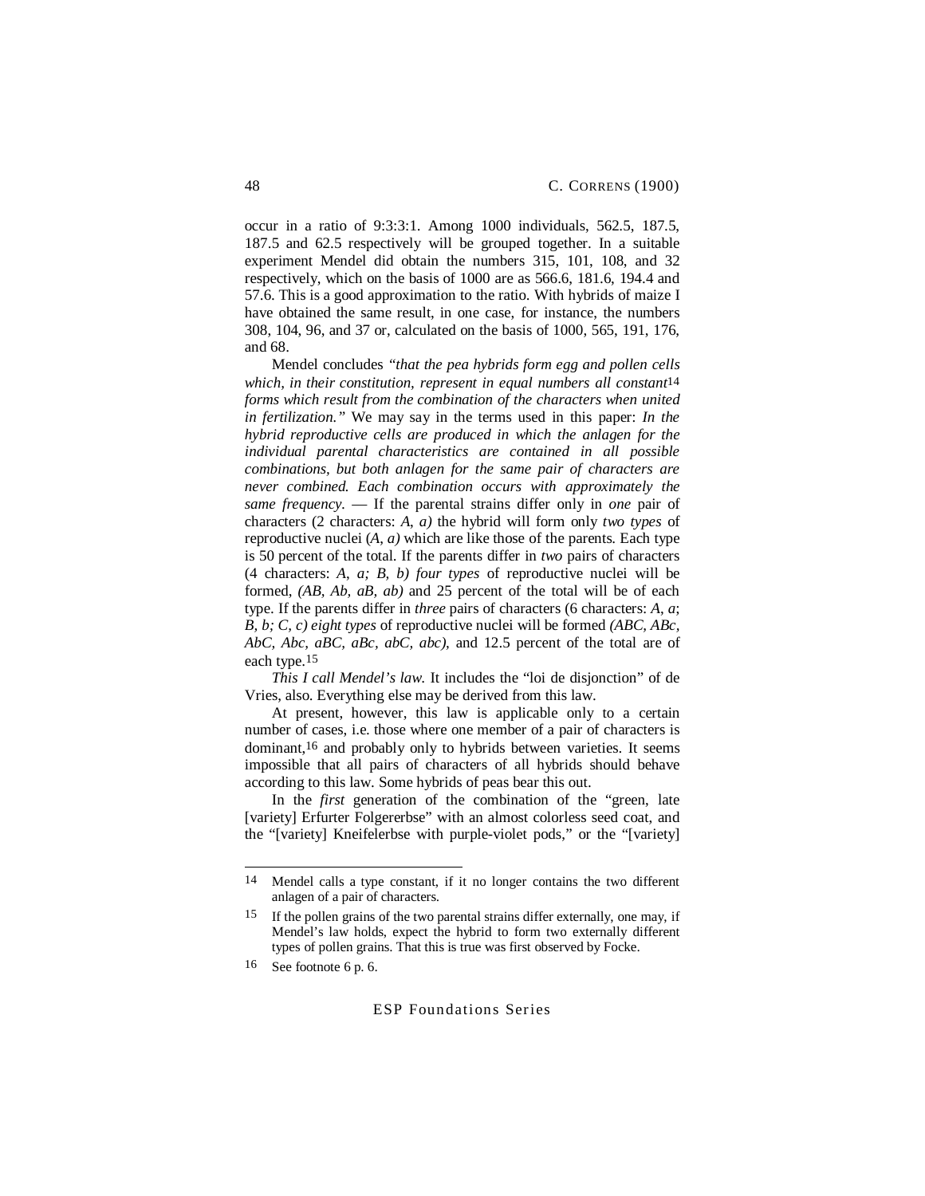occur in a ratio of 9:3:3:1. Among 1000 individuals, 562.5, 187.5, 187.5 and 62.5 respectively will be grouped together. In a suitable experiment Mendel did obtain the numbers 315, 101, 108, and 32 respectively, which on the basis of 1000 are as 566.6, 181.6, 194.4 and 57.6. This is a good approximation to the ratio. With hybrids of maize I have obtained the same result, in one case, for instance, the numbers 308, 104, 96, and 37 or, calculated on the basis of 1000, 565, 191, 176, and 68.

Mendel concludes *"that the pea hybrids form egg and pollen cells which, in their constitution, represent in equal numbers all constant*[14] *forms which result from the combination of the characters when united in fertilization."* We may say in the terms used in this paper: *In the hybrid reproductive cells are produced in which the anlagen for the individual parental characteristics are contained in all possible combinations, but both anlagen for the same pair of characters are never combined. Each combination occurs with approximately the same frequency.* — If the parental strains differ only in *one* pair of characters (2 characters: *A, a)* the hybrid will form only *two types* of reproductive nuclei (*A, a)* which are like those of the parents. Each type is 50 percent of the total. If the parents differ in *two* pairs of characters (4 characters: *A, a; B, b) four types* of reproductive nuclei will be formed, *(AB, Ab, aB, ab)* and 25 percent of the total will be of each type. If the parents differ in *three* pairs of characters (6 characters: *A, a*; *B, b; C, c) eight types* of reproductive nuclei will be formed *(ABC, ABc, AbC, Abc, aBC, aBc, abC, abc),* and 12.5 percent of the total are of each type.[15]

*This I call Mendel's law.* It includes the "loi de disjonction" of de Vries, also. Everything else may be derived from this law.

At present, however, this law is applicable only to a certain number of cases, i.e. those where one member of a pair of characters is dominant,[16] and probably only to hybrids between varieties. It seems impossible that all pairs of characters of all hybrids should behave according to this law. Some hybrids of peas bear this out.

In the *first* generation of the combination of the "green, late [variety] Erfurter Folgererbse" with an almost colorless seed coat, and the "[variety] Kneifelerbse with purple-violet pods," or the "[variety]

---

[14] Mendel calls a type constant, if it no longer contains the two different anlagen of a pair of characters.

[15] If the pollen grains of the two parental strains differ externally, one may, if Mendel's law holds, expect the hybrid to form two externally different types of pollen grains. That this is true was first observed by Focke.

[16] See footnote 6 p. 6.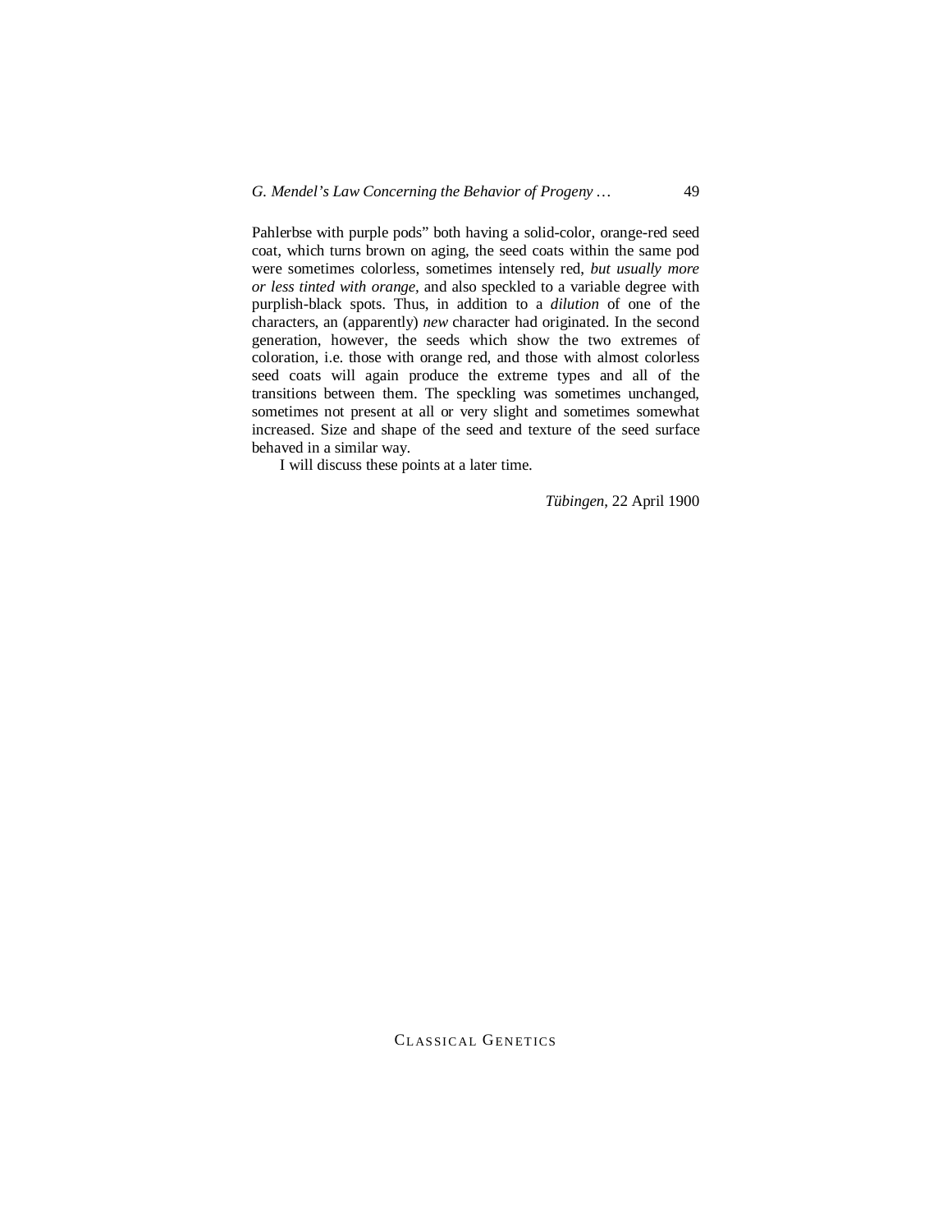Pahlerbse with purple pods" both having a solid-color, orange-red seed coat, which turns brown on aging, the seed coats within the same pod were sometimes colorless, sometimes intensely red, *but usually more or less tinted with orange*, and also speckled to a variable degree with purplish-black spots. Thus, in addition to a *dilution* of one of the characters, an (apparently) *new* character had originated. In the second generation, however, the seeds which show the two extremes of coloration, i.e. those with orange red, and those with almost colorless seed coats will again produce the extreme types and all of the transitions between them. The speckling was sometimes unchanged, sometimes not present at all or very slight and sometimes somewhat increased. Size and shape of the seed and texture of the seed surface behaved in a similar way.

I will discuss these points at a later time.

*Tübingen*, 22 April 1900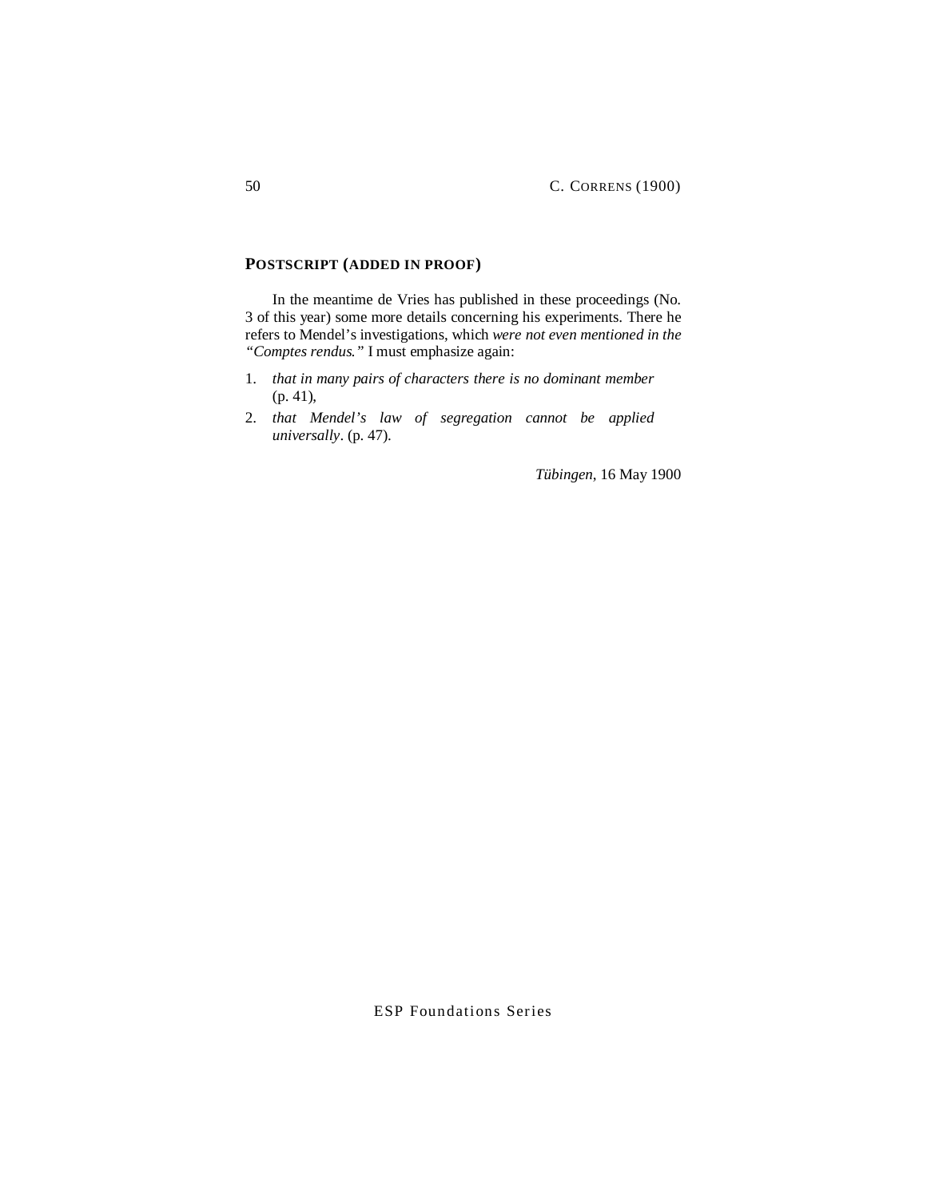## POSTSCRIPT (ADDED IN PROOF)

In the meantime de Vries has published in these proceedings (No. 3 of this year) some more details concerning his experiments. There he refers to Mendel's investigations, which *were not even mentioned in the "Comptes rendus."* I must emphasize again:

1. *that in many pairs of characters there is no dominant member* (p. 41),
2. *that Mendel's law of segregation cannot be applied universally*. (p. 47).

*Tübingen*, 16 May 1900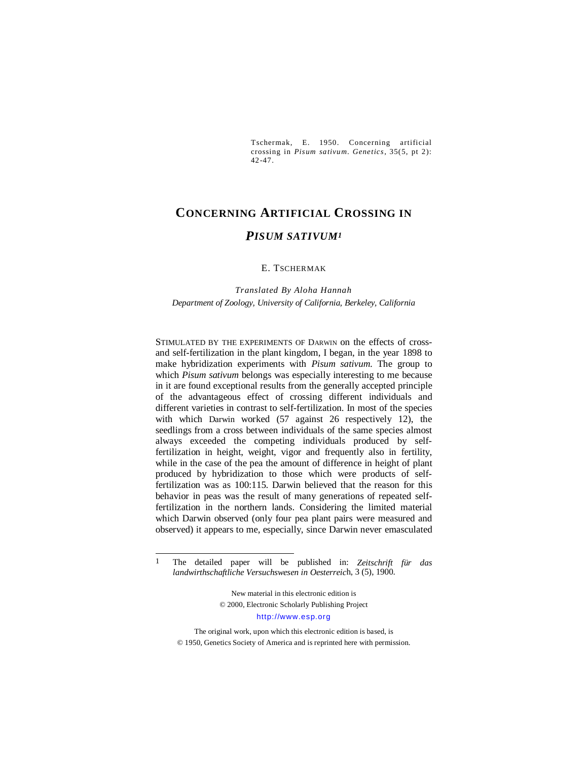Tschermak, E. 1950. Concerning artificial crossing in *Pisum sativum*. *Genetics*, 35(5, pt 2): 42-47.

# CONCERNING ARTIFICIAL CROSSING IN *PISUM SATIVUM*[1]

E. TSCHERMAK

*Translated By Aloha Hannah*

*Department of Zoology, University of California, Berkeley, California*

STIMULATED BY THE EXPERIMENTS OF DARWIN on the effects of cross- and self-fertilization in the plant kingdom, I began, in the year 1898 to make hybridization experiments with *Pisum sativum.* The group to which *Pisum sativum* belongs was especially interesting to me because in it are found exceptional results from the generally accepted principle of the advantageous effect of crossing different individuals and different varieties in contrast to self-fertilization. In most of the species with which Darwin worked (57 against 26 respectively 12), the seedlings from a cross between individuals of the same species almost always exceeded the competing individuals produced by self-fertilization in height, weight, vigor and frequently also in fertility, while in the case of the pea the amount of difference in height of plant produced by hybridization to those which were products of self-fertilization was as 100:115. Darwin believed that the reason for this behavior in peas was the result of many generations of repeated self-fertilization in the northern lands. Considering the limited material which Darwin observed (only four pea plant pairs were measured and observed) it appears to me, especially, since Darwin never emasculated

---

1 The detailed paper will be published in: *Zeitschrift für das landwirthschaftliche Versuchswesen in Oesterreich*, 3 (5), 1900.

New material in this electronic edition is
© 2000, Electronic Scholarly Publishing Project
http://www.esp.org

The original work, upon which this electronic edition is based, is
© 1950, Genetics Society of America and is reprinted here with permission.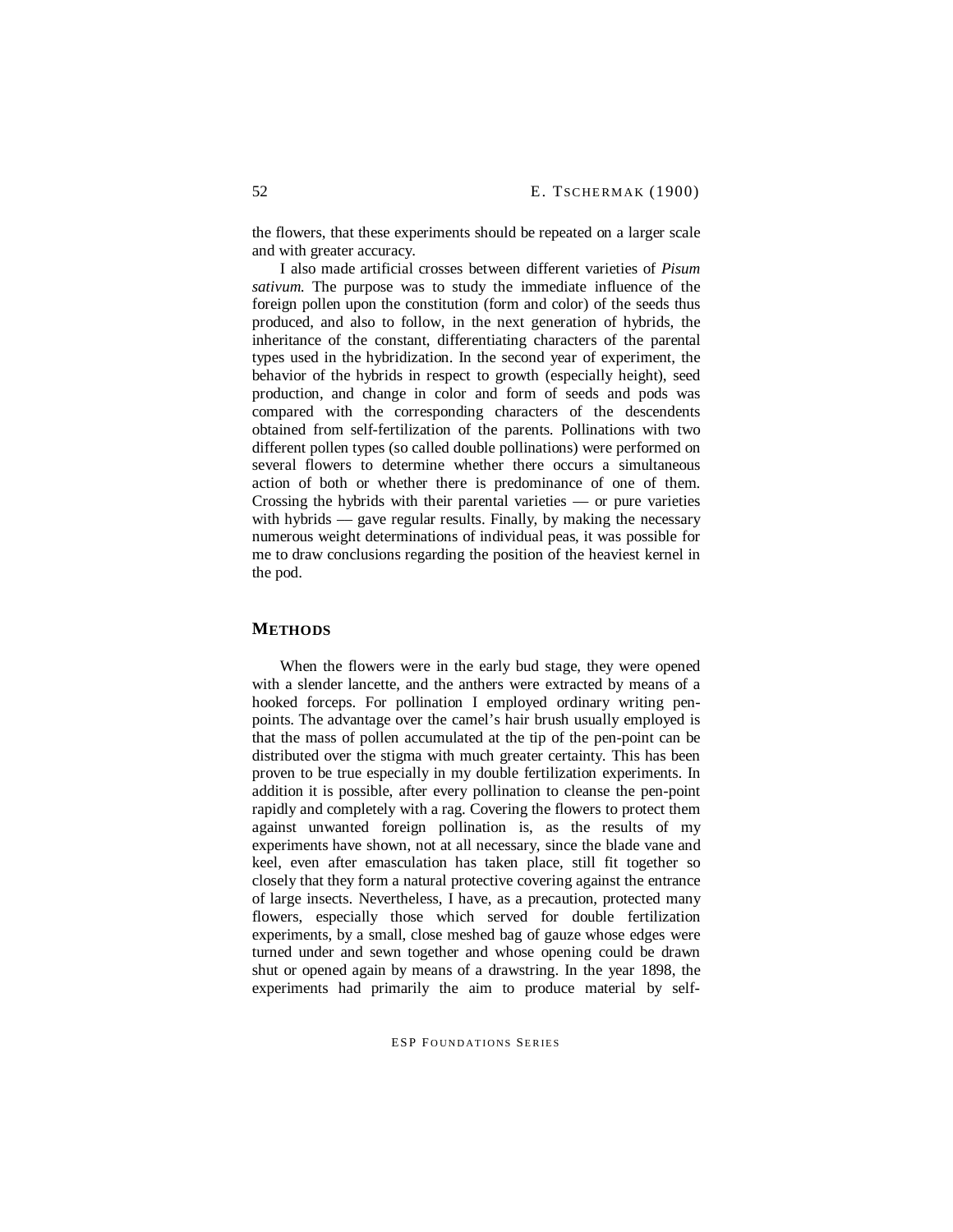the flowers, that these experiments should be repeated on a larger scale and with greater accuracy.

I also made artificial crosses between different varieties of *Pisum sativum.* The purpose was to study the immediate influence of the foreign pollen upon the constitution (form and color) of the seeds thus produced, and also to follow, in the next generation of hybrids, the inheritance of the constant, differentiating characters of the parental types used in the hybridization. In the second year of experiment, the behavior of the hybrids in respect to growth (especially height), seed production, and change in color and form of seeds and pods was compared with the corresponding characters of the descendents obtained from self-fertilization of the parents. Pollinations with two different pollen types (so called double pollinations) were performed on several flowers to determine whether there occurs a simultaneous action of both or whether there is predominance of one of them. Crossing the hybrids with their parental varieties — or pure varieties with hybrids — gave regular results. Finally, by making the necessary numerous weight determinations of individual peas, it was possible for me to draw conclusions regarding the position of the heaviest kernel in the pod.

## METHODS

When the flowers were in the early bud stage, they were opened with a slender lancette, and the anthers were extracted by means of a hooked forceps. For pollination I employed ordinary writing pen-points. The advantage over the camel's hair brush usually employed is that the mass of pollen accumulated at the tip of the pen-point can be distributed over the stigma with much greater certainty. This has been proven to be true especially in my double fertilization experiments. In addition it is possible, after every pollination to cleanse the pen-point rapidly and completely with a rag. Covering the flowers to protect them against unwanted foreign pollination is, as the results of my experiments have shown, not at all necessary, since the blade vane and keel, even after emasculation has taken place, still fit together so closely that they form a natural protective covering against the entrance of large insects. Nevertheless, I have, as a precaution, protected many flowers, especially those which served for double fertilization experiments, by a small, close meshed bag of gauze whose edges were turned under and sewn together and whose opening could be drawn shut or opened again by means of a drawstring. In the year 1898, the experiments had primarily the aim to produce material by self-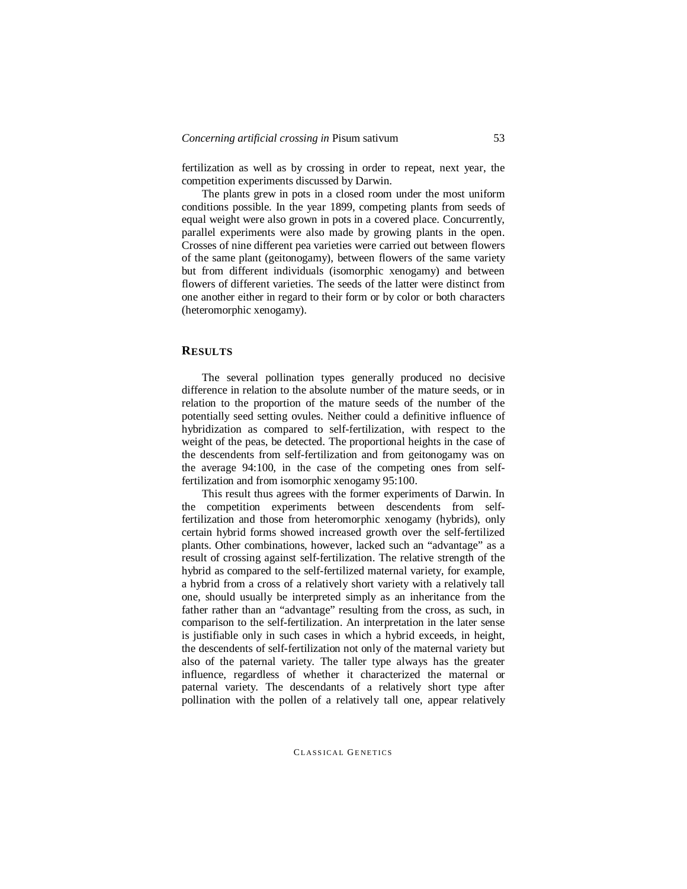fertilization as well as by crossing in order to repeat, next year, the competition experiments discussed by Darwin.

The plants grew in pots in a closed room under the most uniform conditions possible. In the year 1899, competing plants from seeds of equal weight were also grown in pots in a covered place. Concurrently, parallel experiments were also made by growing plants in the open. Crosses of nine different pea varieties were carried out between flowers of the same plant (geitonogamy), between flowers of the same variety but from different individuals (isomorphic xenogamy) and between flowers of different varieties. The seeds of the latter were distinct from one another either in regard to their form or by color or both characters (heteromorphic xenogamy).

## RESULTS

The several pollination types generally produced no decisive difference in relation to the absolute number of the mature seeds, or in relation to the proportion of the mature seeds of the number of the potentially seed setting ovules. Neither could a definitive influence of hybridization as compared to self-fertilization, with respect to the weight of the peas, be detected. The proportional heights in the case of the descendents from self-fertilization and from geitonogamy was on the average 94:100, in the case of the competing ones from self-fertilization and from isomorphic xenogamy 95:100.

This result thus agrees with the former experiments of Darwin. In the competition experiments between descendents from self-fertilization and those from heteromorphic xenogamy (hybrids), only certain hybrid forms showed increased growth over the self-fertilized plants. Other combinations, however, lacked such an "advantage" as a result of crossing against self-fertilization. The relative strength of the hybrid as compared to the self-fertilized maternal variety, for example, a hybrid from a cross of a relatively short variety with a relatively tall one, should usually be interpreted simply as an inheritance from the father rather than an "advantage" resulting from the cross, as such, in comparison to the self-fertilization. An interpretation in the later sense is justifiable only in such cases in which a hybrid exceeds, in height, the descendents of self-fertilization not only of the maternal variety but also of the paternal variety. The taller type always has the greater influence, regardless of whether it characterized the maternal or paternal variety. The descendants of a relatively short type after pollination with the pollen of a relatively tall one, appear relatively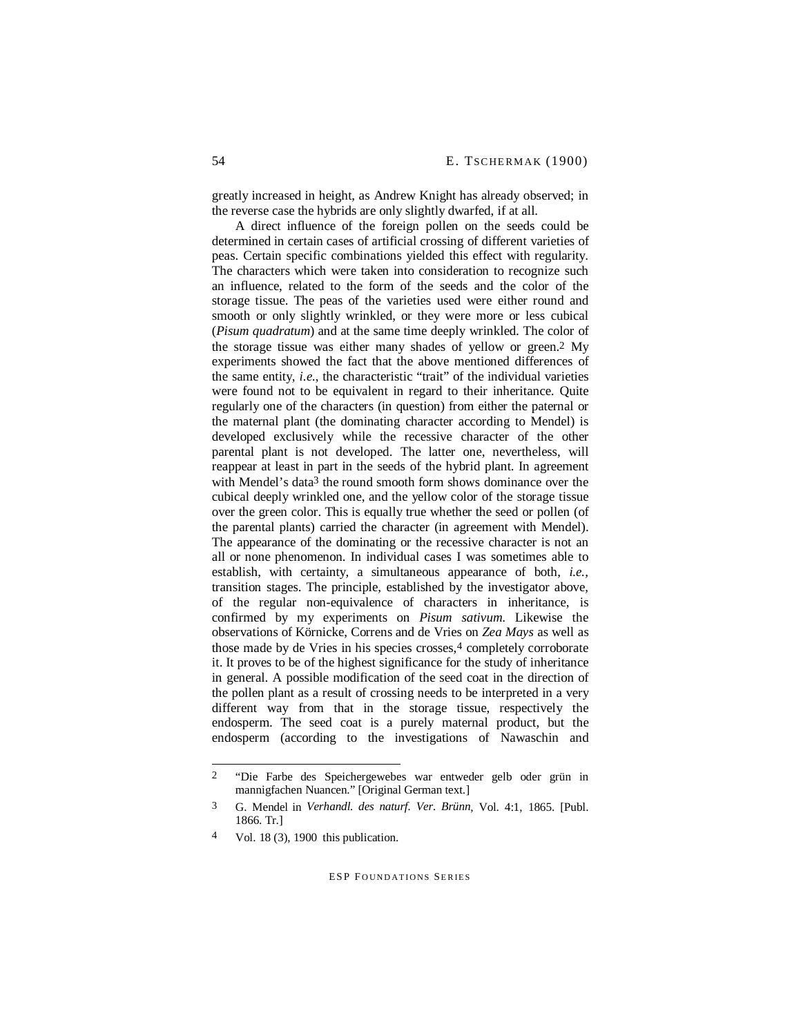greatly increased in height, as Andrew Knight has already observed; in the reverse case the hybrids are only slightly dwarfed, if at all.

A direct influence of the foreign pollen on the seeds could be determined in certain cases of artificial crossing of different varieties of peas. Certain specific combinations yielded this effect with regularity. The characters which were taken into consideration to recognize such an influence, related to the form of the seeds and the color of the storage tissue. The peas of the varieties used were either round and smooth or only slightly wrinkled, or they were more or less cubical (*Pisum quadratum*) and at the same time deeply wrinkled. The color of the storage tissue was either many shades of yellow or green.[2] My experiments showed the fact that the above mentioned differences of the same entity, *i.e.*, the characteristic "trait" of the individual varieties were found not to be equivalent in regard to their inheritance. Quite regularly one of the characters (in question) from either the paternal or the maternal plant (the dominating character according to Mendel) is developed exclusively while the recessive character of the other parental plant is not developed. The latter one, nevertheless, will reappear at least in part in the seeds of the hybrid plant. In agreement with Mendel's data[3] the round smooth form shows dominance over the cubical deeply wrinkled one, and the yellow color of the storage tissue over the green color. This is equally true whether the seed or pollen (of the parental plants) carried the character (in agreement with Mendel). The appearance of the dominating or the recessive character is not an all or none phenomenon. In individual cases I was sometimes able to establish, with certainty, a simultaneous appearance of both, *i.e.*, transition stages. The principle, established by the investigator above, of the regular non-equivalence of characters in inheritance, is confirmed by my experiments on *Pisum sativum*. Likewise the observations of Körnicke, Correns and de Vries on *Zea Mays* as well as those made by de Vries in his species crosses,[4] completely corroborate it. It proves to be of the highest significance for the study of inheritance in general. A possible modification of the seed coat in the direction of the pollen plant as a result of crossing needs to be interpreted in a very different way from that in the storage tissue, respectively the endosperm. The seed coat is a purely maternal product, but the endosperm (according to the investigations of Nawaschin and

---

[2] "Die Farbe des Speichergewebes war entweder gelb oder grün in mannigfachen Nuancen." [Original German text.]

[3] G. Mendel in *Verhandl. des naturf. Ver. Brünn*, Vol. 4:1, 1865. [Publ. 1866. Tr.]

[4] Vol. 18 (3), 1900 this publication.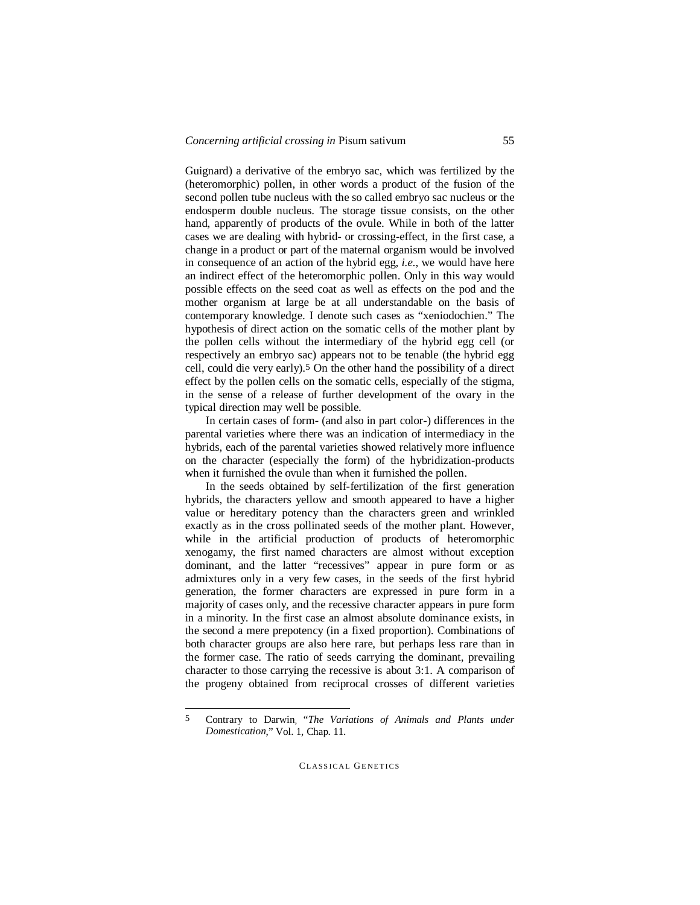Guignard) a derivative of the embryo sac, which was fertilized by the (heteromorphic) pollen, in other words a product of the fusion of the second pollen tube nucleus with the so called embryo sac nucleus or the endosperm double nucleus. The storage tissue consists, on the other hand, apparently of products of the ovule. While in both of the latter cases we are dealing with hybrid- or crossing-effect, in the first case, a change in a product or part of the maternal organism would be involved in consequence of an action of the hybrid egg, *i.e.*, we would have here an indirect effect of the heteromorphic pollen. Only in this way would possible effects on the seed coat as well as effects on the pod and the mother organism at large be at all understandable on the basis of contemporary knowledge. I denote such cases as "xeniodochien." The hypothesis of direct action on the somatic cells of the mother plant by the pollen cells without the intermediary of the hybrid egg cell (or respectively an embryo sac) appears not to be tenable (the hybrid egg cell, could die very early).[5] On the other hand the possibility of a direct effect by the pollen cells on the somatic cells, especially of the stigma, in the sense of a release of further development of the ovary in the typical direction may well be possible.

In certain cases of form- (and also in part color-) differences in the parental varieties where there was an indication of intermediacy in the hybrids, each of the parental varieties showed relatively more influence on the character (especially the form) of the hybridization-products when it furnished the ovule than when it furnished the pollen.

In the seeds obtained by self-fertilization of the first generation hybrids, the characters yellow and smooth appeared to have a higher value or hereditary potency than the characters green and wrinkled exactly as in the cross pollinated seeds of the mother plant. However, while in the artificial production of products of heteromorphic xenogamy, the first named characters are almost without exception dominant, and the latter "recessives" appear in pure form or as admixtures only in a very few cases, in the seeds of the first hybrid generation, the former characters are expressed in pure form in a majority of cases only, and the recessive character appears in pure form in a minority. In the first case an almost absolute dominance exists, in the second a mere prepotency (in a fixed proportion). Combinations of both character groups are also here rare, but perhaps less rare than in the former case. The ratio of seeds carrying the dominant, prevailing character to those carrying the recessive is about 3:1. A comparison of the progeny obtained from reciprocal crosses of different varieties

---

[5] Contrary to Darwin, "*The Variations of Animals and Plants under Domestication*," Vol. 1, Chap. 11.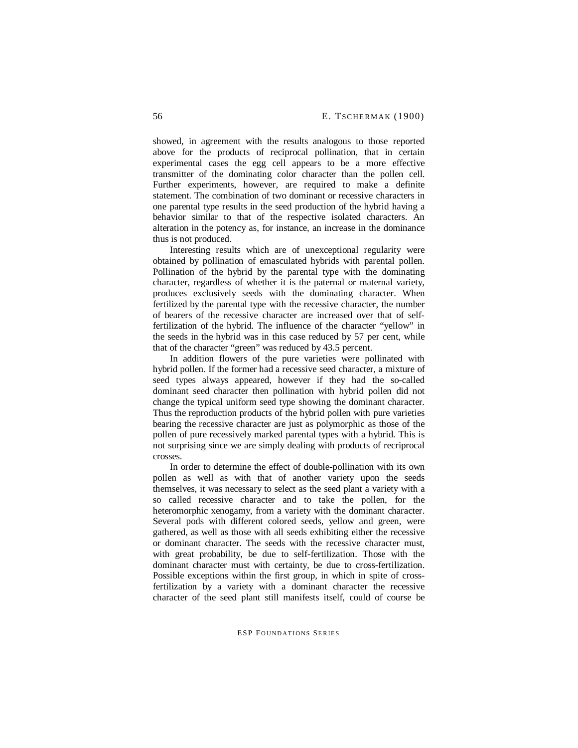showed, in agreement with the results analogous to those reported above for the products of reciprocal pollination, that in certain experimental cases the egg cell appears to be a more effective transmitter of the dominating color character than the pollen cell. Further experiments, however, are required to make a definite statement. The combination of two dominant or recessive characters in one parental type results in the seed production of the hybrid having a behavior similar to that of the respective isolated characters. An alteration in the potency as, for instance, an increase in the dominance thus is not produced.

Interesting results which are of unexceptional regularity were obtained by pollination of emasculated hybrids with parental pollen. Pollination of the hybrid by the parental type with the dominating character, regardless of whether it is the paternal or maternal variety, produces exclusively seeds with the dominating character. When fertilized by the parental type with the recessive character, the number of bearers of the recessive character are increased over that of self-fertilization of the hybrid. The influence of the character "yellow" in the seeds in the hybrid was in this case reduced by 57 per cent, while that of the character "green" was reduced by 43.5 percent.

In addition flowers of the pure varieties were pollinated with hybrid pollen. If the former had a recessive seed character, a mixture of seed types always appeared, however if they had the so-called dominant seed character then pollination with hybrid pollen did not change the typical uniform seed type showing the dominant character. Thus the reproduction products of the hybrid pollen with pure varieties bearing the recessive character are just as polymorphic as those of the pollen of pure recessively marked parental types with a hybrid. This is not surprising since we are simply dealing with products of recriprocal crosses.

In order to determine the effect of double-pollination with its own pollen as well as with that of another variety upon the seeds themselves, it was necessary to select as the seed plant a variety with a so called recessive character and to take the pollen, for the heteromorphic xenogamy, from a variety with the dominant character. Several pods with different colored seeds, yellow and green, were gathered, as well as those with all seeds exhibiting either the recessive or dominant character. The seeds with the recessive character must, with great probability, be due to self-fertilization. Those with the dominant character must with certainty, be due to cross-fertilization. Possible exceptions within the first group, in which in spite of cross-fertilization by a variety with a dominant character the recessive character of the seed plant still manifests itself, could of course be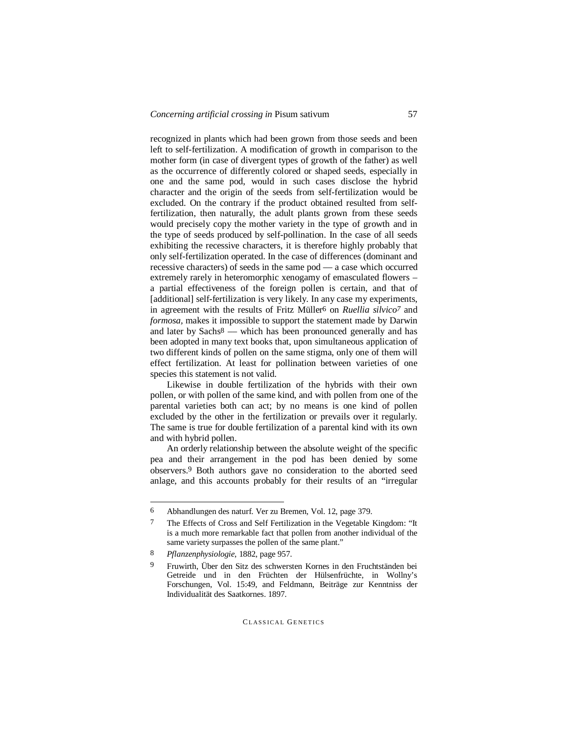recognized in plants which had been grown from those seeds and been left to self-fertilization. A modification of growth in comparison to the mother form (in case of divergent types of growth of the father) as well as the occurrence of differently colored or shaped seeds, especially in one and the same pod, would in such cases disclose the hybrid character and the origin of the seeds from self-fertilization would be excluded. On the contrary if the product obtained resulted from self-fertilization, then naturally, the adult plants grown from these seeds would precisely copy the mother variety in the type of growth and in the type of seeds produced by self-pollination. In the case of all seeds exhibiting the recessive characters, it is therefore highly probably that only self-fertilization operated. In the case of differences (dominant and recessive characters) of seeds in the same pod — a case which occurred extremely rarely in heteromorphic xenogamy of emasculated flowers – a partial effectiveness of the foreign pollen is certain, and that of [additional] self-fertilization is very likely. In any case my experiments, in agreement with the results of Fritz Müller[6] on *Ruellia silvico[7]* and *formosa*, makes it impossible to support the statement made by Darwin and later by Sachs[8] — which has been pronounced generally and has been adopted in many text books that, upon simultaneous application of two different kinds of pollen on the same stigma, only one of them will effect fertilization. At least for pollination between varieties of one species this statement is not valid.

Likewise in double fertilization of the hybrids with their own pollen, or with pollen of the same kind, and with pollen from one of the parental varieties both can act; by no means is one kind of pollen excluded by the other in the fertilization or prevails over it regularly. The same is true for double fertilization of a parental kind with its own and with hybrid pollen.

An orderly relationship between the absolute weight of the specific pea and their arrangement in the pod has been denied by some observers.[9] Both authors gave no consideration to the aborted seed anlage, and this accounts probably for their results of an "irregular

---

6 Abhandlungen des naturf. Ver zu Bremen, Vol. 12, page 379.

7 The Effects of Cross and Self Fertilization in the Vegetable Kingdom: "It is a much more remarkable fact that pollen from another individual of the same variety surpasses the pollen of the same plant."

8 *Pflanzenphysiologie*, 1882, page 957.

9 Fruwirth, Über den Sitz des schwersten Kornes in den Fruchtständen bei Getreide und in den Früchten der Hülsenfrüchte, in Wollny's Forschungen, Vol. 15:49, and Feldmann, Beiträge zur Kenntniss der Individualität des Saatkornes. 1897.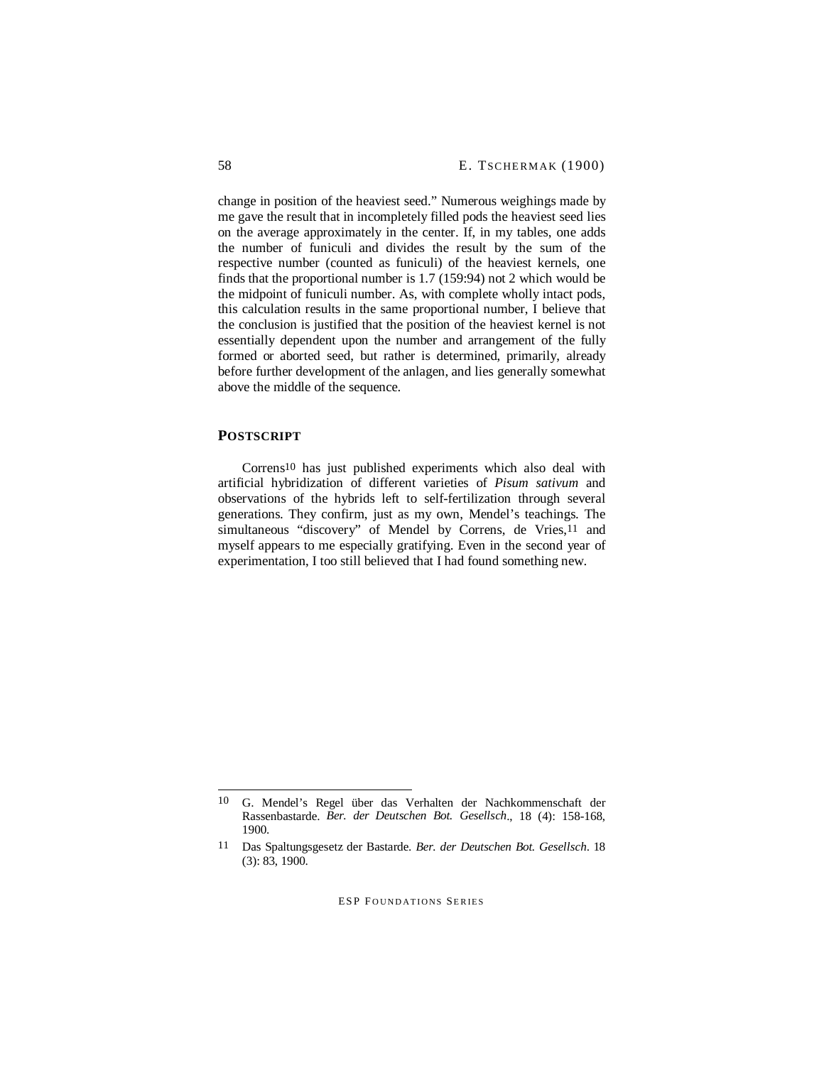change in position of the heaviest seed." Numerous weighings made by me gave the result that in incompletely filled pods the heaviest seed lies on the average approximately in the center. If, in my tables, one adds the number of funiculi and divides the result by the sum of the respective number (counted as funiculi) of the heaviest kernels, one finds that the proportional number is 1.7 (159:94) not 2 which would be the midpoint of funiculi number. As, with complete wholly intact pods, this calculation results in the same proportional number, I believe that the conclusion is justified that the position of the heaviest kernel is not essentially dependent upon the number and arrangement of the fully formed or aborted seed, but rather is determined, primarily, already before further development of the anlagen, and lies generally somewhat above the middle of the sequence.

## POSTSCRIPT

Correns[10] has just published experiments which also deal with artificial hybridization of different varieties of *Pisum sativum* and observations of the hybrids left to self-fertilization through several generations. They confirm, just as my own, Mendel's teachings. The simultaneous "discovery" of Mendel by Correns, de Vries,[11] and myself appears to me especially gratifying. Even in the second year of experimentation, I too still believed that I had found something new.

---

[10] G. Mendel's Regel über das Verhalten der Nachkommenschaft der Rassenbastarde. *Ber. der Deutschen Bot. Gesellsch*., 18 (4): 158-168, 1900.

[11] Das Spaltungsgesetz der Bastarde. *Ber. der Deutschen Bot. Gesellsch*. 18 (3): 83, 1900.